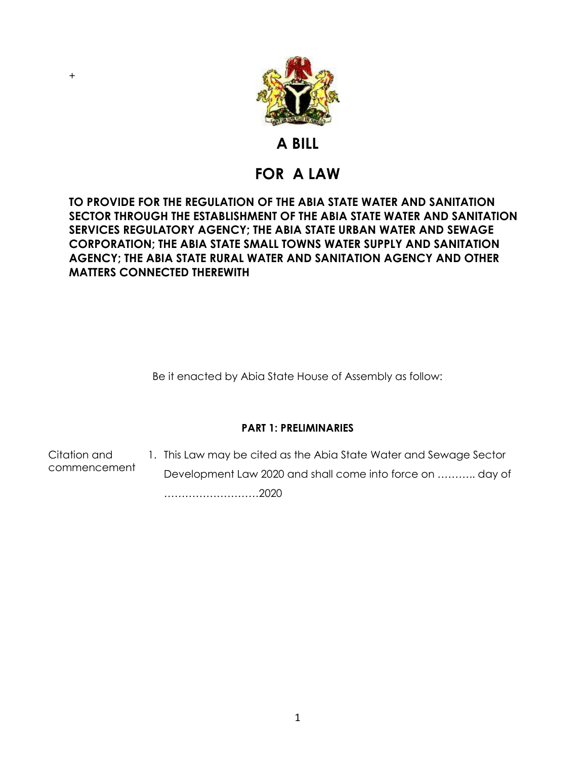+

# A BILL

# FOR A LAW

**TO PROVIDE FOR THE REGULATION OF THE ABIA STATE WATER AND SANITATION SECTOR THROUGH THE ESTABLISHMENT OF THE ABIA STATE WATER AND SANITATION SERVICES REGULATORY AGENCY; THE ABIA STATE URBAN WATER AND SEWAGE CORPORATION; THE ABIA STATE SMALL TOWNS WATER SUPPLY AND SANITATION AGENCY; THE ABIA STATE RURAL WATER AND SANITATION AGENCY AND OTHER MATTERS CONNECTED THEREWITH**

Be it enacted by Abia State House of Assembly as follow:

## PART 1: PRELIMINARIES

Citation and commencement

1. This Law may be cited as the Abia State Water and Sewage Sector Development Law 2020 and shall come into force on ……….. day of ………………………2020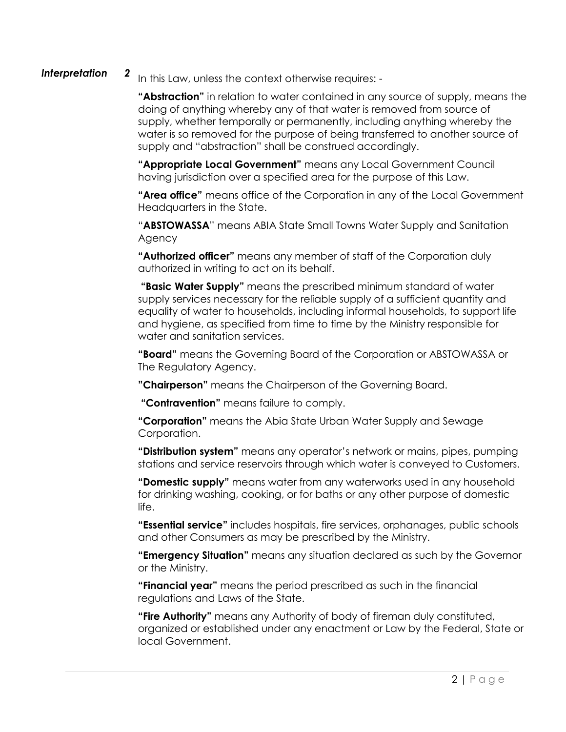***Interpretation* 2** In this Law, unless the context otherwise requires: -

**"Abstraction"** in relation to water contained in any source of supply, means the doing of anything whereby any of that water is removed from source of supply, whether temporally or permanently, including anything whereby the water is so removed for the purpose of being transferred to another source of supply and "abstraction" shall be construed accordingly.

**"Appropriate Local Government"** means any Local Government Council having jurisdiction over a specified area for the purpose of this Law.

**"Area office"** means office of the Corporation in any of the Local Government Headquarters in the State.

"**ABSTOWASSA**" means ABIA State Small Towns Water Supply and Sanitation Agency

**"Authorized officer"** means any member of staff of the Corporation duly authorized in writing to act on its behalf.

**"Basic Water Supply"** means the prescribed minimum standard of water supply services necessary for the reliable supply of a sufficient quantity and equality of water to households, including informal households, to support life and hygiene, as specified from time to time by the Ministry responsible for water and sanitation services.

**"Board"** means the Governing Board of the Corporation or ABSTOWASSA or The Regulatory Agency.

**"Chairperson"** means the Chairperson of the Governing Board.

**"Contravention"** means failure to comply.

**"Corporation"** means the Abia State Urban Water Supply and Sewage Corporation.

**"Distribution system"** means any operator's network or mains, pipes, pumping stations and service reservoirs through which water is conveyed to Customers.

**"Domestic supply"** means water from any waterworks used in any household for drinking washing, cooking, or for baths or any other purpose of domestic life.

**"Essential service"** includes hospitals, fire services, orphanages, public schools and other Consumers as may be prescribed by the Ministry.

**"Emergency Situation"** means any situation declared as such by the Governor or the Ministry.

**"Financial year"** means the period prescribed as such in the financial regulations and Laws of the State.

**"Fire Authority"** means any Authority of body of fireman duly constituted, organized or established under any enactment or Law by the Federal, State or local Government.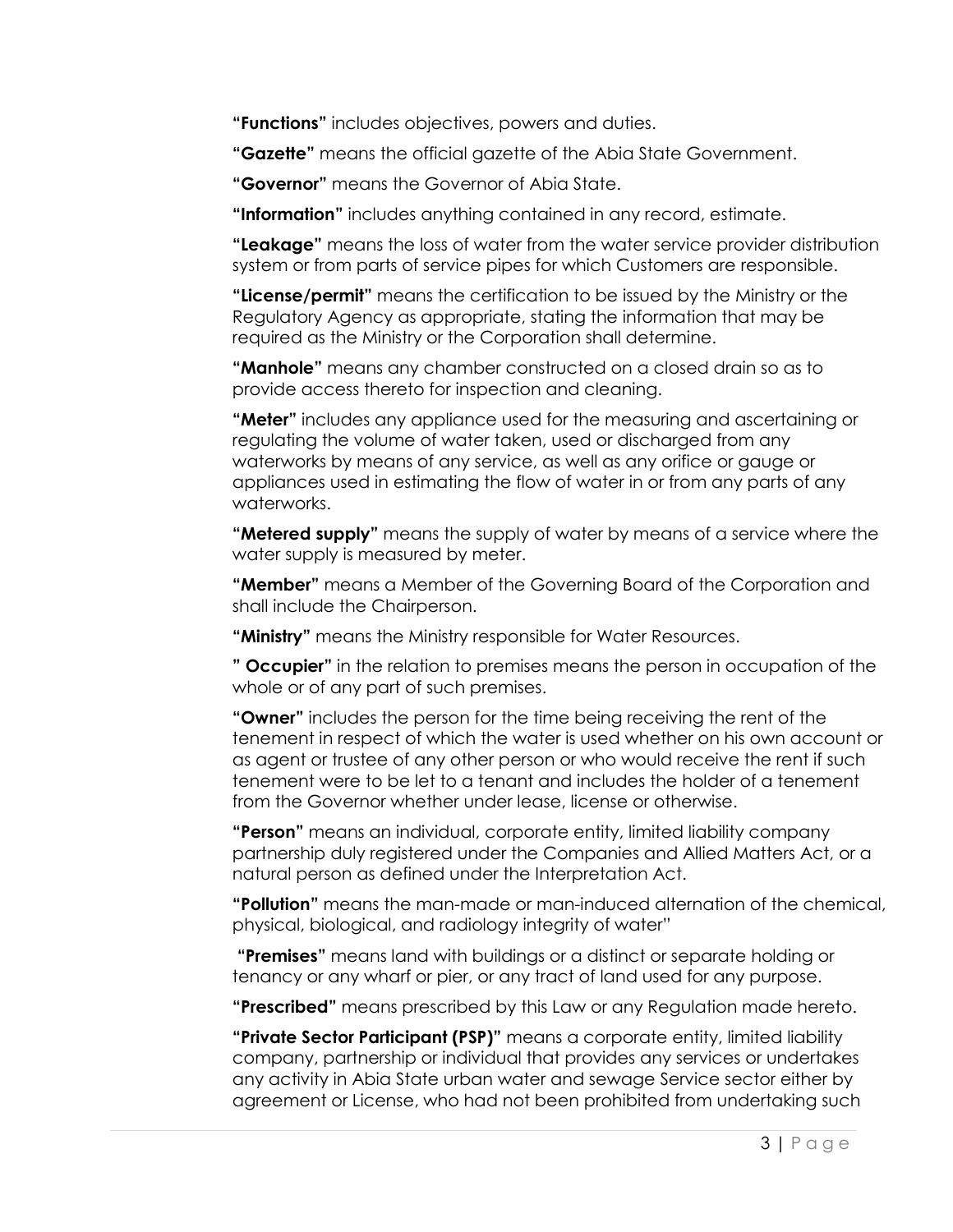**"Functions"** includes objectives, powers and duties.

**"Gazette"** means the official gazette of the Abia State Government.

**"Governor"** means the Governor of Abia State.

**"Information"** includes anything contained in any record, estimate.

**"Leakage"** means the loss of water from the water service provider distribution system or from parts of service pipes for which Customers are responsible.

**"License/permit"** means the certification to be issued by the Ministry or the Regulatory Agency as appropriate, stating the information that may be required as the Ministry or the Corporation shall determine.

**"Manhole"** means any chamber constructed on a closed drain so as to provide access thereto for inspection and cleaning.

**"Meter"** includes any appliance used for the measuring and ascertaining or regulating the volume of water taken, used or discharged from any waterworks by means of any service, as well as any orifice or gauge or appliances used in estimating the flow of water in or from any parts of any waterworks.

**"Metered supply"** means the supply of water by means of a service where the water supply is measured by meter.

**"Member"** means a Member of the Governing Board of the Corporation and shall include the Chairperson.

**"Ministry"** means the Ministry responsible for Water Resources.

**" Occupier"** in the relation to premises means the person in occupation of the whole or of any part of such premises.

**"Owner"** includes the person for the time being receiving the rent of the tenement in respect of which the water is used whether on his own account or as agent or trustee of any other person or who would receive the rent if such tenement were to be let to a tenant and includes the holder of a tenement from the Governor whether under lease, license or otherwise.

**"Person"** means an individual, corporate entity, limited liability company partnership duly registered under the Companies and Allied Matters Act, or a natural person as defined under the Interpretation Act.

**"Pollution"** means the man-made or man-induced alternation of the chemical, physical, biological, and radiology integrity of water"

**"Premises"** means land with buildings or a distinct or separate holding or tenancy or any wharf or pier, or any tract of land used for any purpose.

**"Prescribed"** means prescribed by this Law or any Regulation made hereto.

**"Private Sector Participant (PSP)"** means a corporate entity, limited liability company, partnership or individual that provides any services or undertakes any activity in Abia State urban water and sewage Service sector either by agreement or License, who had not been prohibited from undertaking such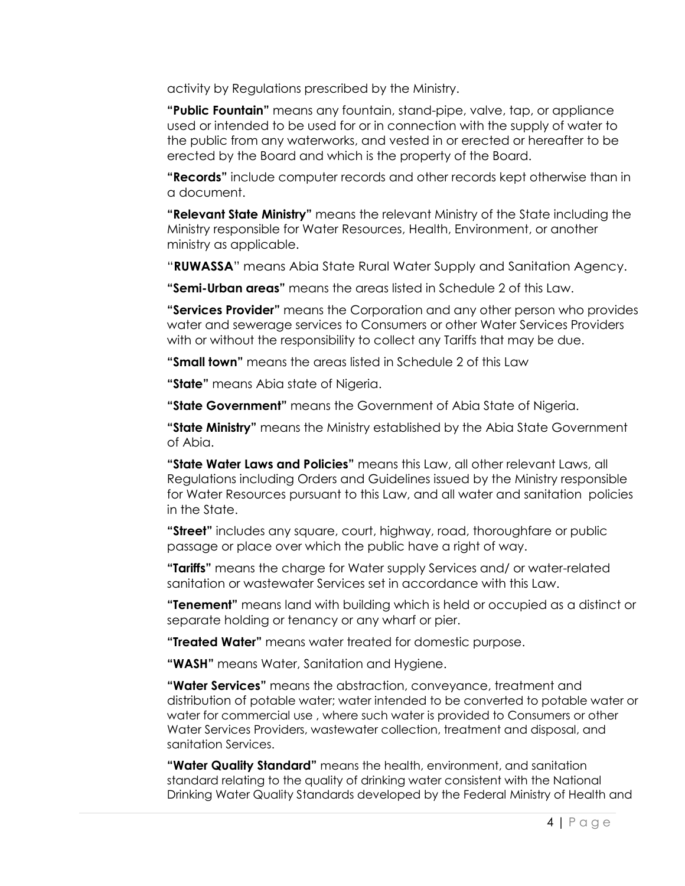activity by Regulations prescribed by the Ministry.

**"Public Fountain"** means any fountain, stand-pipe, valve, tap, or appliance used or intended to be used for or in connection with the supply of water to the public from any waterworks, and vested in or erected or hereafter to be erected by the Board and which is the property of the Board.

**"Records"** include computer records and other records kept otherwise than in a document.

**"Relevant State Ministry"** means the relevant Ministry of the State including the Ministry responsible for Water Resources, Health, Environment, or another ministry as applicable.

"**RUWASSA**" means Abia State Rural Water Supply and Sanitation Agency.

**"Semi-Urban areas"** means the areas listed in Schedule 2 of this Law.

**"Services Provider"** means the Corporation and any other person who provides water and sewerage services to Consumers or other Water Services Providers with or without the responsibility to collect any Tariffs that may be due.

**"Small town"** means the areas listed in Schedule 2 of this Law

**"State"** means Abia state of Nigeria.

**"State Government"** means the Government of Abia State of Nigeria.

**"State Ministry"** means the Ministry established by the Abia State Government of Abia.

**"State Water Laws and Policies"** means this Law, all other relevant Laws, all Regulations including Orders and Guidelines issued by the Ministry responsible for Water Resources pursuant to this Law, and all water and sanitation policies in the State.

**"Street"** includes any square, court, highway, road, thoroughfare or public passage or place over which the public have a right of way.

**"Tariffs"** means the charge for Water supply Services and/ or water-related sanitation or wastewater Services set in accordance with this Law.

**"Tenement"** means land with building which is held or occupied as a distinct or separate holding or tenancy or any wharf or pier.

**"Treated Water"** means water treated for domestic purpose.

**"WASH"** means Water, Sanitation and Hygiene.

**"Water Services"** means the abstraction, conveyance, treatment and distribution of potable water; water intended to be converted to potable water or water for commercial use , where such water is provided to Consumers or other Water Services Providers, wastewater collection, treatment and disposal, and sanitation Services.

**"Water Quality Standard"** means the health, environment, and sanitation standard relating to the quality of drinking water consistent with the National Drinking Water Quality Standards developed by the Federal Ministry of Health and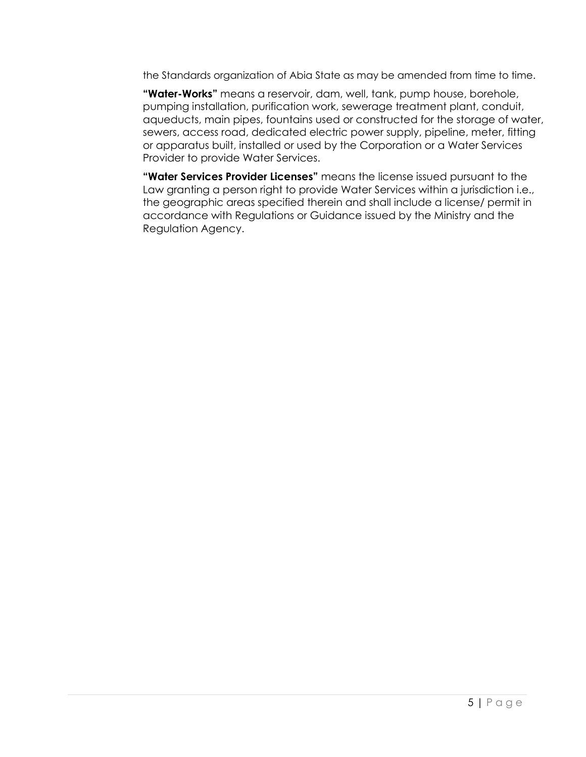the Standards organization of Abia State as may be amended from time to time.

**"Water-Works"** means a reservoir, dam, well, tank, pump house, borehole, pumping installation, purification work, sewerage treatment plant, conduit, aqueducts, main pipes, fountains used or constructed for the storage of water, sewers, access road, dedicated electric power supply, pipeline, meter, fitting or apparatus built, installed or used by the Corporation or a Water Services Provider to provide Water Services.

**"Water Services Provider Licenses"** means the license issued pursuant to the Law granting a person right to provide Water Services within a jurisdiction i.e., the geographic areas specified therein and shall include a license/ permit in accordance with Regulations or Guidance issued by the Ministry and the Regulation Agency.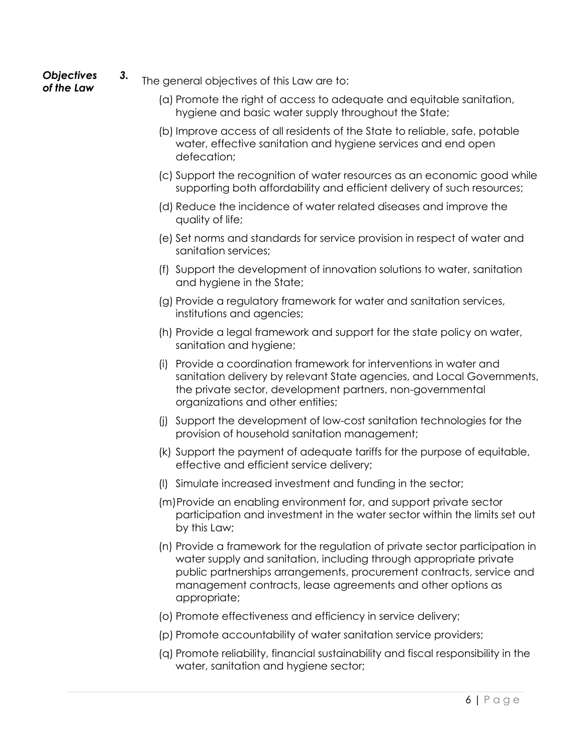***Objectives of the Law***

**3.** The general objectives of this Law are to:

(a) Promote the right of access to adequate and equitable sanitation, hygiene and basic water supply throughout the State;

(b) Improve access of all residents of the State to reliable, safe, potable water, effective sanitation and hygiene services and end open defecation;

(c) Support the recognition of water resources as an economic good while supporting both affordability and efficient delivery of such resources;

(d) Reduce the incidence of water related diseases and improve the quality of life;

(e) Set norms and standards for service provision in respect of water and sanitation services;

(f) Support the development of innovation solutions to water, sanitation and hygiene in the State;

(g) Provide a regulatory framework for water and sanitation services, institutions and agencies;

(h) Provide a legal framework and support for the state policy on water, sanitation and hygiene;

(i) Provide a coordination framework for interventions in water and sanitation delivery by relevant State agencies, and Local Governments, the private sector, development partners, non-governmental organizations and other entities;

(j) Support the development of low-cost sanitation technologies for the provision of household sanitation management;

(k) Support the payment of adequate tariffs for the purpose of equitable, effective and efficient service delivery;

(l) Simulate increased investment and funding in the sector;

(m) Provide an enabling environment for, and support private sector participation and investment in the water sector within the limits set out by this Law;

(n) Provide a framework for the regulation of private sector participation in water supply and sanitation, including through appropriate private public partnerships arrangements, procurement contracts, service and management contracts, lease agreements and other options as appropriate;

(o) Promote effectiveness and efficiency in service delivery;

(p) Promote accountability of water sanitation service providers;

(q) Promote reliability, financial sustainability and fiscal responsibility in the water, sanitation and hygiene sector;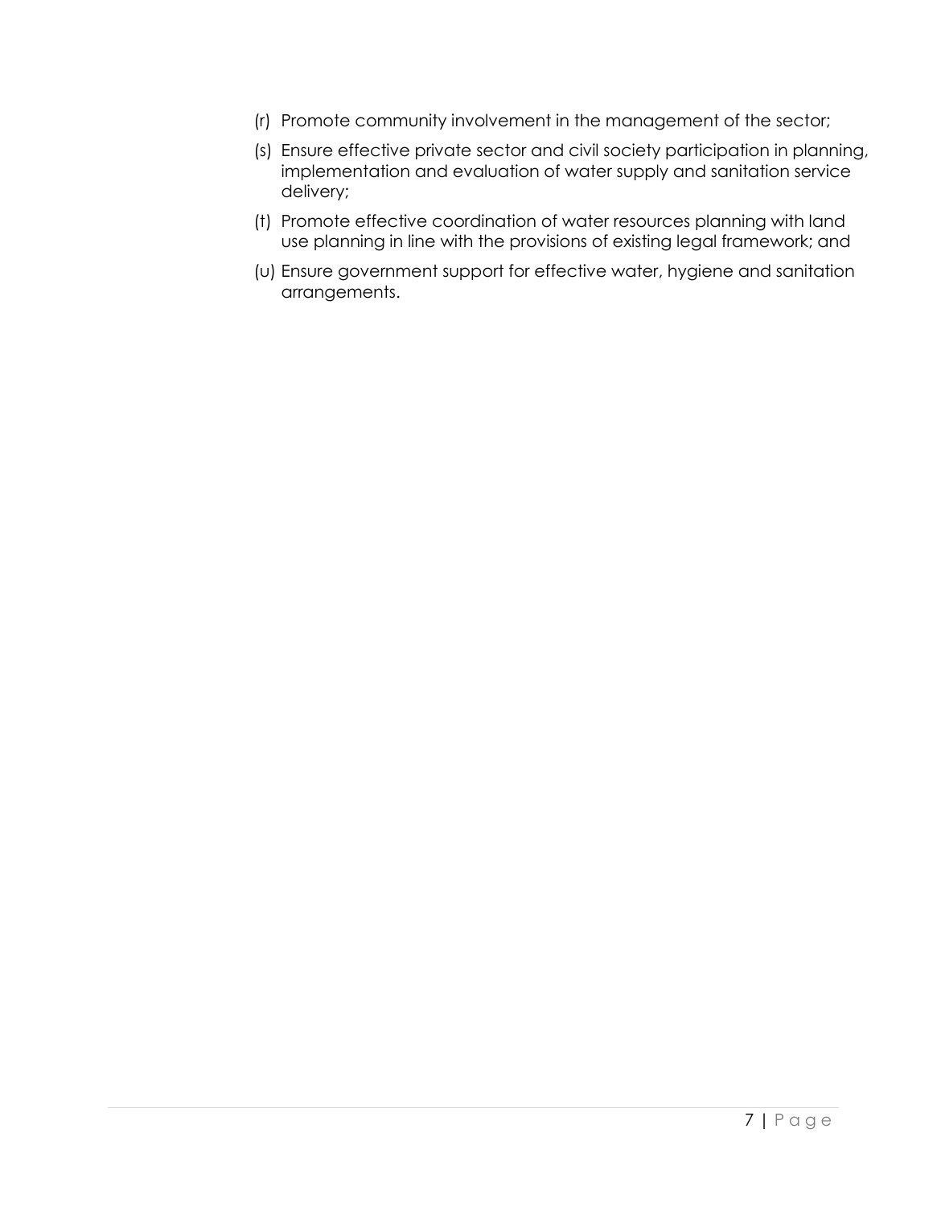(r) Promote community involvement in the management of the sector;

(s) Ensure effective private sector and civil society participation in planning, implementation and evaluation of water supply and sanitation service delivery;

(t) Promote effective coordination of water resources planning with land use planning in line with the provisions of existing legal framework; and

(u) Ensure government support for effective water, hygiene and sanitation arrangements.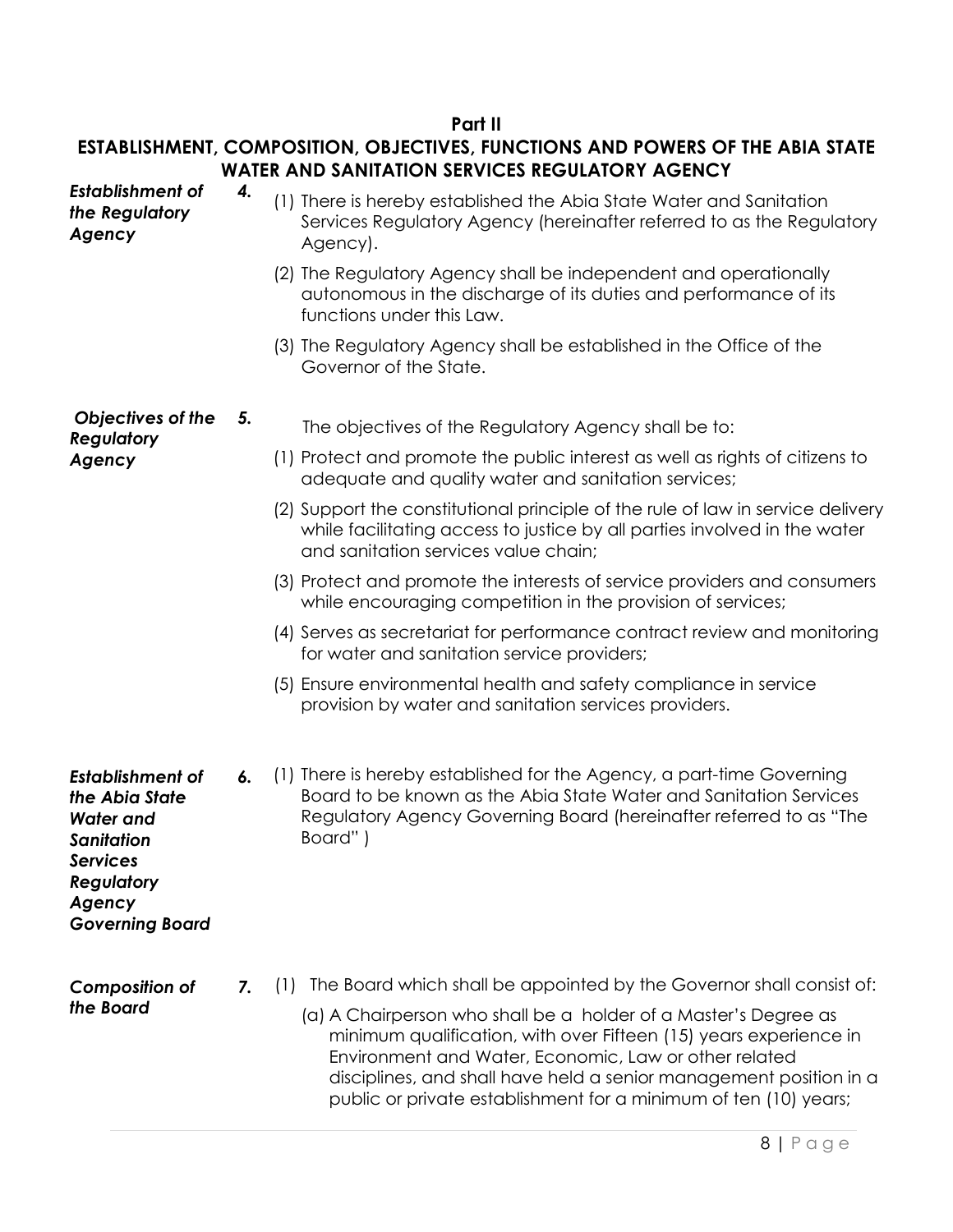## Part II

## ESTABLISHMENT, COMPOSITION, OBJECTIVES, FUNCTIONS AND POWERS OF THE ABIA STATE WATER AND SANITATION SERVICES REGULATORY AGENCY

***Establishment of the Regulatory Agency***

**4.** (1) There is hereby established the Abia State Water and Sanitation Services Regulatory Agency (hereinafter referred to as the Regulatory Agency).

(2) The Regulatory Agency shall be independent and operationally autonomous in the discharge of its duties and performance of its functions under this Law.

(3) The Regulatory Agency shall be established in the Office of the Governor of the State.

***Objectives of the Regulatory Agency***

**5.** The objectives of the Regulatory Agency shall be to:

(1) Protect and promote the public interest as well as rights of citizens to adequate and quality water and sanitation services;

(2) Support the constitutional principle of the rule of law in service delivery while facilitating access to justice by all parties involved in the water and sanitation services value chain;

(3) Protect and promote the interests of service providers and consumers while encouraging competition in the provision of services;

(4) Serves as secretariat for performance contract review and monitoring for water and sanitation service providers;

(5) Ensure environmental health and safety compliance in service provision by water and sanitation services providers.

***Establishment of the Abia State Water and Sanitation Services Regulatory Agency Governing Board***

**6.** (1) There is hereby established for the Agency, a part-time Governing Board to be known as the Abia State Water and Sanitation Services Regulatory Agency Governing Board (hereinafter referred to as "The Board" )

***Composition of the Board***

**7.** (1) The Board which shall be appointed by the Governor shall consist of:

(a) A Chairperson who shall be a holder of a Master's Degree as minimum qualification, with over Fifteen (15) years experience in Environment and Water, Economic, Law or other related disciplines, and shall have held a senior management position in a public or private establishment for a minimum of ten (10) years;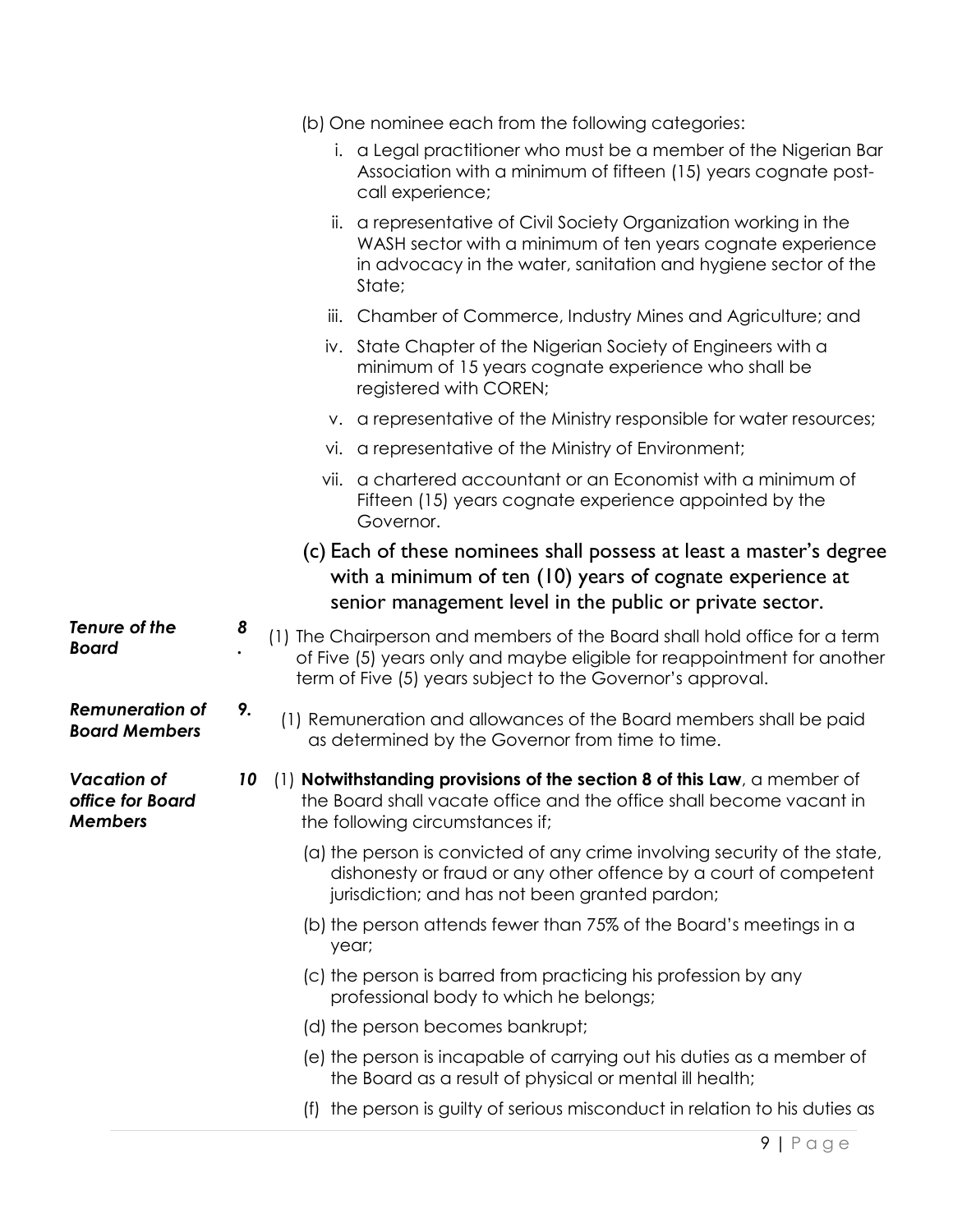(b) One nominee each from the following categories:

i. a Legal practitioner who must be a member of the Nigerian Bar Association with a minimum of fifteen (15) years cognate post-call experience;

ii. a representative of Civil Society Organization working in the WASH sector with a minimum of ten years cognate experience in advocacy in the water, sanitation and hygiene sector of the State;

iii. Chamber of Commerce, Industry Mines and Agriculture; and

iv. State Chapter of the Nigerian Society of Engineers with a minimum of 15 years cognate experience who shall be registered with COREN;

v. a representative of the Ministry responsible for water resources;

vi. a representative of the Ministry of Environment;

vii. a chartered accountant or an Economist with a minimum of Fifteen (15) years cognate experience appointed by the Governor.

(c) Each of these nominees shall possess at least a master's degree with a minimum of ten (10) years of cognate experience at senior management level in the public or private sector.

***Tenure of the Board***

**8.** (1) The Chairperson and members of the Board shall hold office for a term of Five (5) years only and maybe eligible for reappointment for another term of Five (5) years subject to the Governor's approval.

***Remuneration of Board Members***

**9.** (1) Remuneration and allowances of the Board members shall be paid as determined by the Governor from time to time.

***Vacation of office for Board Members***

**10** (1) **Notwithstanding provisions of the section 8 of this Law**, a member of the Board shall vacate office and the office shall become vacant in the following circumstances if;

(a) the person is convicted of any crime involving security of the state, dishonesty or fraud or any other offence by a court of competent jurisdiction; and has not been granted pardon;

(b) the person attends fewer than 75% of the Board's meetings in a year;

(c) the person is barred from practicing his profession by any professional body to which he belongs;

(d) the person becomes bankrupt;

(e) the person is incapable of carrying out his duties as a member of the Board as a result of physical or mental ill health;

(f) the person is guilty of serious misconduct in relation to his duties as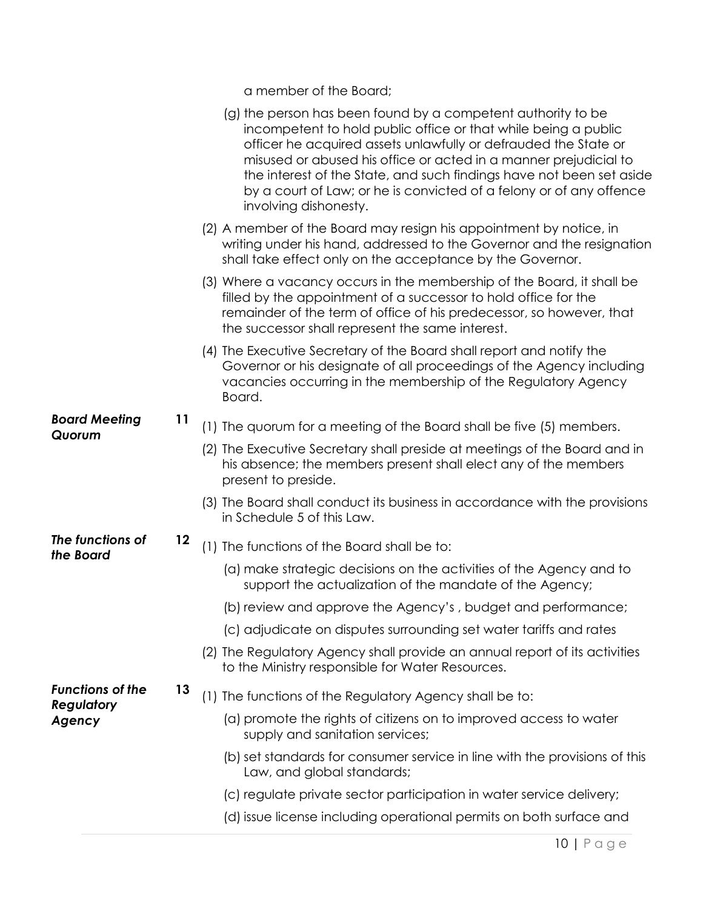a member of the Board;

(g) the person has been found by a competent authority to be incompetent to hold public office or that while being a public officer he acquired assets unlawfully or defrauded the State or misused or abused his office or acted in a manner prejudicial to the interest of the State, and such findings have not been set aside by a court of Law; or he is convicted of a felony or of any offence involving dishonesty.

(2) A member of the Board may resign his appointment by notice, in writing under his hand, addressed to the Governor and the resignation shall take effect only on the acceptance by the Governor.

(3) Where a vacancy occurs in the membership of the Board, it shall be filled by the appointment of a successor to hold office for the remainder of the term of office of his predecessor, so however, that the successor shall represent the same interest.

(4) The Executive Secretary of the Board shall report and notify the Governor or his designate of all proceedings of the Agency including vacancies occurring in the membership of the Regulatory Agency Board.

***Board Meeting Quorum***

**11**

(1) The quorum for a meeting of the Board shall be five (5) members.

(2) The Executive Secretary shall preside at meetings of the Board and in his absence; the members present shall elect any of the members present to preside.

(3) The Board shall conduct its business in accordance with the provisions in Schedule 5 of this Law.

***The functions of the Board***

**12**

(1) The functions of the Board shall be to:

(a) make strategic decisions on the activities of the Agency and to support the actualization of the mandate of the Agency;

(b) review and approve the Agency's , budget and performance;

(c) adjudicate on disputes surrounding set water tariffs and rates

(2) The Regulatory Agency shall provide an annual report of its activities to the Ministry responsible for Water Resources.

***Functions of the Regulatory Agency***

**13**

(1) The functions of the Regulatory Agency shall be to:

(a) promote the rights of citizens on to improved access to water supply and sanitation services;

(b) set standards for consumer service in line with the provisions of this Law, and global standards;

(c) regulate private sector participation in water service delivery;

(d) issue license including operational permits on both surface and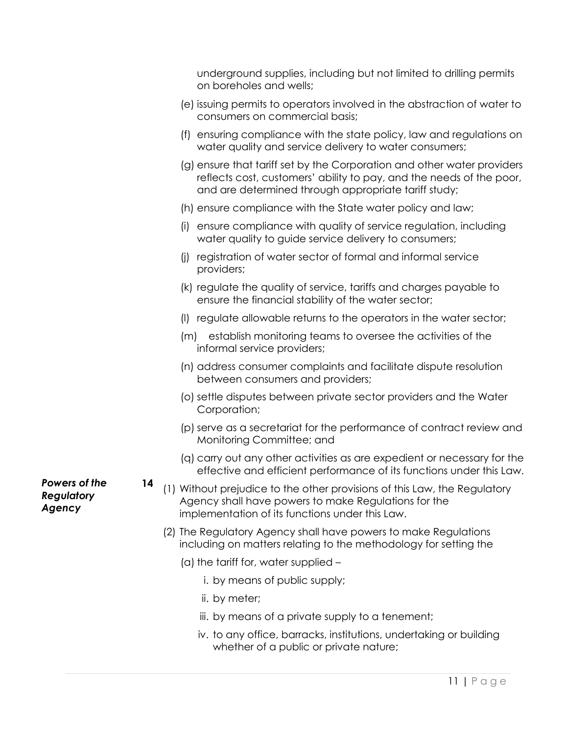underground supplies, including but not limited to drilling permits on boreholes and wells;

(e) issuing permits to operators involved in the abstraction of water to consumers on commercial basis;

(f) ensuring compliance with the state policy, law and regulations on water quality and service delivery to water consumers;

(g) ensure that tariff set by the Corporation and other water providers reflects cost, customers' ability to pay, and the needs of the poor, and are determined through appropriate tariff study;

(h) ensure compliance with the State water policy and law;

(i) ensure compliance with quality of service regulation, including water quality to guide service delivery to consumers;

(j) registration of water sector of formal and informal service providers;

(k) regulate the quality of service, tariffs and charges payable to ensure the financial stability of the water sector;

(l) regulate allowable returns to the operators in the water sector;

(m) establish monitoring teams to oversee the activities of the informal service providers;

(n) address consumer complaints and facilitate dispute resolution between consumers and providers;

(o) settle disputes between private sector providers and the Water Corporation;

(p) serve as a secretariat for the performance of contract review and Monitoring Committee; and

(q) carry out any other activities as are expedient or necessary for the effective and efficient performance of its functions under this Law.

***Powers of the Regulatory Agency***

**14** (1) Without prejudice to the other provisions of this Law, the Regulatory Agency shall have powers to make Regulations for the implementation of its functions under this Law.

(2) The Regulatory Agency shall have powers to make Regulations including on matters relating to the methodology for setting the

(a) the tariff for, water supplied –

i. by means of public supply;

ii. by meter;

iii. by means of a private supply to a tenement;

iv. to any office, barracks, institutions, undertaking or building whether of a public or private nature;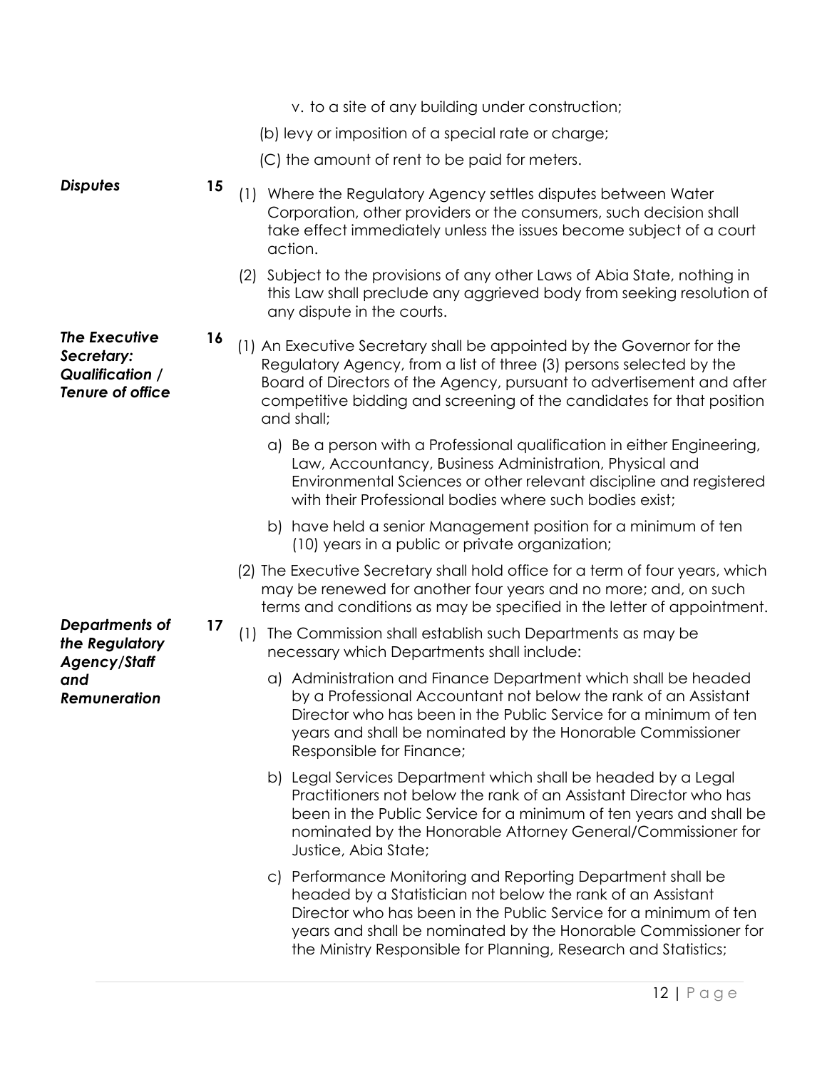v. to a site of any building under construction;

(b) levy or imposition of a special rate or charge;

(C) the amount of rent to be paid for meters.

***Disputes***

**15** (1) Where the Regulatory Agency settles disputes between Water Corporation, other providers or the consumers, such decision shall take effect immediately unless the issues become subject of a court action.

(2) Subject to the provisions of any other Laws of Abia State, nothing in this Law shall preclude any aggrieved body from seeking resolution of any dispute in the courts.

***The Executive Secretary: Qualification / Tenure of office***

**16** (1) An Executive Secretary shall be appointed by the Governor for the Regulatory Agency, from a list of three (3) persons selected by the Board of Directors of the Agency, pursuant to advertisement and after competitive bidding and screening of the candidates for that position and shall;

a) Be a person with a Professional qualification in either Engineering, Law, Accountancy, Business Administration, Physical and Environmental Sciences or other relevant discipline and registered with their Professional bodies where such bodies exist;

b) have held a senior Management position for a minimum of ten (10) years in a public or private organization;

(2) The Executive Secretary shall hold office for a term of four years, which may be renewed for another four years and no more; and, on such terms and conditions as may be specified in the letter of appointment.

***Departments of the Regulatory Agency/Staff and Remuneration***

**17** (1) The Commission shall establish such Departments as may be necessary which Departments shall include:

a) Administration and Finance Department which shall be headed by a Professional Accountant not below the rank of an Assistant Director who has been in the Public Service for a minimum of ten years and shall be nominated by the Honorable Commissioner Responsible for Finance;

b) Legal Services Department which shall be headed by a Legal Practitioners not below the rank of an Assistant Director who has been in the Public Service for a minimum of ten years and shall be nominated by the Honorable Attorney General/Commissioner for Justice, Abia State;

c) Performance Monitoring and Reporting Department shall be headed by a Statistician not below the rank of an Assistant Director who has been in the Public Service for a minimum of ten years and shall be nominated by the Honorable Commissioner for the Ministry Responsible for Planning, Research and Statistics;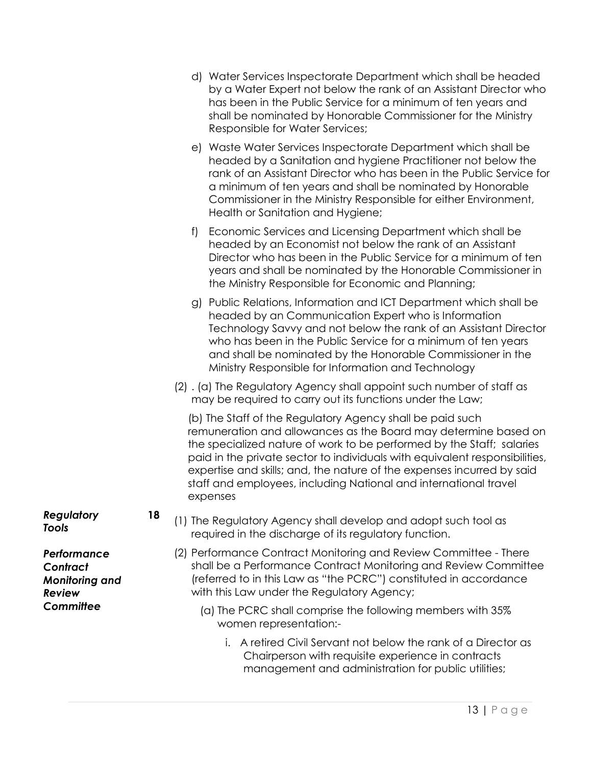d) Water Services Inspectorate Department which shall be headed by a Water Expert not below the rank of an Assistant Director who has been in the Public Service for a minimum of ten years and shall be nominated by Honorable Commissioner for the Ministry Responsible for Water Services;

e) Waste Water Services Inspectorate Department which shall be headed by a Sanitation and hygiene Practitioner not below the rank of an Assistant Director who has been in the Public Service for a minimum of ten years and shall be nominated by Honorable Commissioner in the Ministry Responsible for either Environment, Health or Sanitation and Hygiene;

f) Economic Services and Licensing Department which shall be headed by an Economist not below the rank of an Assistant Director who has been in the Public Service for a minimum of ten years and shall be nominated by the Honorable Commissioner in the Ministry Responsible for Economic and Planning;

g) Public Relations, Information and ICT Department which shall be headed by an Communication Expert who is Information Technology Savvy and not below the rank of an Assistant Director who has been in the Public Service for a minimum of ten years and shall be nominated by the Honorable Commissioner in the Ministry Responsible for Information and Technology

(2) . (a) The Regulatory Agency shall appoint such number of staff as may be required to carry out its functions under the Law;

(b) The Staff of the Regulatory Agency shall be paid such remuneration and allowances as the Board may determine based on the specialized nature of work to be performed by the Staff; salaries paid in the private sector to individuals with equivalent responsibilities, expertise and skills; and, the nature of the expenses incurred by said staff and employees, including National and international travel expenses

***Regulatory Tools***

**18** (1) The Regulatory Agency shall develop and adopt such tool as required in the discharge of its regulatory function.

***Performance Contract Monitoring and Review Committee***

(2) Performance Contract Monitoring and Review Committee - There shall be a Performance Contract Monitoring and Review Committee (referred to in this Law as "the PCRC") constituted in accordance with this Law under the Regulatory Agency;

(a) The PCRC shall comprise the following members with 35% women representation:-

i. A retired Civil Servant not below the rank of a Director as Chairperson with requisite experience in contracts management and administration for public utilities;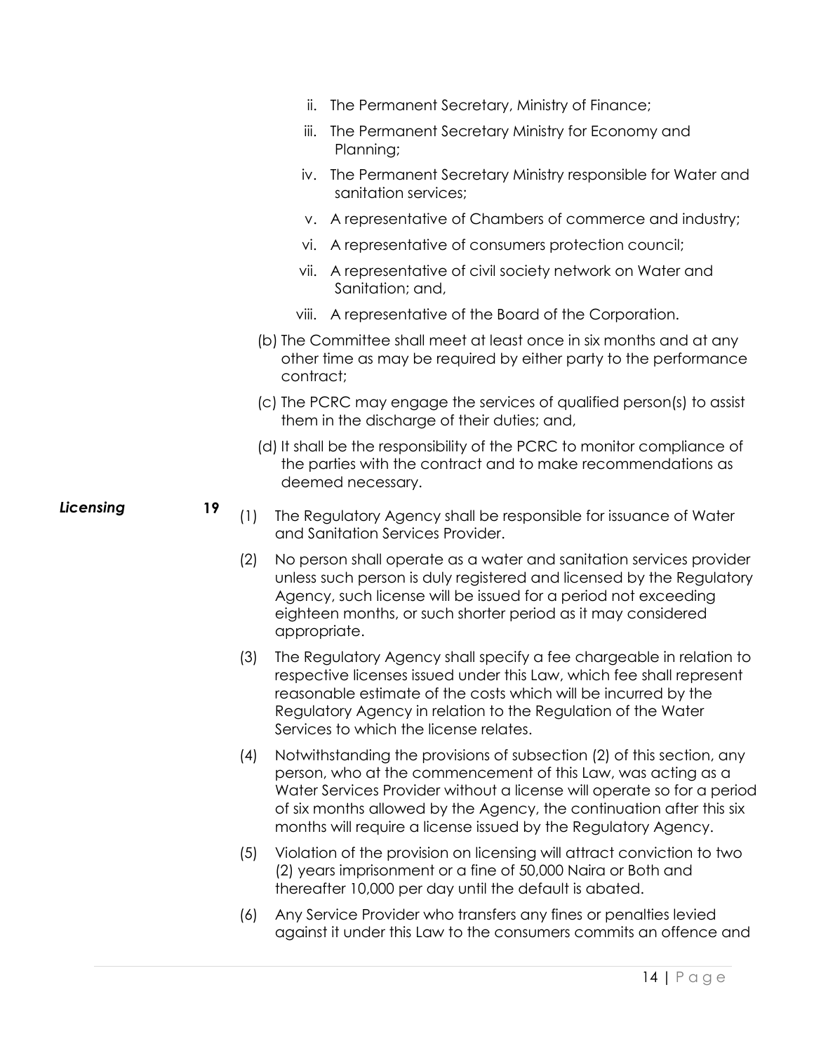ii. The Permanent Secretary, Ministry of Finance;

iii. The Permanent Secretary Ministry for Economy and Planning;

iv. The Permanent Secretary Ministry responsible for Water and sanitation services;

v. A representative of Chambers of commerce and industry;

vi. A representative of consumers protection council;

vii. A representative of civil society network on Water and Sanitation; and,

viii. A representative of the Board of the Corporation.

(b) The Committee shall meet at least once in six months and at any other time as may be required by either party to the performance contract;

(c) The PCRC may engage the services of qualified person(s) to assist them in the discharge of their duties; and,

(d) It shall be the responsibility of the PCRC to monitor compliance of the parties with the contract and to make recommendations as deemed necessary.

***Licensing*** **19**

(1) The Regulatory Agency shall be responsible for issuance of Water and Sanitation Services Provider.

(2) No person shall operate as a water and sanitation services provider unless such person is duly registered and licensed by the Regulatory Agency, such license will be issued for a period not exceeding eighteen months, or such shorter period as it may considered appropriate.

(3) The Regulatory Agency shall specify a fee chargeable in relation to respective licenses issued under this Law, which fee shall represent reasonable estimate of the costs which will be incurred by the Regulatory Agency in relation to the Regulation of the Water Services to which the license relates.

(4) Notwithstanding the provisions of subsection (2) of this section, any person, who at the commencement of this Law, was acting as a Water Services Provider without a license will operate so for a period of six months allowed by the Agency, the continuation after this six months will require a license issued by the Regulatory Agency.

(5) Violation of the provision on licensing will attract conviction to two (2) years imprisonment or a fine of 50,000 Naira or Both and thereafter 10,000 per day until the default is abated.

(6) Any Service Provider who transfers any fines or penalties levied against it under this Law to the consumers commits an offence and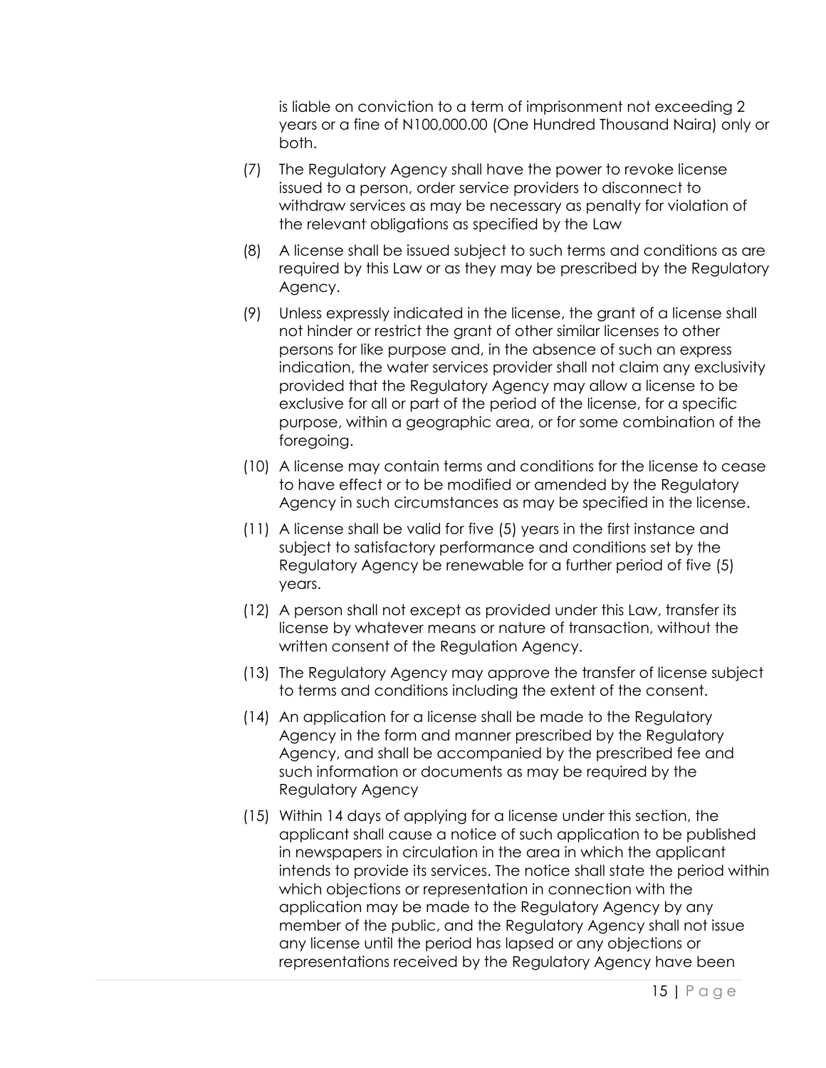is liable on conviction to a term of imprisonment not exceeding 2 years or a fine of N100,000.00 (One Hundred Thousand Naira) only or both.

(7) The Regulatory Agency shall have the power to revoke license issued to a person, order service providers to disconnect to withdraw services as may be necessary as penalty for violation of the relevant obligations as specified by the Law

(8) A license shall be issued subject to such terms and conditions as are required by this Law or as they may be prescribed by the Regulatory Agency.

(9) Unless expressly indicated in the license, the grant of a license shall not hinder or restrict the grant of other similar licenses to other persons for like purpose and, in the absence of such an express indication, the water services provider shall not claim any exclusivity provided that the Regulatory Agency may allow a license to be exclusive for all or part of the period of the license, for a specific purpose, within a geographic area, or for some combination of the foregoing.

(10) A license may contain terms and conditions for the license to cease to have effect or to be modified or amended by the Regulatory Agency in such circumstances as may be specified in the license.

(11) A license shall be valid for five (5) years in the first instance and subject to satisfactory performance and conditions set by the Regulatory Agency be renewable for a further period of five (5) years.

(12) A person shall not except as provided under this Law, transfer its license by whatever means or nature of transaction, without the written consent of the Regulation Agency.

(13) The Regulatory Agency may approve the transfer of license subject to terms and conditions including the extent of the consent.

(14) An application for a license shall be made to the Regulatory Agency in the form and manner prescribed by the Regulatory Agency, and shall be accompanied by the prescribed fee and such information or documents as may be required by the Regulatory Agency

(15) Within 14 days of applying for a license under this section, the applicant shall cause a notice of such application to be published in newspapers in circulation in the area in which the applicant intends to provide its services. The notice shall state the period within which objections or representation in connection with the application may be made to the Regulatory Agency by any member of the public, and the Regulatory Agency shall not issue any license until the period has lapsed or any objections or representations received by the Regulatory Agency have been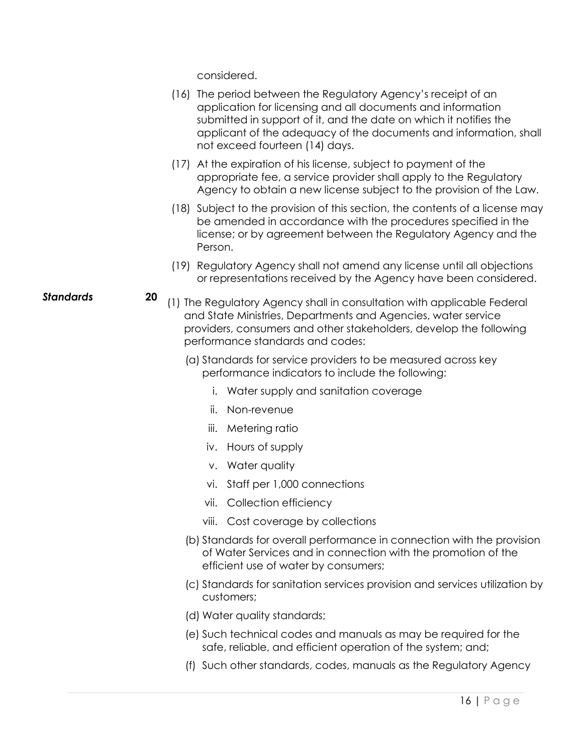considered.

(16) The period between the Regulatory Agency's receipt of an application for licensing and all documents and information submitted in support of it, and the date on which it notifies the applicant of the adequacy of the documents and information, shall not exceed fourteen (14) days.

(17) At the expiration of his license, subject to payment of the appropriate fee, a service provider shall apply to the Regulatory Agency to obtain a new license subject to the provision of the Law.

(18) Subject to the provision of this section, the contents of a license may be amended in accordance with the procedures specified in the license; or by agreement between the Regulatory Agency and the Person.

(19) Regulatory Agency shall not amend any license until all objections or representations received by the Agency have been considered.

***Standards*** **20**

(1) The Regulatory Agency shall in consultation with applicable Federal and State Ministries, Departments and Agencies, water service providers, consumers and other stakeholders, develop the following performance standards and codes:

(a) Standards for service providers to be measured across key performance indicators to include the following:

i. Water supply and sanitation coverage

ii. Non-revenue

iii. Metering ratio

iv. Hours of supply

v. Water quality

vi. Staff per 1,000 connections

vii. Collection efficiency

viii. Cost coverage by collections

(b) Standards for overall performance in connection with the provision of Water Services and in connection with the promotion of the efficient use of water by consumers;

(c) Standards for sanitation services provision and services utilization by customers;

(d) Water quality standards;

(e) Such technical codes and manuals as may be required for the safe, reliable, and efficient operation of the system; and;

(f) Such other standards, codes, manuals as the Regulatory Agency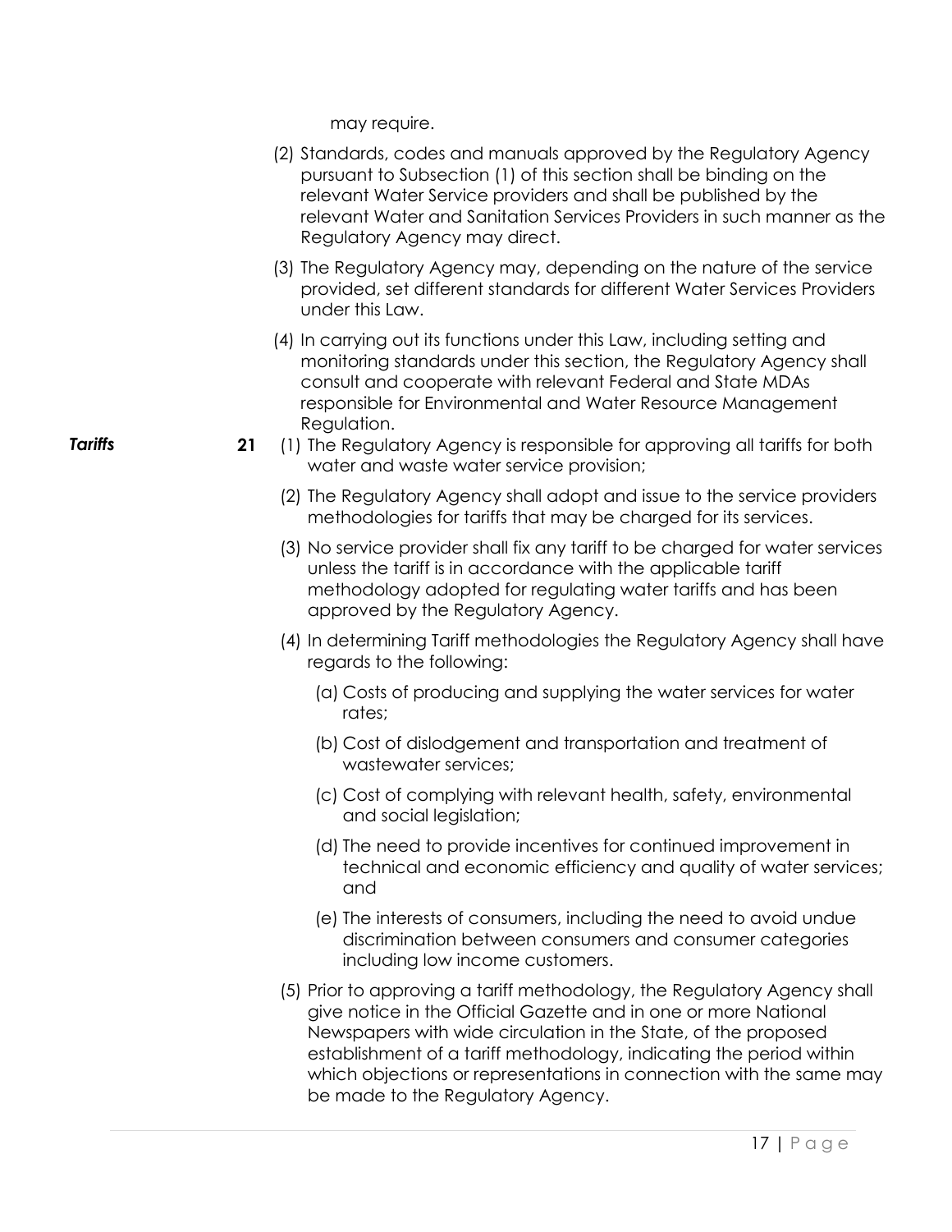may require.

(2) Standards, codes and manuals approved by the Regulatory Agency pursuant to Subsection (1) of this section shall be binding on the relevant Water Service providers and shall be published by the relevant Water and Sanitation Services Providers in such manner as the Regulatory Agency may direct.

(3) The Regulatory Agency may, depending on the nature of the service provided, set different standards for different Water Services Providers under this Law.

(4) In carrying out its functions under this Law, including setting and monitoring standards under this section, the Regulatory Agency shall consult and cooperate with relevant Federal and State MDAs responsible for Environmental and Water Resource Management Regulation.

***Tariffs***

**21** (1) The Regulatory Agency is responsible for approving all tariffs for both water and waste water service provision;

(2) The Regulatory Agency shall adopt and issue to the service providers methodologies for tariffs that may be charged for its services.

(3) No service provider shall fix any tariff to be charged for water services unless the tariff is in accordance with the applicable tariff methodology adopted for regulating water tariffs and has been approved by the Regulatory Agency.

(4) In determining Tariff methodologies the Regulatory Agency shall have regards to the following:

(a) Costs of producing and supplying the water services for water rates;

(b) Cost of dislodgement and transportation and treatment of wastewater services;

(c) Cost of complying with relevant health, safety, environmental and social legislation;

(d) The need to provide incentives for continued improvement in technical and economic efficiency and quality of water services; and

(e) The interests of consumers, including the need to avoid undue discrimination between consumers and consumer categories including low income customers.

(5) Prior to approving a tariff methodology, the Regulatory Agency shall give notice in the Official Gazette and in one or more National Newspapers with wide circulation in the State, of the proposed establishment of a tariff methodology, indicating the period within which objections or representations in connection with the same may be made to the Regulatory Agency.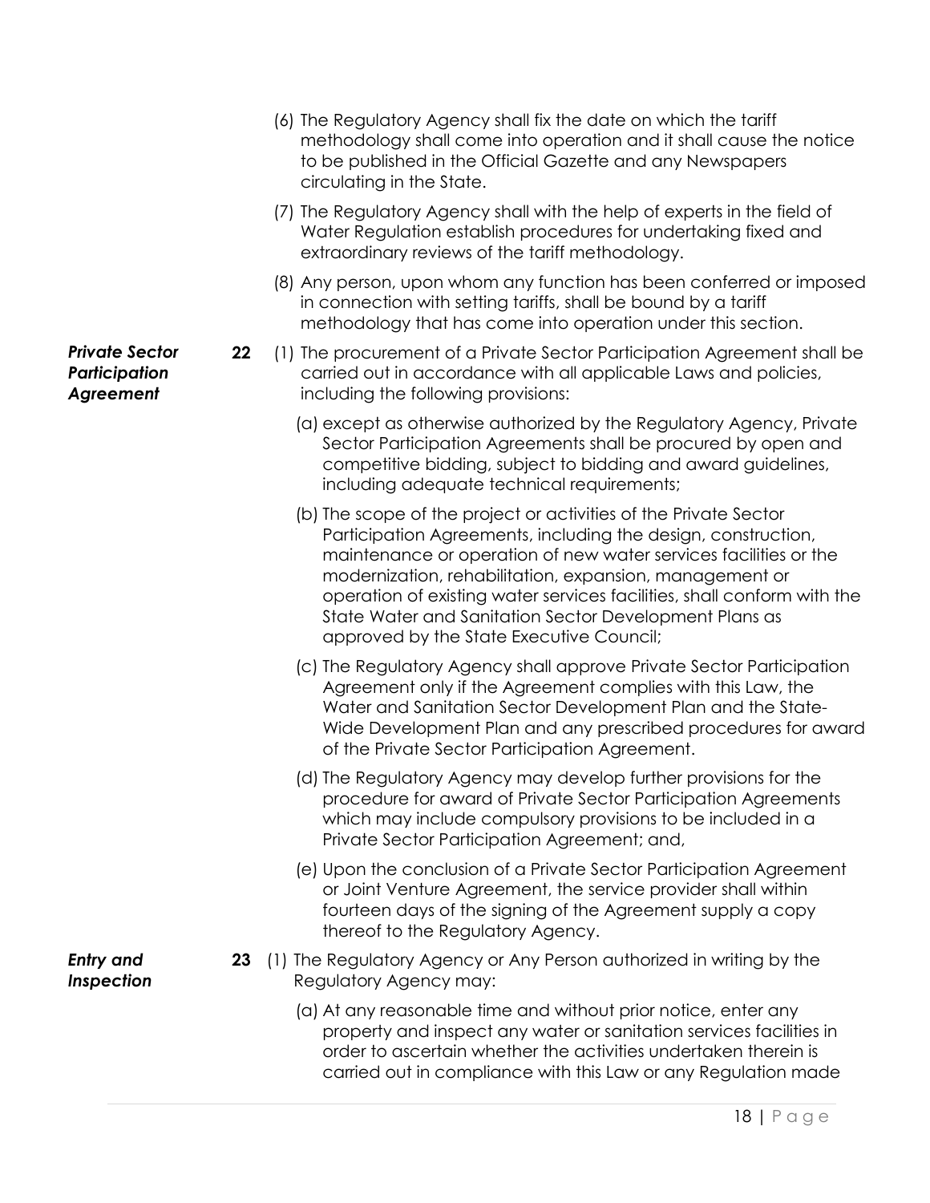(6) The Regulatory Agency shall fix the date on which the tariff methodology shall come into operation and it shall cause the notice to be published in the Official Gazette and any Newspapers circulating in the State.

(7) The Regulatory Agency shall with the help of experts in the field of Water Regulation establish procedures for undertaking fixed and extraordinary reviews of the tariff methodology.

(8) Any person, upon whom any function has been conferred or imposed in connection with setting tariffs, shall be bound by a tariff methodology that has come into operation under this section.

***Private Sector Participation Agreement***

**22** (1) The procurement of a Private Sector Participation Agreement shall be carried out in accordance with all applicable Laws and policies, including the following provisions:

(a) except as otherwise authorized by the Regulatory Agency, Private Sector Participation Agreements shall be procured by open and competitive bidding, subject to bidding and award guidelines, including adequate technical requirements;

(b) The scope of the project or activities of the Private Sector Participation Agreements, including the design, construction, maintenance or operation of new water services facilities or the modernization, rehabilitation, expansion, management or operation of existing water services facilities, shall conform with the State Water and Sanitation Sector Development Plans as approved by the State Executive Council;

(c) The Regulatory Agency shall approve Private Sector Participation Agreement only if the Agreement complies with this Law, the Water and Sanitation Sector Development Plan and the State-Wide Development Plan and any prescribed procedures for award of the Private Sector Participation Agreement.

(d) The Regulatory Agency may develop further provisions for the procedure for award of Private Sector Participation Agreements which may include compulsory provisions to be included in a Private Sector Participation Agreement; and,

(e) Upon the conclusion of a Private Sector Participation Agreement or Joint Venture Agreement, the service provider shall within fourteen days of the signing of the Agreement supply a copy thereof to the Regulatory Agency.

***Entry and Inspection***

**23** (1) The Regulatory Agency or Any Person authorized in writing by the Regulatory Agency may:

(a) At any reasonable time and without prior notice, enter any property and inspect any water or sanitation services facilities in order to ascertain whether the activities undertaken therein is carried out in compliance with this Law or any Regulation made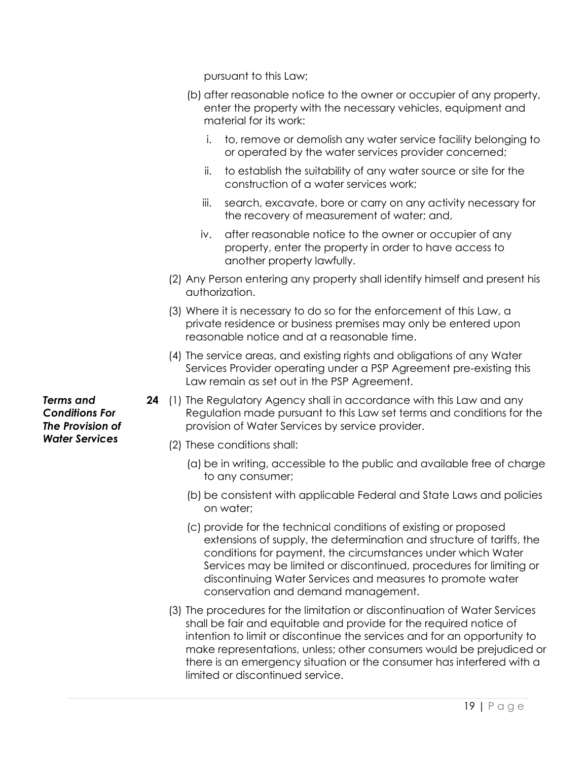pursuant to this Law;

(b) after reasonable notice to the owner or occupier of any property, enter the property with the necessary vehicles, equipment and material for its work:

i. to, remove or demolish any water service facility belonging to or operated by the water services provider concerned;

ii. to establish the suitability of any water source or site for the construction of a water services work;

iii. search, excavate, bore or carry on any activity necessary for the recovery of measurement of water; and,

iv. after reasonable notice to the owner or occupier of any property, enter the property in order to have access to another property lawfully.

(2) Any Person entering any property shall identify himself and present his authorization.

(3) Where it is necessary to do so for the enforcement of this Law, a private residence or business premises may only be entered upon reasonable notice and at a reasonable time.

(4) The service areas, and existing rights and obligations of any Water Services Provider operating under a PSP Agreement pre-existing this Law remain as set out in the PSP Agreement.

***Terms and Conditions For The Provision of Water Services***

**24** (1) The Regulatory Agency shall in accordance with this Law and any Regulation made pursuant to this Law set terms and conditions for the provision of Water Services by service provider.

(2) These conditions shall:

(a) be in writing, accessible to the public and available free of charge to any consumer;

(b) be consistent with applicable Federal and State Laws and policies on water;

(c) provide for the technical conditions of existing or proposed extensions of supply, the determination and structure of tariffs, the conditions for payment, the circumstances under which Water Services may be limited or discontinued, procedures for limiting or discontinuing Water Services and measures to promote water conservation and demand management.

(3) The procedures for the limitation or discontinuation of Water Services shall be fair and equitable and provide for the required notice of intention to limit or discontinue the services and for an opportunity to make representations, unless; other consumers would be prejudiced or there is an emergency situation or the consumer has interfered with a limited or discontinued service.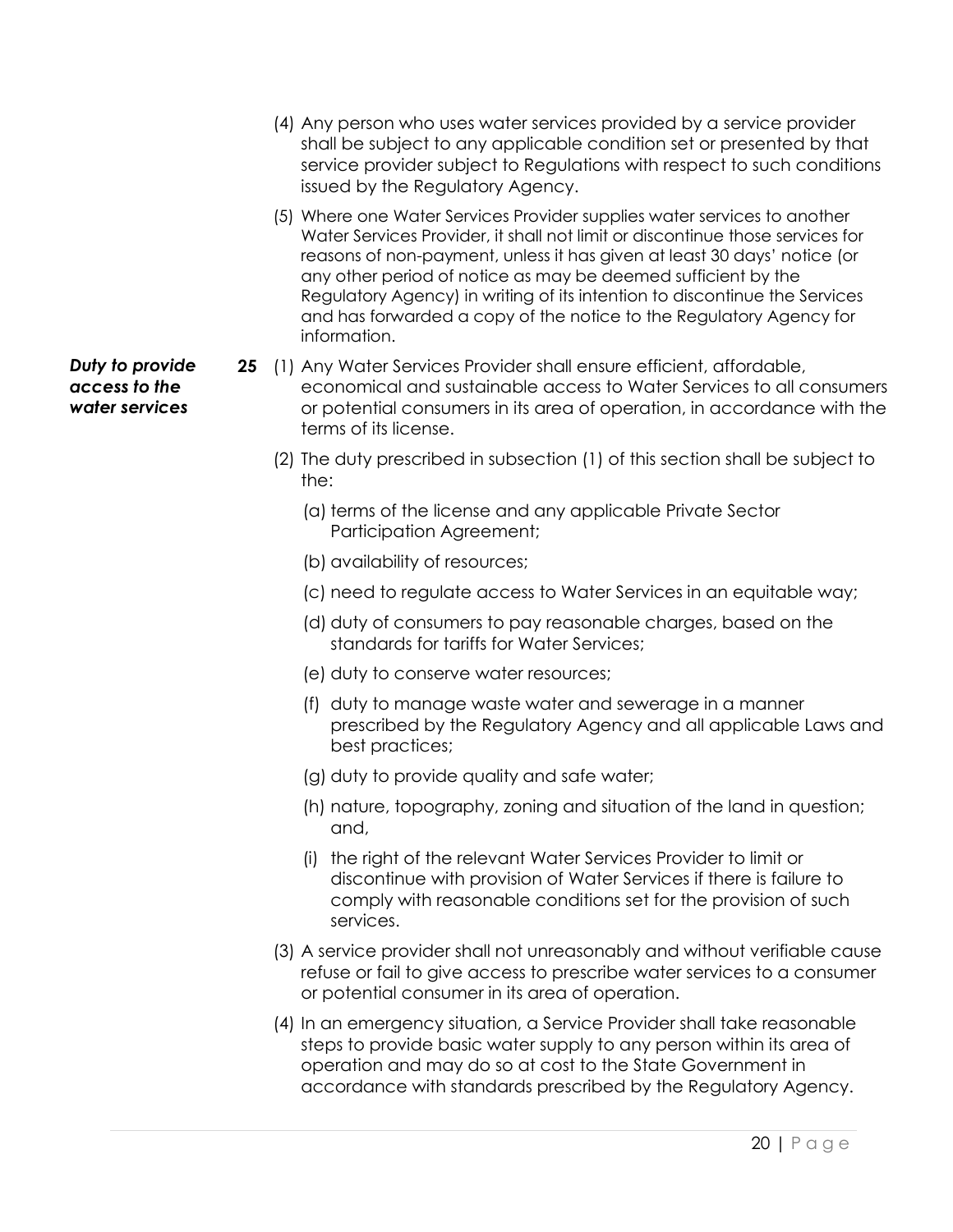(4) Any person who uses water services provided by a service provider shall be subject to any applicable condition set or presented by that service provider subject to Regulations with respect to such conditions issued by the Regulatory Agency.

(5) Where one Water Services Provider supplies water services to another Water Services Provider, it shall not limit or discontinue those services for reasons of non-payment, unless it has given at least 30 days' notice (or any other period of notice as may be deemed sufficient by the Regulatory Agency) in writing of its intention to discontinue the Services and has forwarded a copy of the notice to the Regulatory Agency for information.

***Duty to provide access to the water services***

**25** (1) Any Water Services Provider shall ensure efficient, affordable, economical and sustainable access to Water Services to all consumers or potential consumers in its area of operation, in accordance with the terms of its license.

(2) The duty prescribed in subsection (1) of this section shall be subject to the:

(a) terms of the license and any applicable Private Sector Participation Agreement;

(b) availability of resources;

(c) need to regulate access to Water Services in an equitable way;

(d) duty of consumers to pay reasonable charges, based on the standards for tariffs for Water Services;

(e) duty to conserve water resources;

(f) duty to manage waste water and sewerage in a manner prescribed by the Regulatory Agency and all applicable Laws and best practices;

(g) duty to provide quality and safe water;

(h) nature, topography, zoning and situation of the land in question; and,

(i) the right of the relevant Water Services Provider to limit or discontinue with provision of Water Services if there is failure to comply with reasonable conditions set for the provision of such services.

(3) A service provider shall not unreasonably and without verifiable cause refuse or fail to give access to prescribe water services to a consumer or potential consumer in its area of operation.

(4) In an emergency situation, a Service Provider shall take reasonable steps to provide basic water supply to any person within its area of operation and may do so at cost to the State Government in accordance with standards prescribed by the Regulatory Agency.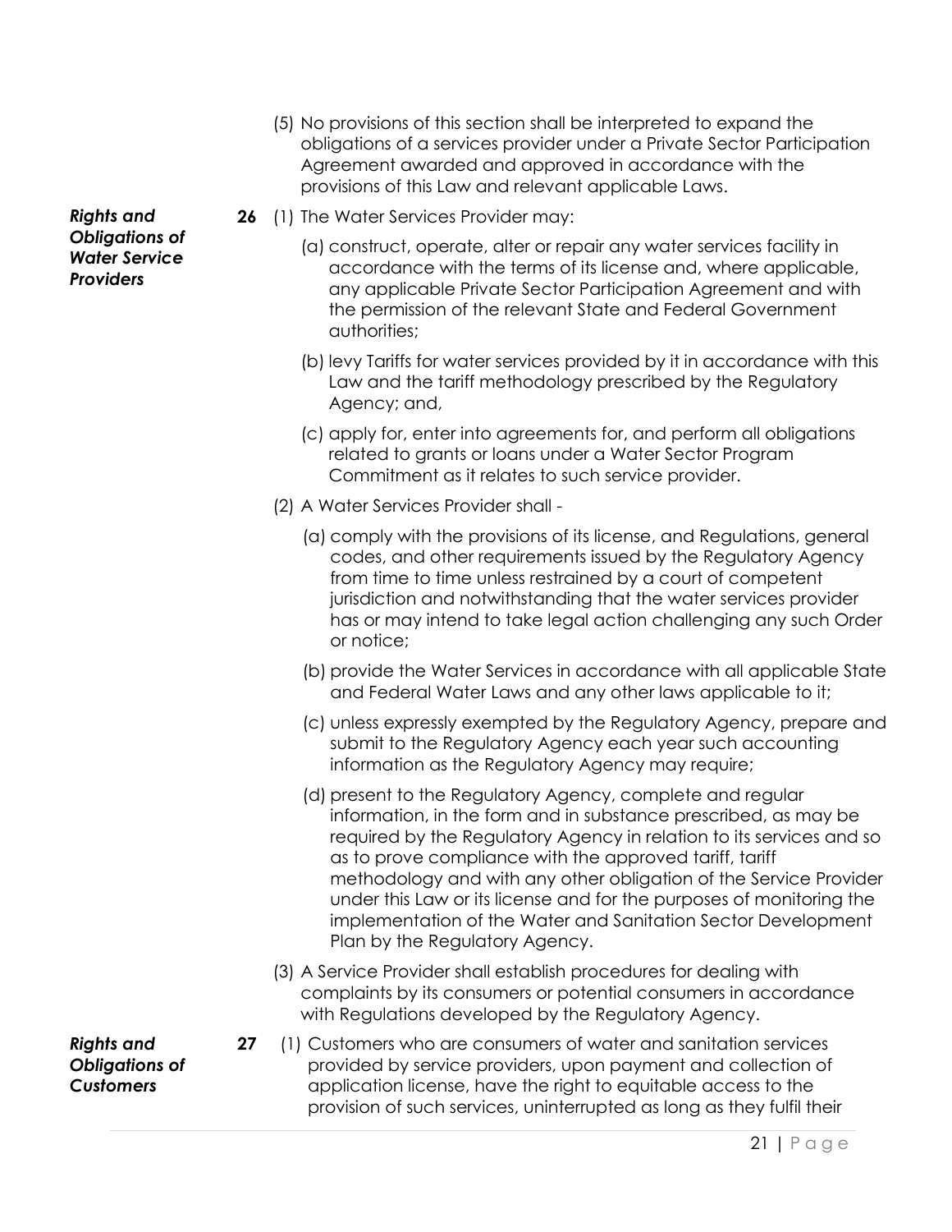(5) No provisions of this section shall be interpreted to expand the obligations of a services provider under a Private Sector Participation Agreement awarded and approved in accordance with the provisions of this Law and relevant applicable Laws.

***Rights and Obligations of Water Service Providers***

**26** (1) The Water Services Provider may:

(a) construct, operate, alter or repair any water services facility in accordance with the terms of its license and, where applicable, any applicable Private Sector Participation Agreement and with the permission of the relevant State and Federal Government authorities;

(b) levy Tariffs for water services provided by it in accordance with this Law and the tariff methodology prescribed by the Regulatory Agency; and,

(c) apply for, enter into agreements for, and perform all obligations related to grants or loans under a Water Sector Program Commitment as it relates to such service provider.

(2) A Water Services Provider shall -

(a) comply with the provisions of its license, and Regulations, general codes, and other requirements issued by the Regulatory Agency from time to time unless restrained by a court of competent jurisdiction and notwithstanding that the water services provider has or may intend to take legal action challenging any such Order or notice;

(b) provide the Water Services in accordance with all applicable State and Federal Water Laws and any other laws applicable to it;

(c) unless expressly exempted by the Regulatory Agency, prepare and submit to the Regulatory Agency each year such accounting information as the Regulatory Agency may require;

(d) present to the Regulatory Agency, complete and regular information, in the form and in substance prescribed, as may be required by the Regulatory Agency in relation to its services and so as to prove compliance with the approved tariff, tariff methodology and with any other obligation of the Service Provider under this Law or its license and for the purposes of monitoring the implementation of the Water and Sanitation Sector Development Plan by the Regulatory Agency.

(3) A Service Provider shall establish procedures for dealing with complaints by its consumers or potential consumers in accordance with Regulations developed by the Regulatory Agency.

***Rights and Obligations of Customers***

**27** (1) Customers who are consumers of water and sanitation services provided by service providers, upon payment and collection of application license, have the right to equitable access to the provision of such services, uninterrupted as long as they fulfil their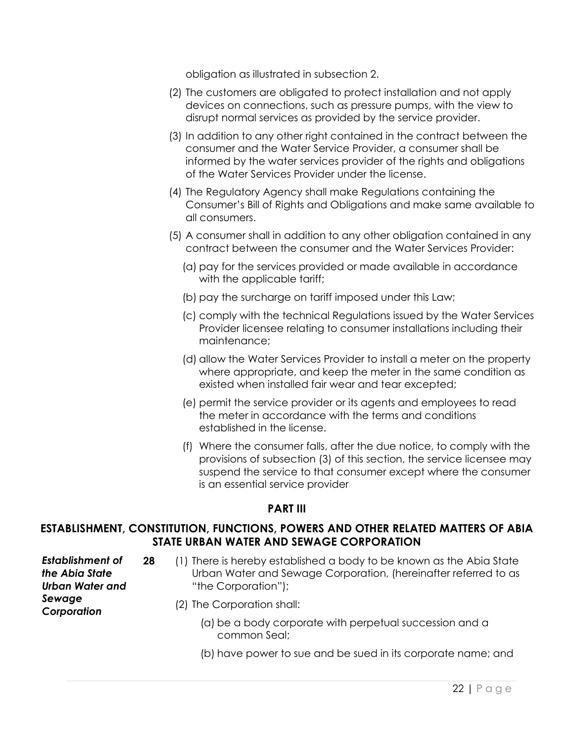obligation as illustrated in subsection 2.

(2) The customers are obligated to protect installation and not apply devices on connections, such as pressure pumps, with the view to disrupt normal services as provided by the service provider.

(3) In addition to any other right contained in the contract between the consumer and the Water Service Provider, a consumer shall be informed by the water services provider of the rights and obligations of the Water Services Provider under the license.

(4) The Regulatory Agency shall make Regulations containing the Consumer's Bill of Rights and Obligations and make same available to all consumers.

(5) A consumer shall in addition to any other obligation contained in any contract between the consumer and the Water Services Provider:

(a) pay for the services provided or made available in accordance with the applicable tariff;

(b) pay the surcharge on tariff imposed under this Law;

(c) comply with the technical Regulations issued by the Water Services Provider licensee relating to consumer installations including their maintenance;

(d) allow the Water Services Provider to install a meter on the property where appropriate, and keep the meter in the same condition as existed when installed fair wear and tear excepted;

(e) permit the service provider or its agents and employees to read the meter in accordance with the terms and conditions established in the license.

(f) Where the consumer falls, after the due notice, to comply with the provisions of subsection (3) of this section, the service licensee may suspend the service to that consumer except where the consumer is an essential service provider

## PART III

## ESTABLISHMENT, CONSTITUTION, FUNCTIONS, POWERS AND OTHER RELATED MATTERS OF ABIA STATE URBAN WATER AND SEWAGE CORPORATION

***Establishment of the Abia State Urban Water and Sewage Corporation***

**28** (1) There is hereby established a body to be known as the Abia State Urban Water and Sewage Corporation, (hereinafter referred to as "the Corporation");

(2) The Corporation shall:

(a) be a body corporate with perpetual succession and a common Seal;

(b) have power to sue and be sued in its corporate name; and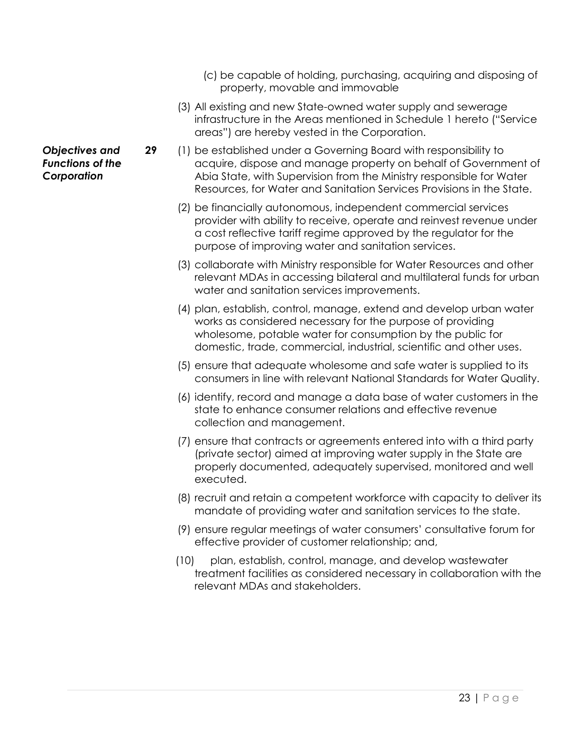(c) be capable of holding, purchasing, acquiring and disposing of property, movable and immovable

(3) All existing and new State-owned water supply and sewerage infrastructure in the Areas mentioned in Schedule 1 hereto ("Service areas") are hereby vested in the Corporation.

***Objectives and Functions of the Corporation***

**29** (1) be established under a Governing Board with responsibility to acquire, dispose and manage property on behalf of Government of Abia State, with Supervision from the Ministry responsible for Water Resources, for Water and Sanitation Services Provisions in the State.

(2) be financially autonomous, independent commercial services provider with ability to receive, operate and reinvest revenue under a cost reflective tariff regime approved by the regulator for the purpose of improving water and sanitation services.

(3) collaborate with Ministry responsible for Water Resources and other relevant MDAs in accessing bilateral and multilateral funds for urban water and sanitation services improvements.

(4) plan, establish, control, manage, extend and develop urban water works as considered necessary for the purpose of providing wholesome, potable water for consumption by the public for domestic, trade, commercial, industrial, scientific and other uses.

(5) ensure that adequate wholesome and safe water is supplied to its consumers in line with relevant National Standards for Water Quality.

(6) identify, record and manage a data base of water customers in the state to enhance consumer relations and effective revenue collection and management.

(7) ensure that contracts or agreements entered into with a third party (private sector) aimed at improving water supply in the State are properly documented, adequately supervised, monitored and well executed.

(8) recruit and retain a competent workforce with capacity to deliver its mandate of providing water and sanitation services to the state.

(9) ensure regular meetings of water consumers' consultative forum for effective provider of customer relationship; and,

(10) plan, establish, control, manage, and develop wastewater treatment facilities as considered necessary in collaboration with the relevant MDAs and stakeholders.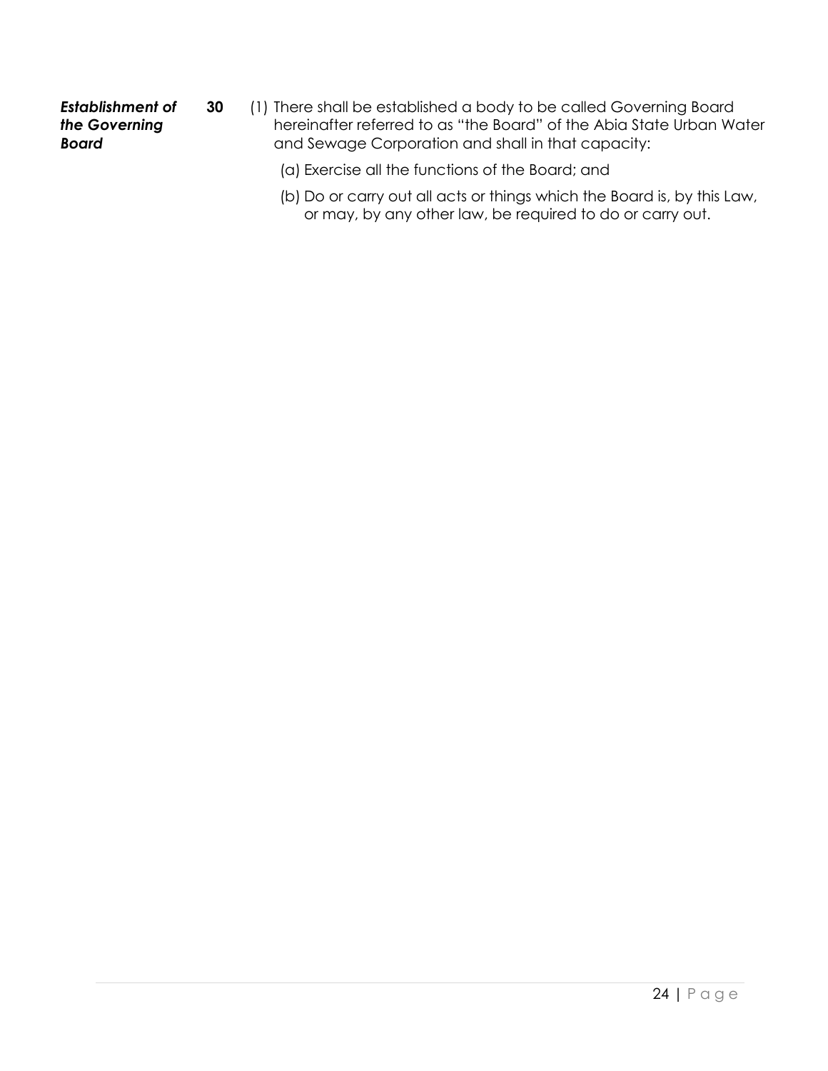***Establishment of the Governing Board***

**30** (1) There shall be established a body to be called Governing Board hereinafter referred to as "the Board" of the Abia State Urban Water and Sewage Corporation and shall in that capacity:

(a) Exercise all the functions of the Board; and

(b) Do or carry out all acts or things which the Board is, by this Law, or may, by any other law, be required to do or carry out.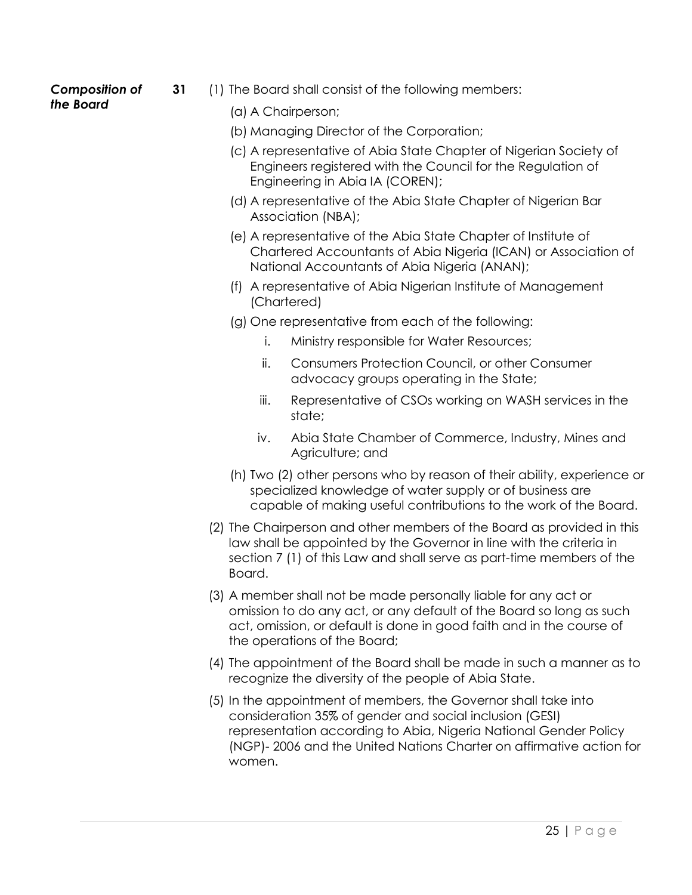***Composition of the Board***

**31** (1) The Board shall consist of the following members:

(a) A Chairperson;

(b) Managing Director of the Corporation;

(c) A representative of Abia State Chapter of Nigerian Society of Engineers registered with the Council for the Regulation of Engineering in Abia IA (COREN);

(d) A representative of the Abia State Chapter of Nigerian Bar Association (NBA);

(e) A representative of the Abia State Chapter of Institute of Chartered Accountants of Abia Nigeria (ICAN) or Association of National Accountants of Abia Nigeria (ANAN);

(f) A representative of Abia Nigerian Institute of Management (Chartered)

(g) One representative from each of the following:

i. Ministry responsible for Water Resources;

ii. Consumers Protection Council, or other Consumer advocacy groups operating in the State;

iii. Representative of CSOs working on WASH services in the state;

iv. Abia State Chamber of Commerce, Industry, Mines and Agriculture; and

(h) Two (2) other persons who by reason of their ability, experience or specialized knowledge of water supply or of business are capable of making useful contributions to the work of the Board.

(2) The Chairperson and other members of the Board as provided in this law shall be appointed by the Governor in line with the criteria in section 7 (1) of this Law and shall serve as part-time members of the Board.

(3) A member shall not be made personally liable for any act or omission to do any act, or any default of the Board so long as such act, omission, or default is done in good faith and in the course of the operations of the Board;

(4) The appointment of the Board shall be made in such a manner as to recognize the diversity of the people of Abia State.

(5) In the appointment of members, the Governor shall take into consideration 35% of gender and social inclusion (GESI) representation according to Abia, Nigeria National Gender Policy (NGP)- 2006 and the United Nations Charter on affirmative action for women.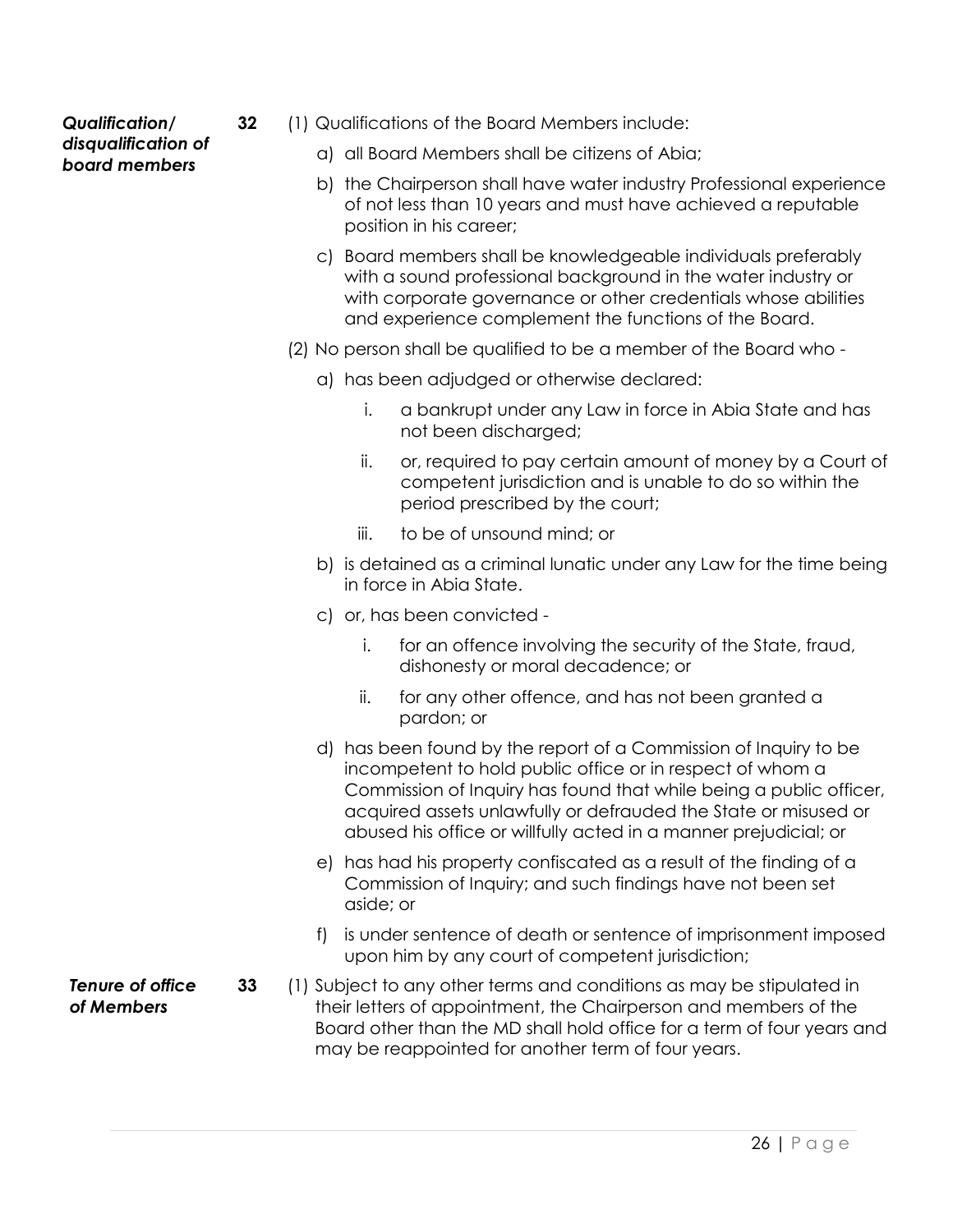***Qualification/ disqualification of board members***

**32** (1) Qualifications of the Board Members include:

a) all Board Members shall be citizens of Abia;

b) the Chairperson shall have water industry Professional experience of not less than 10 years and must have achieved a reputable position in his career;

c) Board members shall be knowledgeable individuals preferably with a sound professional background in the water industry or with corporate governance or other credentials whose abilities and experience complement the functions of the Board.

(2) No person shall be qualified to be a member of the Board who -

a) has been adjudged or otherwise declared:

   i. a bankrupt under any Law in force in Abia State and has not been discharged;

   ii. or, required to pay certain amount of money by a Court of competent jurisdiction and is unable to do so within the period prescribed by the court;

   iii. to be of unsound mind; or

b) is detained as a criminal lunatic under any Law for the time being in force in Abia State.

c) or, has been convicted -

   i. for an offence involving the security of the State, fraud, dishonesty or moral decadence; or

   ii. for any other offence, and has not been granted a pardon; or

d) has been found by the report of a Commission of Inquiry to be incompetent to hold public office or in respect of whom a Commission of Inquiry has found that while being a public officer, acquired assets unlawfully or defrauded the State or misused or abused his office or willfully acted in a manner prejudicial; or

e) has had his property confiscated as a result of the finding of a Commission of Inquiry; and such findings have not been set aside; or

f) is under sentence of death or sentence of imprisonment imposed upon him by any court of competent jurisdiction;

***Tenure of office of Members***

**33** (1) Subject to any other terms and conditions as may be stipulated in their letters of appointment, the Chairperson and members of the Board other than the MD shall hold office for a term of four years and may be reappointed for another term of four years.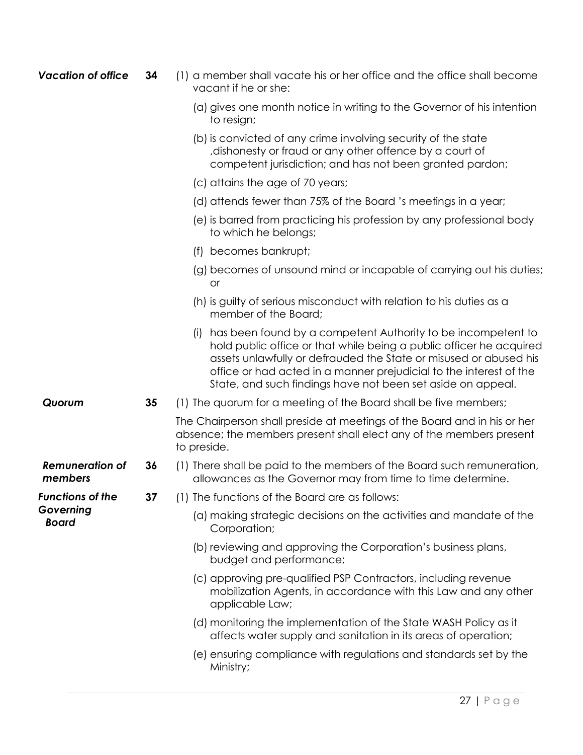***Vacation of office*** **34** (1) a member shall vacate his or her office and the office shall become vacant if he or she:

(a) gives one month notice in writing to the Governor of his intention to resign;

(b) is convicted of any crime involving security of the state ,dishonesty or fraud or any other offence by a court of competent jurisdiction; and has not been granted pardon;

(c) attains the age of 70 years;

(d) attends fewer than 75% of the Board 's meetings in a year;

(e) is barred from practicing his profession by any professional body to which he belongs;

(f) becomes bankrupt;

(g) becomes of unsound mind or incapable of carrying out his duties; or

(h) is guilty of serious misconduct with relation to his duties as a member of the Board;

(i) has been found by a competent Authority to be incompetent to hold public office or that while being a public officer he acquired assets unlawfully or defrauded the State or misused or abused his office or had acted in a manner prejudicial to the interest of the State, and such findings have not been set aside on appeal.

***Quorum*** **35** (1) The quorum for a meeting of the Board shall be five members;

The Chairperson shall preside at meetings of the Board and in his or her absence; the members present shall elect any of the members present to preside.

***Remuneration of members*** **36** (1) There shall be paid to the members of the Board such remuneration, allowances as the Governor may from time to time determine.

***Functions of the Governing Board*** **37** (1) The functions of the Board are as follows:

(a) making strategic decisions on the activities and mandate of the Corporation;

(b) reviewing and approving the Corporation's business plans, budget and performance;

(c) approving pre-qualified PSP Contractors, including revenue mobilization Agents, in accordance with this Law and any other applicable Law;

(d) monitoring the implementation of the State WASH Policy as it affects water supply and sanitation in its areas of operation;

(e) ensuring compliance with regulations and standards set by the Ministry;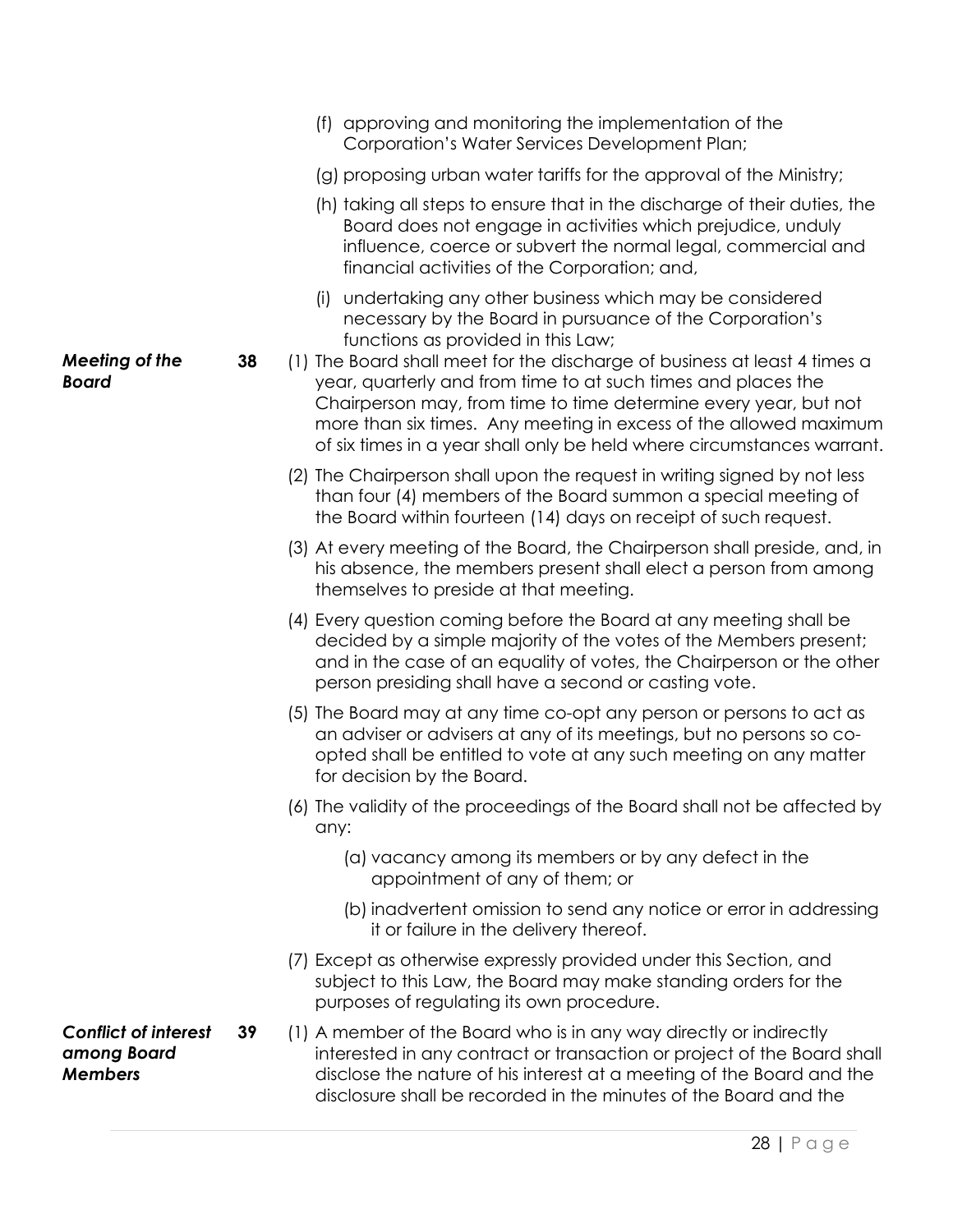(f) approving and monitoring the implementation of the Corporation's Water Services Development Plan;

(g) proposing urban water tariffs for the approval of the Ministry;

(h) taking all steps to ensure that in the discharge of their duties, the Board does not engage in activities which prejudice, unduly influence, coerce or subvert the normal legal, commercial and financial activities of the Corporation; and,

(i) undertaking any other business which may be considered necessary by the Board in pursuance of the Corporation's functions as provided in this Law;

***Meeting of the Board***

**38** (1) The Board shall meet for the discharge of business at least 4 times a year, quarterly and from time to at such times and places the Chairperson may, from time to time determine every year, but not more than six times. Any meeting in excess of the allowed maximum of six times in a year shall only be held where circumstances warrant.

(2) The Chairperson shall upon the request in writing signed by not less than four (4) members of the Board summon a special meeting of the Board within fourteen (14) days on receipt of such request.

(3) At every meeting of the Board, the Chairperson shall preside, and, in his absence, the members present shall elect a person from among themselves to preside at that meeting.

(4) Every question coming before the Board at any meeting shall be decided by a simple majority of the votes of the Members present; and in the case of an equality of votes, the Chairperson or the other person presiding shall have a second or casting vote.

(5) The Board may at any time co-opt any person or persons to act as an adviser or advisers at any of its meetings, but no persons so co-opted shall be entitled to vote at any such meeting on any matter for decision by the Board.

(6) The validity of the proceedings of the Board shall not be affected by any:

(a) vacancy among its members or by any defect in the appointment of any of them; or

(b) inadvertent omission to send any notice or error in addressing it or failure in the delivery thereof.

(7) Except as otherwise expressly provided under this Section, and subject to this Law, the Board may make standing orders for the purposes of regulating its own procedure.

***Conflict of interest among Board Members***

**39** (1) A member of the Board who is in any way directly or indirectly interested in any contract or transaction or project of the Board shall disclose the nature of his interest at a meeting of the Board and the disclosure shall be recorded in the minutes of the Board and the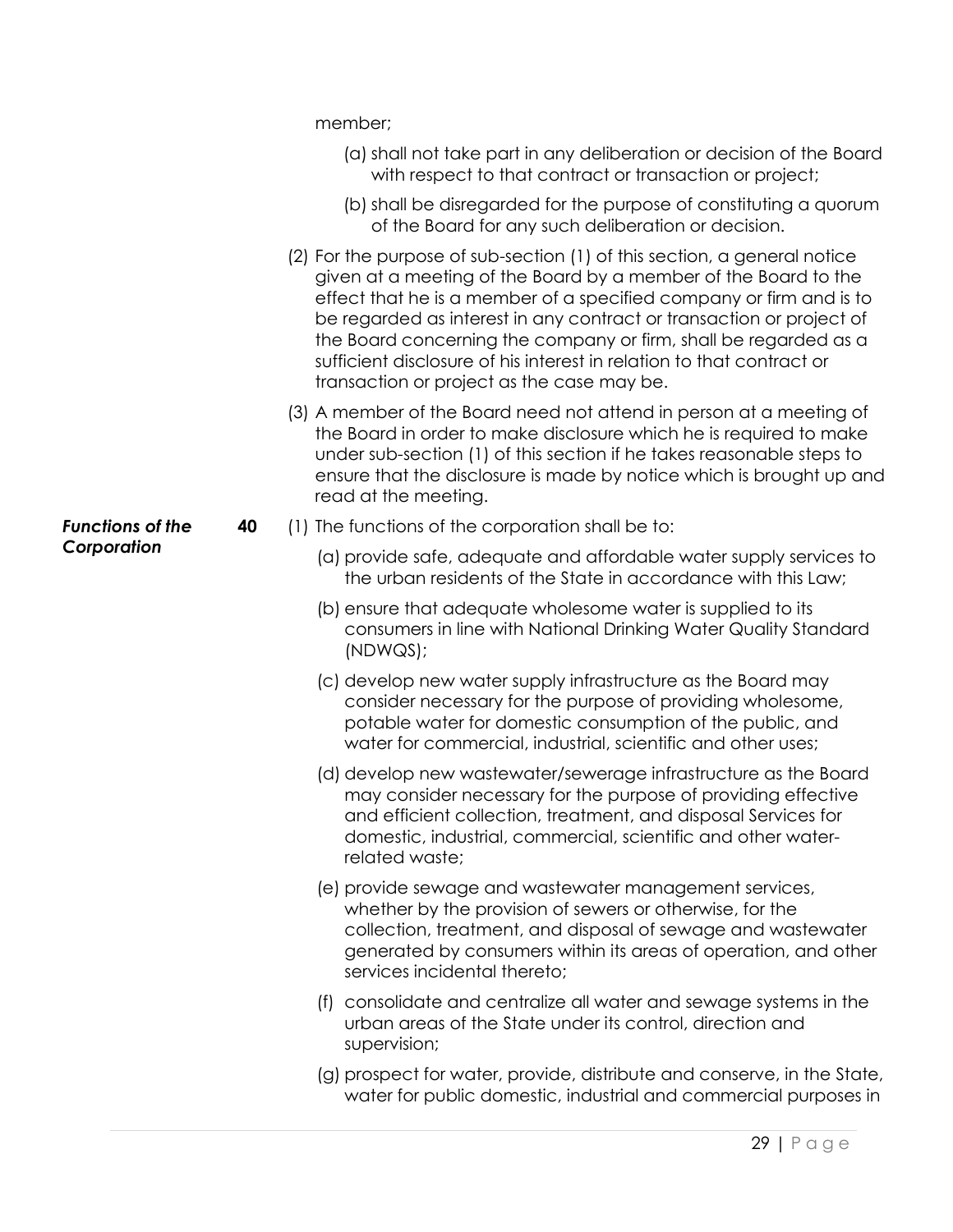member;

(a) shall not take part in any deliberation or decision of the Board with respect to that contract or transaction or project;

(b) shall be disregarded for the purpose of constituting a quorum of the Board for any such deliberation or decision.

(2) For the purpose of sub-section (1) of this section, a general notice given at a meeting of the Board by a member of the Board to the effect that he is a member of a specified company or firm and is to be regarded as interest in any contract or transaction or project of the Board concerning the company or firm, shall be regarded as a sufficient disclosure of his interest in relation to that contract or transaction or project as the case may be.

(3) A member of the Board need not attend in person at a meeting of the Board in order to make disclosure which he is required to make under sub-section (1) of this section if he takes reasonable steps to ensure that the disclosure is made by notice which is brought up and read at the meeting.

***Functions of the Corporation***

**40** (1) The functions of the corporation shall be to:

(a) provide safe, adequate and affordable water supply services to the urban residents of the State in accordance with this Law;

(b) ensure that adequate wholesome water is supplied to its consumers in line with National Drinking Water Quality Standard (NDWQS);

(c) develop new water supply infrastructure as the Board may consider necessary for the purpose of providing wholesome, potable water for domestic consumption of the public, and water for commercial, industrial, scientific and other uses;

(d) develop new wastewater/sewerage infrastructure as the Board may consider necessary for the purpose of providing effective and efficient collection, treatment, and disposal Services for domestic, industrial, commercial, scientific and other water-related waste;

(e) provide sewage and wastewater management services, whether by the provision of sewers or otherwise, for the collection, treatment, and disposal of sewage and wastewater generated by consumers within its areas of operation, and other services incidental thereto;

(f) consolidate and centralize all water and sewage systems in the urban areas of the State under its control, direction and supervision;

(g) prospect for water, provide, distribute and conserve, in the State, water for public domestic, industrial and commercial purposes in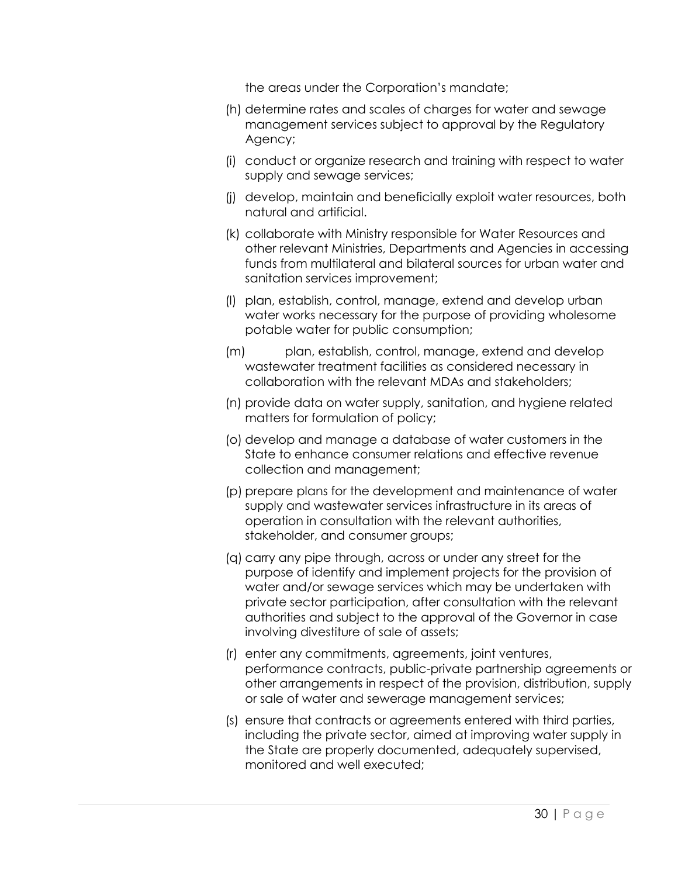the areas under the Corporation's mandate;

(h) determine rates and scales of charges for water and sewage management services subject to approval by the Regulatory Agency;

(i) conduct or organize research and training with respect to water supply and sewage services;

(j) develop, maintain and beneficially exploit water resources, both natural and artificial.

(k) collaborate with Ministry responsible for Water Resources and other relevant Ministries, Departments and Agencies in accessing funds from multilateral and bilateral sources for urban water and sanitation services improvement;

(l) plan, establish, control, manage, extend and develop urban water works necessary for the purpose of providing wholesome potable water for public consumption;

(m) plan, establish, control, manage, extend and develop wastewater treatment facilities as considered necessary in collaboration with the relevant MDAs and stakeholders;

(n) provide data on water supply, sanitation, and hygiene related matters for formulation of policy;

(o) develop and manage a database of water customers in the State to enhance consumer relations and effective revenue collection and management;

(p) prepare plans for the development and maintenance of water supply and wastewater services infrastructure in its areas of operation in consultation with the relevant authorities, stakeholder, and consumer groups;

(q) carry any pipe through, across or under any street for the purpose of identify and implement projects for the provision of water and/or sewage services which may be undertaken with private sector participation, after consultation with the relevant authorities and subject to the approval of the Governor in case involving divestiture of sale of assets;

(r) enter any commitments, agreements, joint ventures, performance contracts, public-private partnership agreements or other arrangements in respect of the provision, distribution, supply or sale of water and sewerage management services;

(s) ensure that contracts or agreements entered with third parties, including the private sector, aimed at improving water supply in the State are properly documented, adequately supervised, monitored and well executed;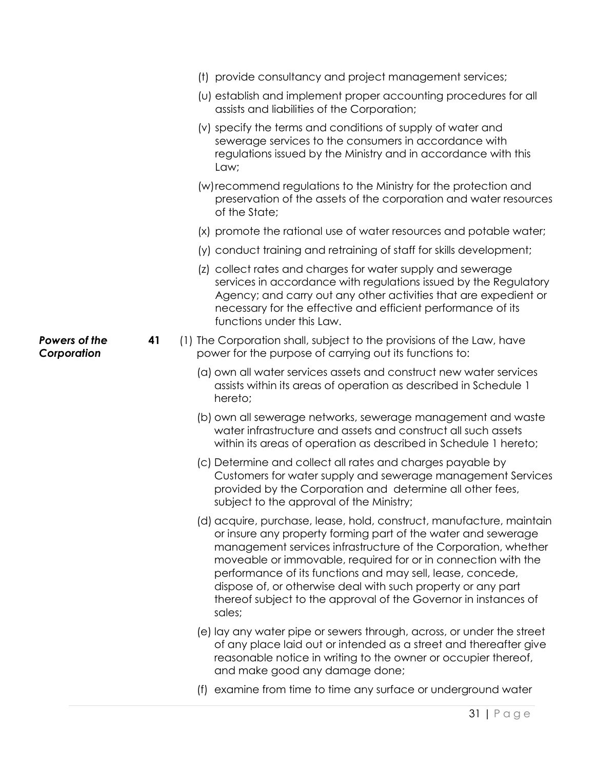(t) provide consultancy and project management services;

(u) establish and implement proper accounting procedures for all assists and liabilities of the Corporation;

(v) specify the terms and conditions of supply of water and sewerage services to the consumers in accordance with regulations issued by the Ministry and in accordance with this Law;

(w) recommend regulations to the Ministry for the protection and preservation of the assets of the corporation and water resources of the State;

(x) promote the rational use of water resources and potable water;

(y) conduct training and retraining of staff for skills development;

(z) collect rates and charges for water supply and sewerage services in accordance with regulations issued by the Regulatory Agency; and carry out any other activities that are expedient or necessary for the effective and efficient performance of its functions under this Law.

***Powers of the Corporation***

**41** (1) The Corporation shall, subject to the provisions of the Law, have power for the purpose of carrying out its functions to:

(a) own all water services assets and construct new water services assists within its areas of operation as described in Schedule 1 hereto;

(b) own all sewerage networks, sewerage management and waste water infrastructure and assets and construct all such assets within its areas of operation as described in Schedule 1 hereto;

(c) Determine and collect all rates and charges payable by Customers for water supply and sewerage management Services provided by the Corporation and determine all other fees, subject to the approval of the Ministry;

(d) acquire, purchase, lease, hold, construct, manufacture, maintain or insure any property forming part of the water and sewerage management services infrastructure of the Corporation, whether moveable or immovable, required for or in connection with the performance of its functions and may sell, lease, concede, dispose of, or otherwise deal with such property or any part thereof subject to the approval of the Governor in instances of sales;

(e) lay any water pipe or sewers through, across, or under the street of any place laid out or intended as a street and thereafter give reasonable notice in writing to the owner or occupier thereof, and make good any damage done;

(f) examine from time to time any surface or underground water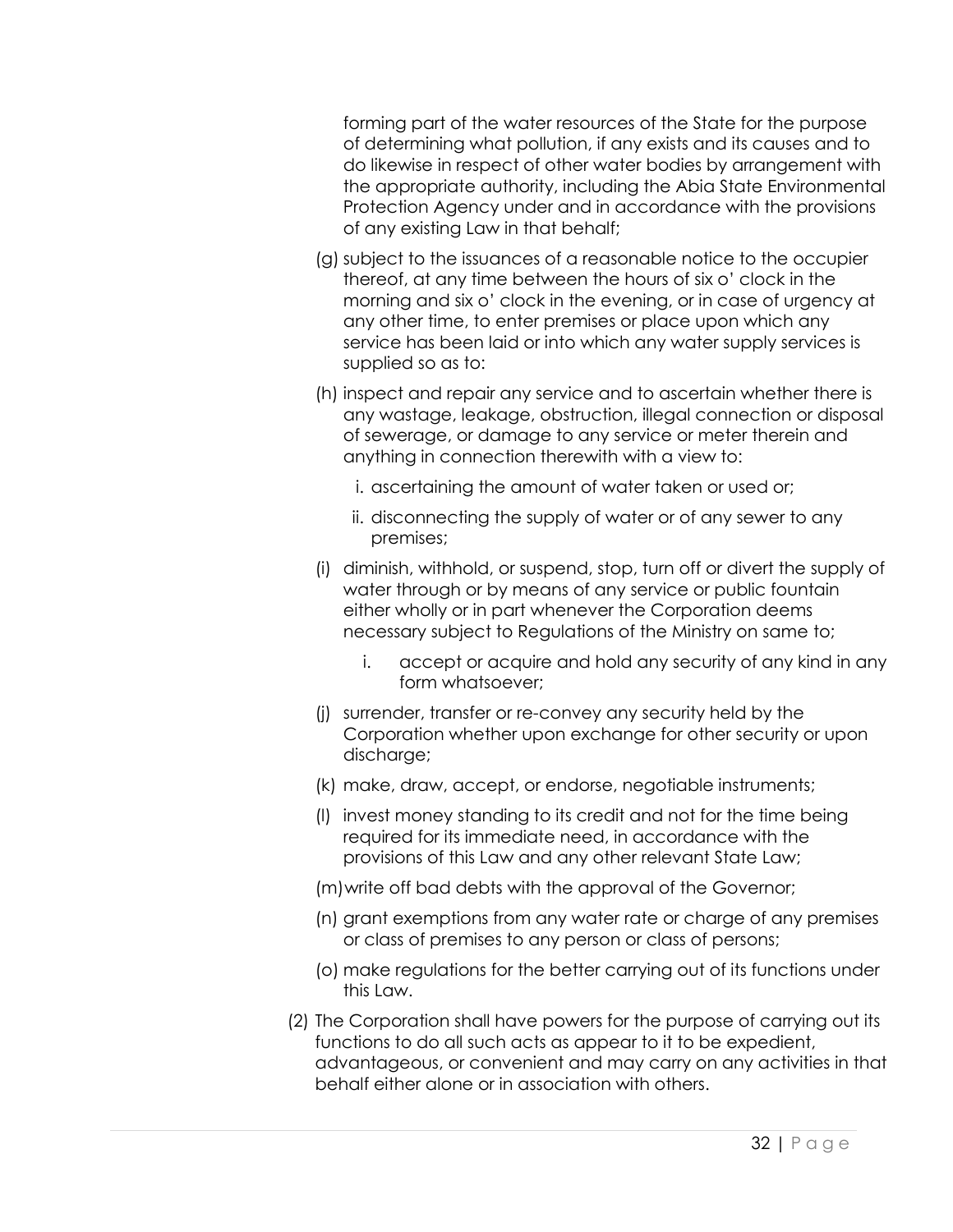forming part of the water resources of the State for the purpose of determining what pollution, if any exists and its causes and to do likewise in respect of other water bodies by arrangement with the appropriate authority, including the Abia State Environmental Protection Agency under and in accordance with the provisions of any existing Law in that behalf;

(g) subject to the issuances of a reasonable notice to the occupier thereof, at any time between the hours of six o' clock in the morning and six o' clock in the evening, or in case of urgency at any other time, to enter premises or place upon which any service has been laid or into which any water supply services is supplied so as to:

(h) inspect and repair any service and to ascertain whether there is any wastage, leakage, obstruction, illegal connection or disposal of sewerage, or damage to any service or meter therein and anything in connection therewith with a view to:

   i. ascertaining the amount of water taken or used or;

   ii. disconnecting the supply of water or of any sewer to any premises;

(i) diminish, withhold, or suspend, stop, turn off or divert the supply of water through or by means of any service or public fountain either wholly or in part whenever the Corporation deems necessary subject to Regulations of the Ministry on same to;

   i. accept or acquire and hold any security of any kind in any form whatsoever;

(j) surrender, transfer or re-convey any security held by the Corporation whether upon exchange for other security or upon discharge;

(k) make, draw, accept, or endorse, negotiable instruments;

(l) invest money standing to its credit and not for the time being required for its immediate need, in accordance with the provisions of this Law and any other relevant State Law;

(m) write off bad debts with the approval of the Governor;

(n) grant exemptions from any water rate or charge of any premises or class of premises to any person or class of persons;

(o) make regulations for the better carrying out of its functions under this Law.

(2) The Corporation shall have powers for the purpose of carrying out its functions to do all such acts as appear to it to be expedient, advantageous, or convenient and may carry on any activities in that behalf either alone or in association with others.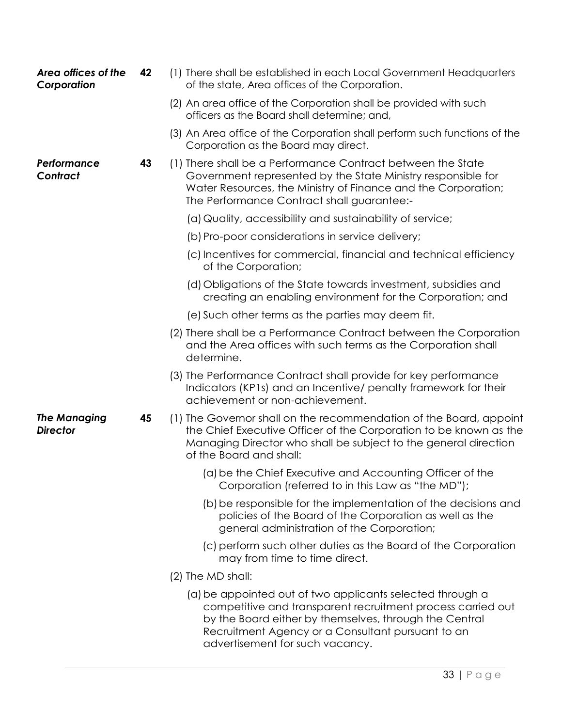***Area offices of the Corporation*** **42**

(1) There shall be established in each Local Government Headquarters of the state, Area offices of the Corporation.

(2) An area office of the Corporation shall be provided with such officers as the Board shall determine; and,

(3) An Area office of the Corporation shall perform such functions of the Corporation as the Board may direct.

***Performance Contract*** **43**

(1) There shall be a Performance Contract between the State Government represented by the State Ministry responsible for Water Resources, the Ministry of Finance and the Corporation; The Performance Contract shall guarantee:-

(a) Quality, accessibility and sustainability of service;

(b) Pro-poor considerations in service delivery;

(c) Incentives for commercial, financial and technical efficiency of the Corporation;

(d) Obligations of the State towards investment, subsidies and creating an enabling environment for the Corporation; and

(e) Such other terms as the parties may deem fit.

(2) There shall be a Performance Contract between the Corporation and the Area offices with such terms as the Corporation shall determine.

(3) The Performance Contract shall provide for key performance Indicators (KP1s) and an Incentive/ penalty framework for their achievement or non-achievement.

***The Managing Director*** **45**

(1) The Governor shall on the recommendation of the Board, appoint the Chief Executive Officer of the Corporation to be known as the Managing Director who shall be subject to the general direction of the Board and shall:

(a) be the Chief Executive and Accounting Officer of the Corporation (referred to in this Law as "the MD");

(b) be responsible for the implementation of the decisions and policies of the Board of the Corporation as well as the general administration of the Corporation;

(c) perform such other duties as the Board of the Corporation may from time to time direct.

(2) The MD shall:

(a) be appointed out of two applicants selected through a competitive and transparent recruitment process carried out by the Board either by themselves, through the Central Recruitment Agency or a Consultant pursuant to an advertisement for such vacancy.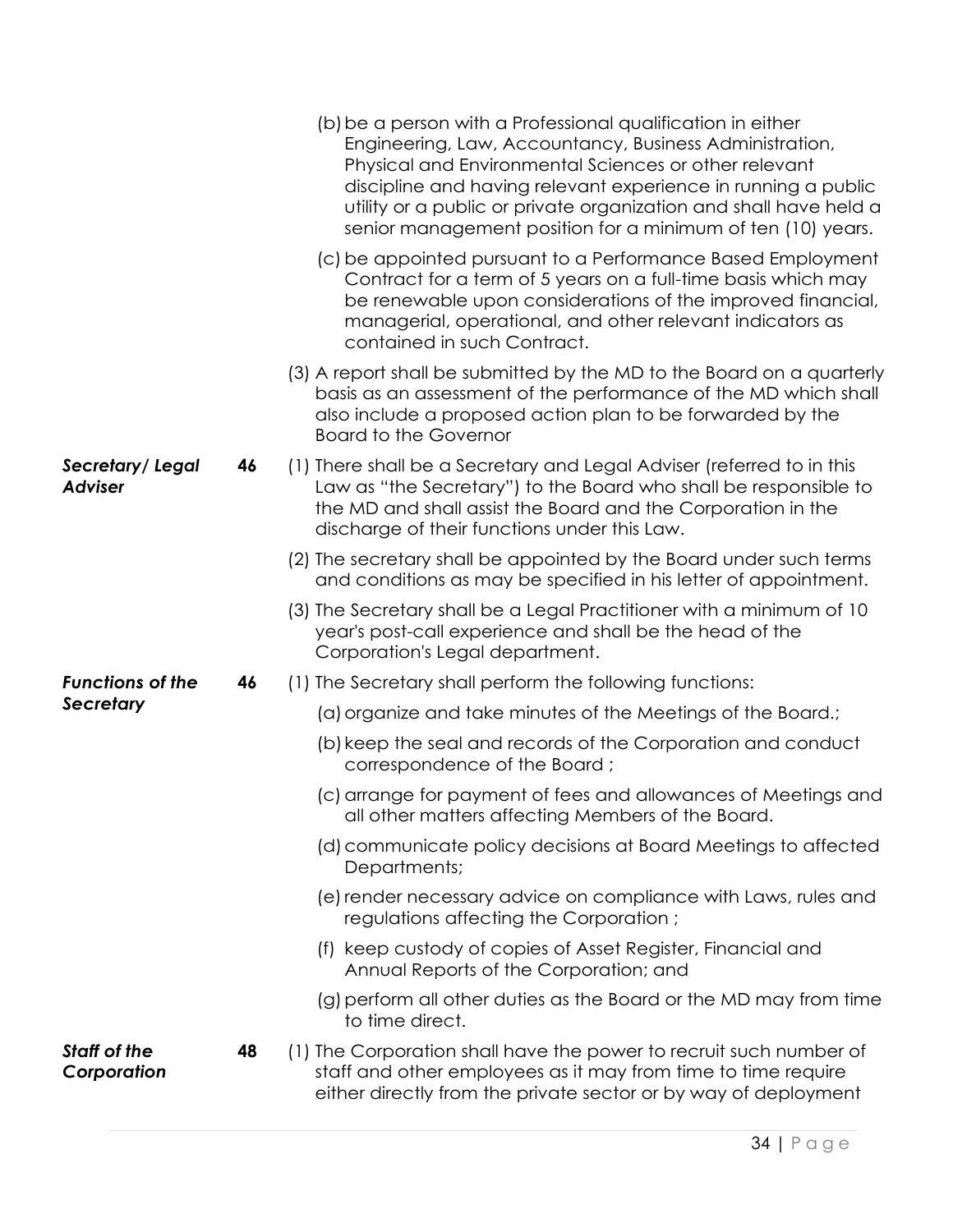(b) be a person with a Professional qualification in either Engineering, Law, Accountancy, Business Administration, Physical and Environmental Sciences or other relevant discipline and having relevant experience in running a public utility or a public or private organization and shall have held a senior management position for a minimum of ten (10) years.

(c) be appointed pursuant to a Performance Based Employment Contract for a term of 5 years on a full-time basis which may be renewable upon considerations of the improved financial, managerial, operational, and other relevant indicators as contained in such Contract.

(3) A report shall be submitted by the MD to the Board on a quarterly basis as an assessment of the performance of the MD which shall also include a proposed action plan to be forwarded by the Board to the Governor

***Secretary/ Legal Adviser***

**46** (1) There shall be a Secretary and Legal Adviser (referred to in this Law as "the Secretary") to the Board who shall be responsible to the MD and shall assist the Board and the Corporation in the discharge of their functions under this Law.

(2) The secretary shall be appointed by the Board under such terms and conditions as may be specified in his letter of appointment.

(3) The Secretary shall be a Legal Practitioner with a minimum of 10 year's post-call experience and shall be the head of the Corporation's Legal department.

***Functions of the Secretary***

**46** (1) The Secretary shall perform the following functions:

(a) organize and take minutes of the Meetings of the Board.;

(b) keep the seal and records of the Corporation and conduct correspondence of the Board ;

(c) arrange for payment of fees and allowances of Meetings and all other matters affecting Members of the Board.

(d) communicate policy decisions at Board Meetings to affected Departments;

(e) render necessary advice on compliance with Laws, rules and regulations affecting the Corporation ;

(f) keep custody of copies of Asset Register, Financial and Annual Reports of the Corporation; and

(g) perform all other duties as the Board or the MD may from time to time direct.

***Staff of the Corporation***

**48** (1) The Corporation shall have the power to recruit such number of staff and other employees as it may from time to time require either directly from the private sector or by way of deployment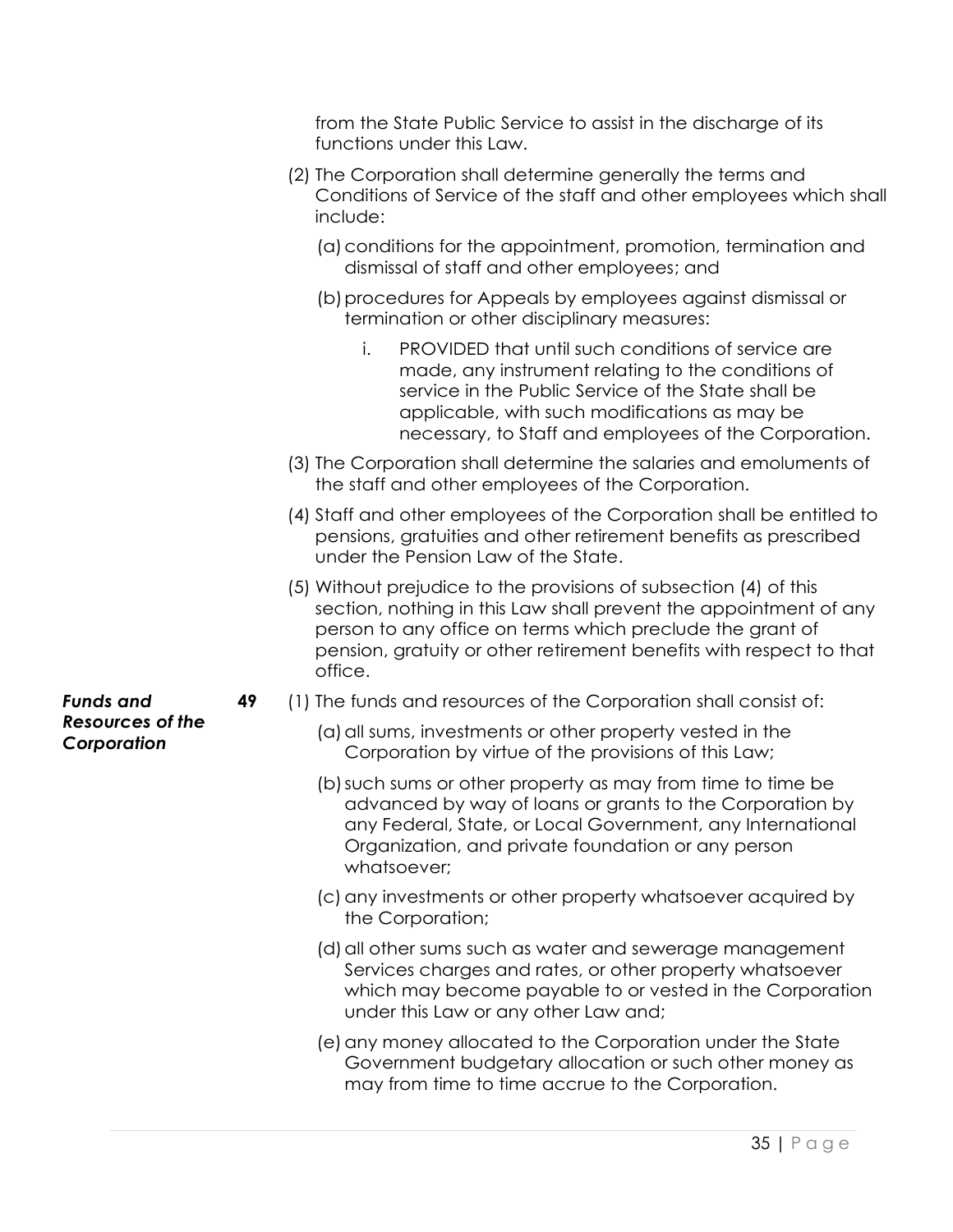from the State Public Service to assist in the discharge of its functions under this Law.

(2) The Corporation shall determine generally the terms and Conditions of Service of the staff and other employees which shall include:

(a) conditions for the appointment, promotion, termination and dismissal of staff and other employees; and

(b) procedures for Appeals by employees against dismissal or termination or other disciplinary measures:

i. PROVIDED that until such conditions of service are made, any instrument relating to the conditions of service in the Public Service of the State shall be applicable, with such modifications as may be necessary, to Staff and employees of the Corporation.

(3) The Corporation shall determine the salaries and emoluments of the staff and other employees of the Corporation.

(4) Staff and other employees of the Corporation shall be entitled to pensions, gratuities and other retirement benefits as prescribed under the Pension Law of the State.

(5) Without prejudice to the provisions of subsection (4) of this section, nothing in this Law shall prevent the appointment of any person to any office on terms which preclude the grant of pension, gratuity or other retirement benefits with respect to that office.

***Funds and Resources of the Corporation***

**49** (1) The funds and resources of the Corporation shall consist of:

(a) all sums, investments or other property vested in the Corporation by virtue of the provisions of this Law;

(b) such sums or other property as may from time to time be advanced by way of loans or grants to the Corporation by any Federal, State, or Local Government, any International Organization, and private foundation or any person whatsoever;

(c) any investments or other property whatsoever acquired by the Corporation;

(d) all other sums such as water and sewerage management Services charges and rates, or other property whatsoever which may become payable to or vested in the Corporation under this Law or any other Law and;

(e) any money allocated to the Corporation under the State Government budgetary allocation or such other money as may from time to time accrue to the Corporation.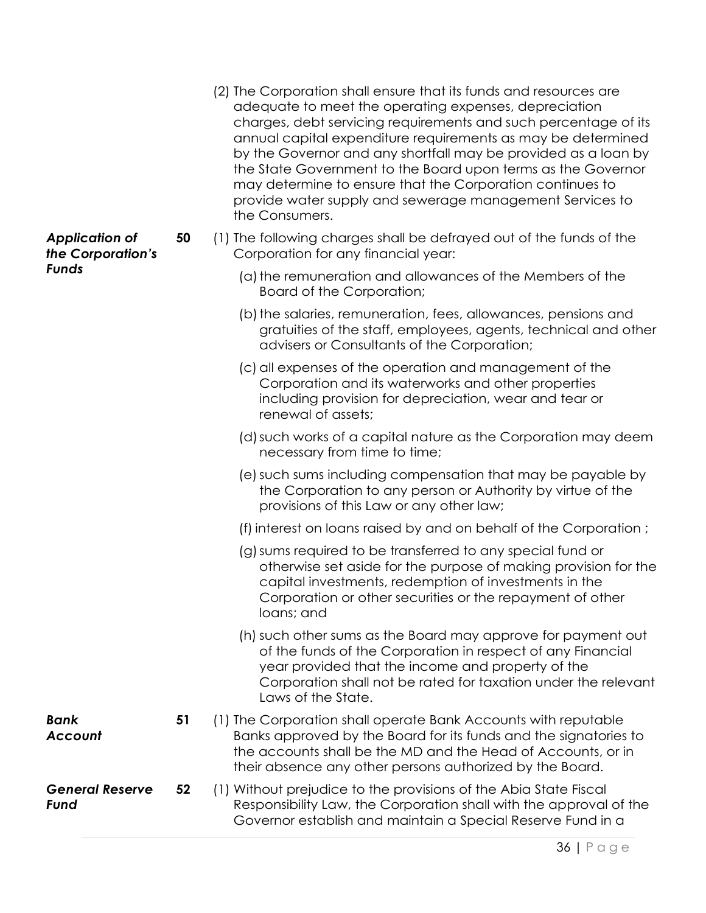(2) The Corporation shall ensure that its funds and resources are adequate to meet the operating expenses, depreciation charges, debt servicing requirements and such percentage of its annual capital expenditure requirements as may be determined by the Governor and any shortfall may be provided as a loan by the State Government to the Board upon terms as the Governor may determine to ensure that the Corporation continues to provide water supply and sewerage management Services to the Consumers.

***Application of the Corporation's Funds***

**50** (1) The following charges shall be defrayed out of the funds of the Corporation for any financial year:

(a) the remuneration and allowances of the Members of the Board of the Corporation;

(b) the salaries, remuneration, fees, allowances, pensions and gratuities of the staff, employees, agents, technical and other advisers or Consultants of the Corporation;

(c) all expenses of the operation and management of the Corporation and its waterworks and other properties including provision for depreciation, wear and tear or renewal of assets;

(d) such works of a capital nature as the Corporation may deem necessary from time to time;

(e) such sums including compensation that may be payable by the Corporation to any person or Authority by virtue of the provisions of this Law or any other law;

(f) interest on loans raised by and on behalf of the Corporation ;

(g) sums required to be transferred to any special fund or otherwise set aside for the purpose of making provision for the capital investments, redemption of investments in the Corporation or other securities or the repayment of other loans; and

(h) such other sums as the Board may approve for payment out of the funds of the Corporation in respect of any Financial year provided that the income and property of the Corporation shall not be rated for taxation under the relevant Laws of the State.

***Bank Account***

**51** (1) The Corporation shall operate Bank Accounts with reputable Banks approved by the Board for its funds and the signatories to the accounts shall be the MD and the Head of Accounts, or in their absence any other persons authorized by the Board.

***General Reserve Fund***

**52** (1) Without prejudice to the provisions of the Abia State Fiscal Responsibility Law, the Corporation shall with the approval of the Governor establish and maintain a Special Reserve Fund in a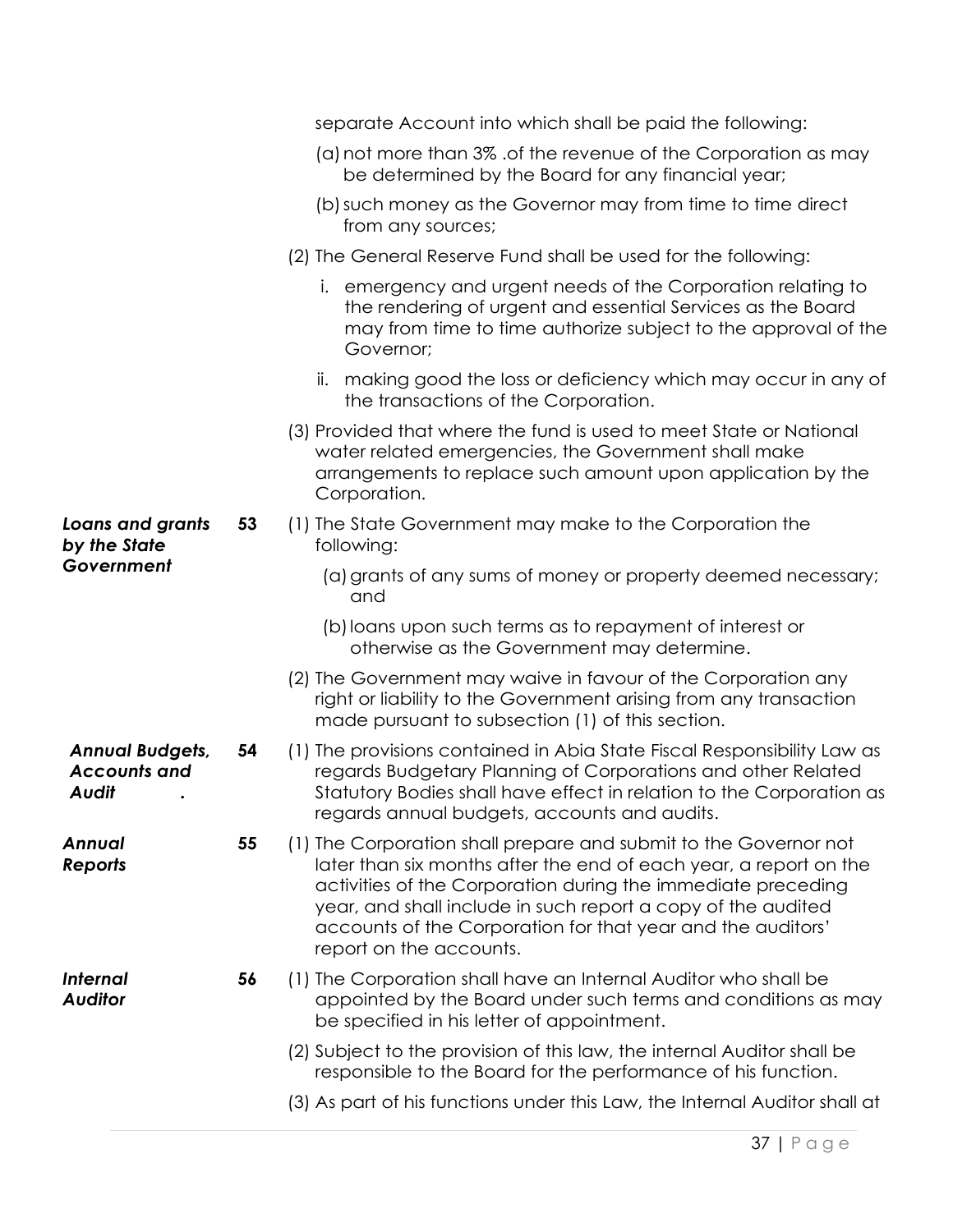separate Account into which shall be paid the following:

(a) not more than 3% .of the revenue of the Corporation as may be determined by the Board for any financial year;

(b) such money as the Governor may from time to time direct from any sources;

(2) The General Reserve Fund shall be used for the following:

i. emergency and urgent needs of the Corporation relating to the rendering of urgent and essential Services as the Board may from time to time authorize subject to the approval of the Governor;

ii. making good the loss or deficiency which may occur in any of the transactions of the Corporation.

(3) Provided that where the fund is used to meet State or National water related emergencies, the Government shall make arrangements to replace such amount upon application by the Corporation.

***Loans and grants by the State Government***

**53** (1) The State Government may make to the Corporation the following:

(a) grants of any sums of money or property deemed necessary; and

(b) loans upon such terms as to repayment of interest or otherwise as the Government may determine.

(2) The Government may waive in favour of the Corporation any right or liability to the Government arising from any transaction made pursuant to subsection (1) of this section.

***Annual Budgets, Accounts and Audit .***

**54** (1) The provisions contained in Abia State Fiscal Responsibility Law as regards Budgetary Planning of Corporations and other Related Statutory Bodies shall have effect in relation to the Corporation as regards annual budgets, accounts and audits.

***Annual Reports***

**55** (1) The Corporation shall prepare and submit to the Governor not later than six months after the end of each year, a report on the activities of the Corporation during the immediate preceding year, and shall include in such report a copy of the audited accounts of the Corporation for that year and the auditors' report on the accounts.

***Internal Auditor***

**56** (1) The Corporation shall have an Internal Auditor who shall be appointed by the Board under such terms and conditions as may be specified in his letter of appointment.

(2) Subject to the provision of this law, the internal Auditor shall be responsible to the Board for the performance of his function.

(3) As part of his functions under this Law, the Internal Auditor shall at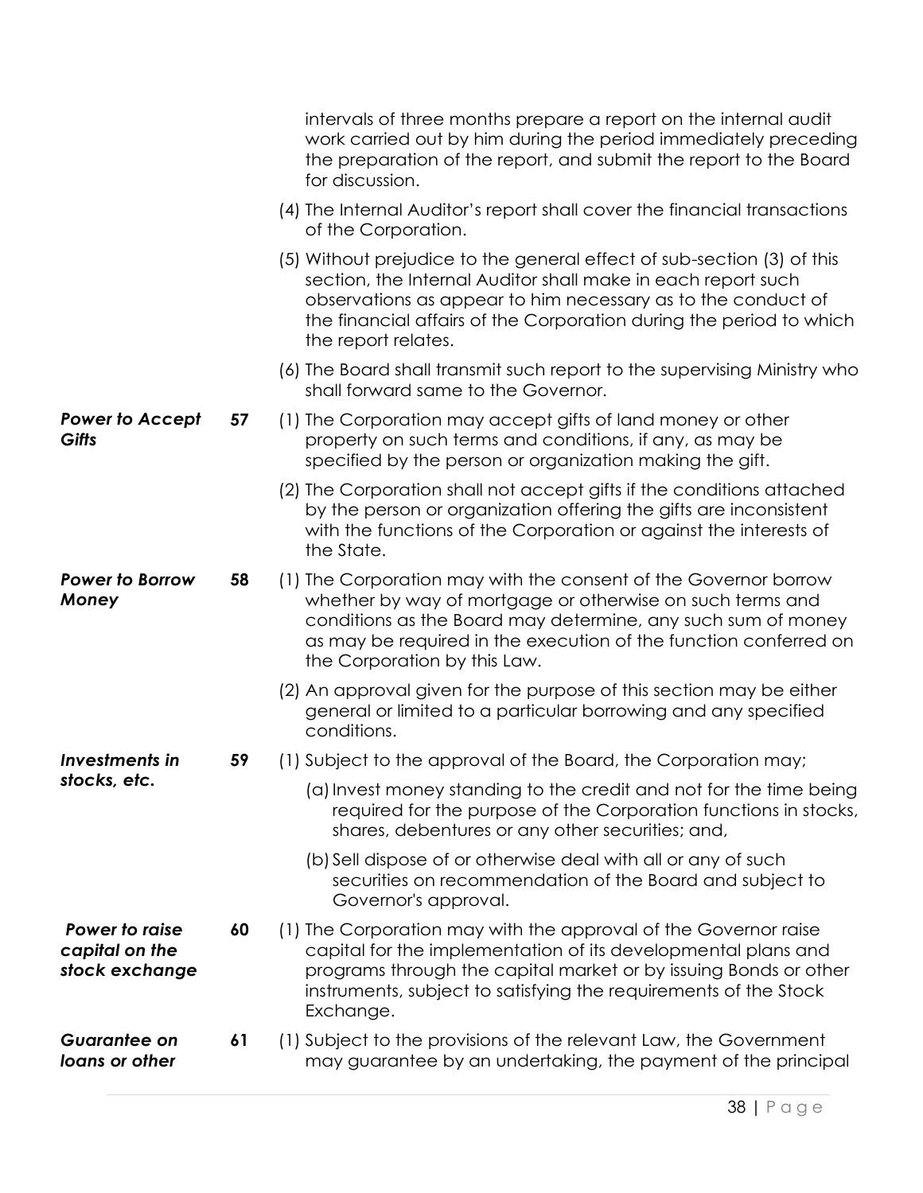intervals of three months prepare a report on the internal audit work carried out by him during the period immediately preceding the preparation of the report, and submit the report to the Board for discussion.

(4) The Internal Auditor's report shall cover the financial transactions of the Corporation.

(5) Without prejudice to the general effect of sub-section (3) of this section, the Internal Auditor shall make in each report such observations as appear to him necessary as to the conduct of the financial affairs of the Corporation during the period to which the report relates.

(6) The Board shall transmit such report to the supervising Ministry who shall forward same to the Governor.

***Power to Accept Gifts***

**57** (1) The Corporation may accept gifts of land money or other property on such terms and conditions, if any, as may be specified by the person or organization making the gift.

(2) The Corporation shall not accept gifts if the conditions attached by the person or organization offering the gifts are inconsistent with the functions of the Corporation or against the interests of the State.

***Power to Borrow Money***

**58** (1) The Corporation may with the consent of the Governor borrow whether by way of mortgage or otherwise on such terms and conditions as the Board may determine, any such sum of money as may be required in the execution of the function conferred on the Corporation by this Law.

(2) An approval given for the purpose of this section may be either general or limited to a particular borrowing and any specified conditions.

***Investments in stocks, etc.***

**59** (1) Subject to the approval of the Board, the Corporation may;

(a) Invest money standing to the credit and not for the time being required for the purpose of the Corporation functions in stocks, shares, debentures or any other securities; and,

(b) Sell dispose of or otherwise deal with all or any of such securities on recommendation of the Board and subject to Governor's approval.

***Power to raise capital on the stock exchange***

**60** (1) The Corporation may with the approval of the Governor raise capital for the implementation of its developmental plans and programs through the capital market or by issuing Bonds or other instruments, subject to satisfying the requirements of the Stock Exchange.

***Guarantee on loans or other***

**61** (1) Subject to the provisions of the relevant Law, the Government may guarantee by an undertaking, the payment of the principal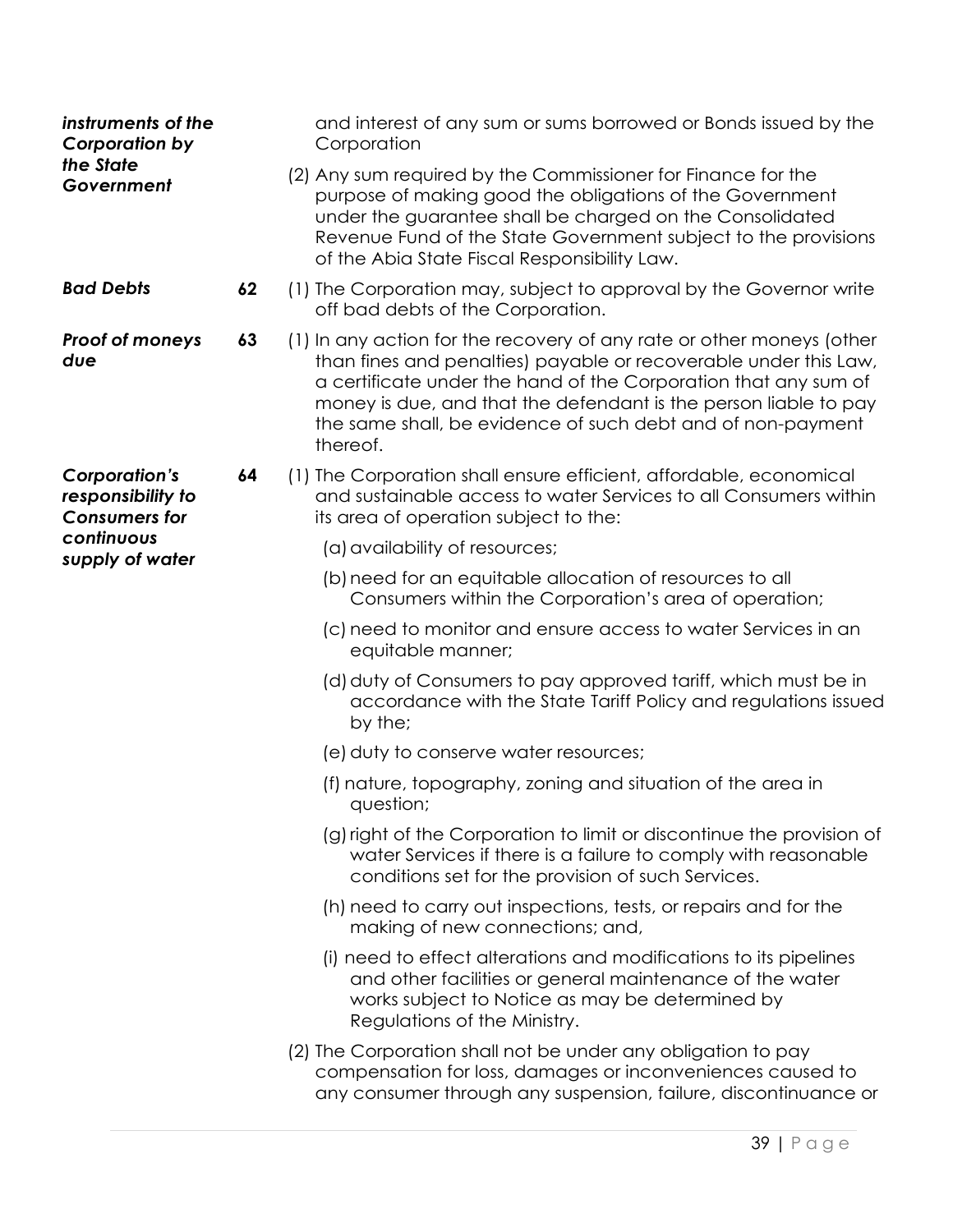***instruments of the Corporation by the State Government***

and interest of any sum or sums borrowed or Bonds issued by the Corporation

(2) Any sum required by the Commissioner for Finance for the purpose of making good the obligations of the Government under the guarantee shall be charged on the Consolidated Revenue Fund of the State Government subject to the provisions of the Abia State Fiscal Responsibility Law.

***Bad Debts***

**62** (1) The Corporation may, subject to approval by the Governor write off bad debts of the Corporation.

***Proof of moneys due***

**63** (1) In any action for the recovery of any rate or other moneys (other than fines and penalties) payable or recoverable under this Law, a certificate under the hand of the Corporation that any sum of money is due, and that the defendant is the person liable to pay the same shall, be evidence of such debt and of non-payment thereof.

***Corporation's responsibility to Consumers for continuous supply of water***

**64** (1) The Corporation shall ensure efficient, affordable, economical and sustainable access to water Services to all Consumers within its area of operation subject to the:

(a) availability of resources;

(b) need for an equitable allocation of resources to all Consumers within the Corporation's area of operation;

(c) need to monitor and ensure access to water Services in an equitable manner;

(d) duty of Consumers to pay approved tariff, which must be in accordance with the State Tariff Policy and regulations issued by the;

(e) duty to conserve water resources;

(f) nature, topography, zoning and situation of the area in question;

(g) right of the Corporation to limit or discontinue the provision of water Services if there is a failure to comply with reasonable conditions set for the provision of such Services.

(h) need to carry out inspections, tests, or repairs and for the making of new connections; and,

(i) need to effect alterations and modifications to its pipelines and other facilities or general maintenance of the water works subject to Notice as may be determined by Regulations of the Ministry.

(2) The Corporation shall not be under any obligation to pay compensation for loss, damages or inconveniences caused to any consumer through any suspension, failure, discontinuance or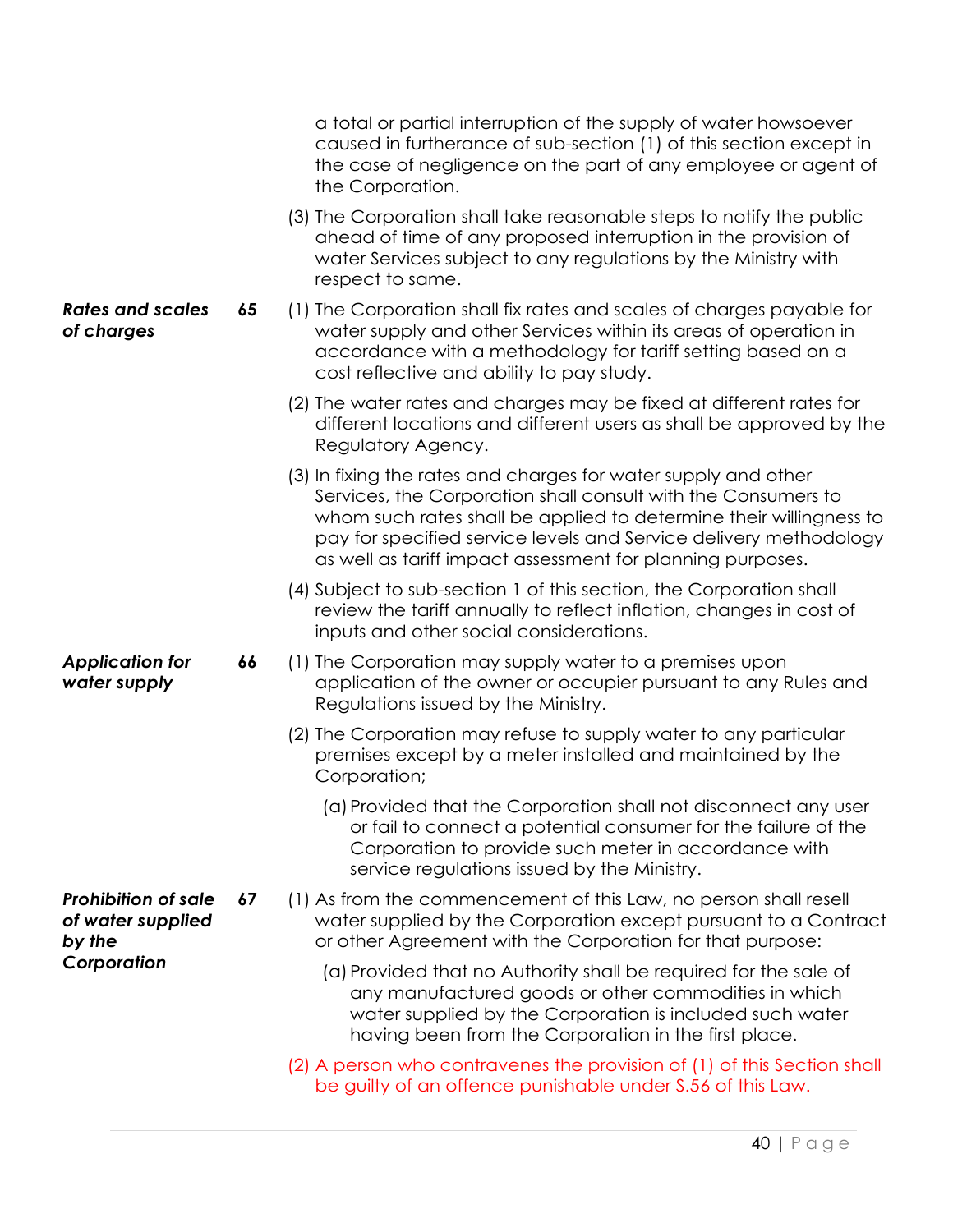a total or partial interruption of the supply of water howsoever caused in furtherance of sub-section (1) of this section except in the case of negligence on the part of any employee or agent of the Corporation.

(3) The Corporation shall take reasonable steps to notify the public ahead of time of any proposed interruption in the provision of water Services subject to any regulations by the Ministry with respect to same.

***Rates and scales of charges***

**65** (1) The Corporation shall fix rates and scales of charges payable for water supply and other Services within its areas of operation in accordance with a methodology for tariff setting based on a cost reflective and ability to pay study.

(2) The water rates and charges may be fixed at different rates for different locations and different users as shall be approved by the Regulatory Agency.

(3) In fixing the rates and charges for water supply and other Services, the Corporation shall consult with the Consumers to whom such rates shall be applied to determine their willingness to pay for specified service levels and Service delivery methodology as well as tariff impact assessment for planning purposes.

(4) Subject to sub-section 1 of this section, the Corporation shall review the tariff annually to reflect inflation, changes in cost of inputs and other social considerations.

***Application for water supply***

**66** (1) The Corporation may supply water to a premises upon application of the owner or occupier pursuant to any Rules and Regulations issued by the Ministry.

(2) The Corporation may refuse to supply water to any particular premises except by a meter installed and maintained by the Corporation;

(a) Provided that the Corporation shall not disconnect any user or fail to connect a potential consumer for the failure of the Corporation to provide such meter in accordance with service regulations issued by the Ministry.

***Prohibition of sale of water supplied by the Corporation***

**67** (1) As from the commencement of this Law, no person shall resell water supplied by the Corporation except pursuant to a Contract or other Agreement with the Corporation for that purpose:

(a) Provided that no Authority shall be required for the sale of any manufactured goods or other commodities in which water supplied by the Corporation is included such water having been from the Corporation in the first place.

(2) A person who contravenes the provision of (1) of this Section shall be guilty of an offence punishable under S.56 of this Law.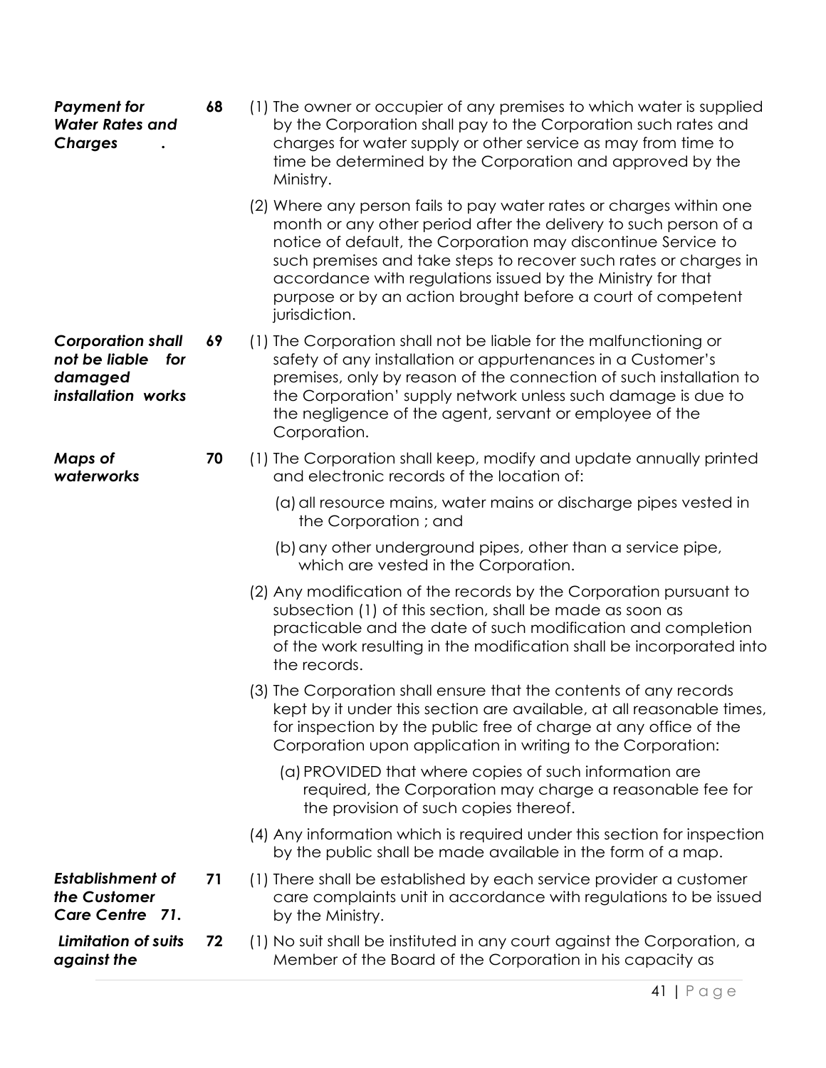***Payment for Water Rates and Charges***

**68** (1) The owner or occupier of any premises to which water is supplied by the Corporation shall pay to the Corporation such rates and charges for water supply or other service as may from time to time be determined by the Corporation and approved by the Ministry.

(2) Where any person fails to pay water rates or charges within one month or any other period after the delivery to such person of a notice of default, the Corporation may discontinue Service to such premises and take steps to recover such rates or charges in accordance with regulations issued by the Ministry for that purpose or by an action brought before a court of competent jurisdiction.

***Corporation shall not be liable for damaged installation works***

**69** (1) The Corporation shall not be liable for the malfunctioning or safety of any installation or appurtenances in a Customer's premises, only by reason of the connection of such installation to the Corporation' supply network unless such damage is due to the negligence of the agent, servant or employee of the Corporation.

***Maps of waterworks***

**70** (1) The Corporation shall keep, modify and update annually printed and electronic records of the location of:

(a) all resource mains, water mains or discharge pipes vested in the Corporation ; and

(b) any other underground pipes, other than a service pipe, which are vested in the Corporation.

(2) Any modification of the records by the Corporation pursuant to subsection (1) of this section, shall be made as soon as practicable and the date of such modification and completion of the work resulting in the modification shall be incorporated into the records.

(3) The Corporation shall ensure that the contents of any records kept by it under this section are available, at all reasonable times, for inspection by the public free of charge at any office of the Corporation upon application in writing to the Corporation:

(a) PROVIDED that where copies of such information are required, the Corporation may charge a reasonable fee for the provision of such copies thereof.

(4) Any information which is required under this section for inspection by the public shall be made available in the form of a map.

***Establishment of the Customer Care Centre 71.***

**71** (1) There shall be established by each service provider a customer care complaints unit in accordance with regulations to be issued by the Ministry.

***Limitation of suits against the***

**72** (1) No suit shall be instituted in any court against the Corporation, a Member of the Board of the Corporation in his capacity as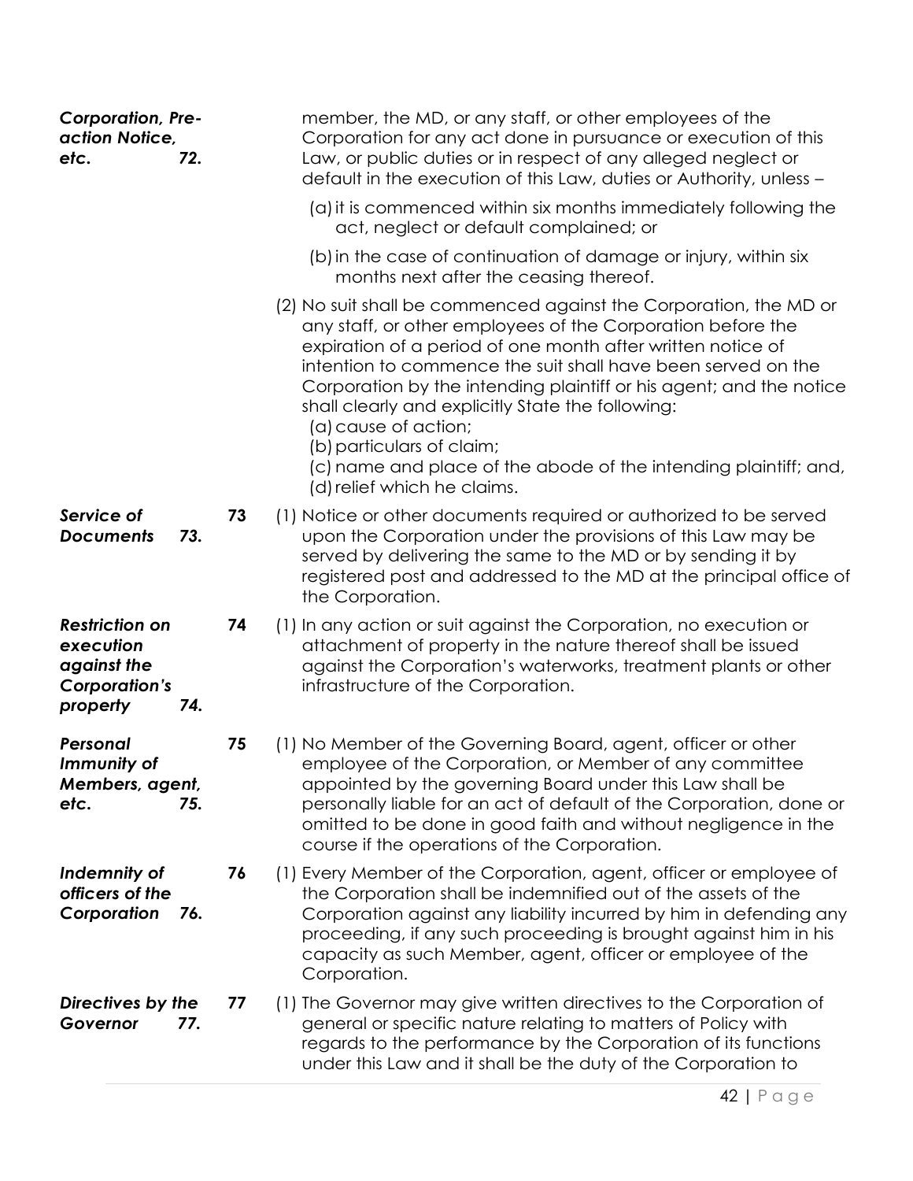***Corporation, Pre-action Notice, etc. 72.***

member, the MD, or any staff, or other employees of the Corporation for any act done in pursuance or execution of this Law, or public duties or in respect of any alleged neglect or default in the execution of this Law, duties or Authority, unless –

(a) it is commenced within six months immediately following the act, neglect or default complained; or

(b) in the case of continuation of damage or injury, within six months next after the ceasing thereof.

(2) No suit shall be commenced against the Corporation, the MD or any staff, or other employees of the Corporation before the expiration of a period of one month after written notice of intention to commence the suit shall have been served on the Corporation by the intending plaintiff or his agent; and the notice shall clearly and explicitly State the following:

(a) cause of action;
(b) particulars of claim;
(c) name and place of the abode of the intending plaintiff; and,
(d) relief which he claims.

***Service of Documents 73.***

**73** (1) Notice or other documents required or authorized to be served upon the Corporation under the provisions of this Law may be served by delivering the same to the MD or by sending it by registered post and addressed to the MD at the principal office of the Corporation.

***Restriction on execution against the Corporation's property 74.***

**74** (1) In any action or suit against the Corporation, no execution or attachment of property in the nature thereof shall be issued against the Corporation's waterworks, treatment plants or other infrastructure of the Corporation.

***Personal Immunity of Members, agent, etc. 75.***

**75** (1) No Member of the Governing Board, agent, officer or other employee of the Corporation, or Member of any committee appointed by the governing Board under this Law shall be personally liable for an act of default of the Corporation, done or omitted to be done in good faith and without negligence in the course if the operations of the Corporation.

***Indemnity of officers of the Corporation 76.***

**76** (1) Every Member of the Corporation, agent, officer or employee of the Corporation shall be indemnified out of the assets of the Corporation against any liability incurred by him in defending any proceeding, if any such proceeding is brought against him in his capacity as such Member, agent, officer or employee of the Corporation.

***Directives by the Governor 77.***

**77** (1) The Governor may give written directives to the Corporation of general or specific nature relating to matters of Policy with regards to the performance by the Corporation of its functions under this Law and it shall be the duty of the Corporation to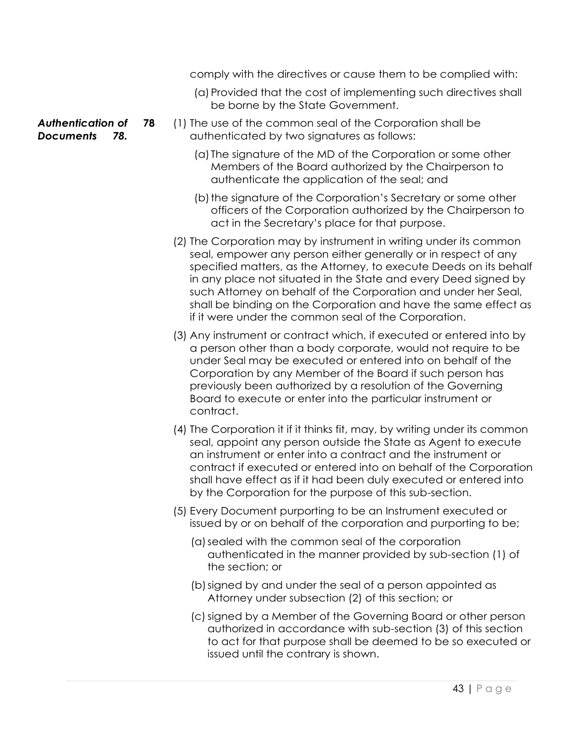comply with the directives or cause them to be complied with:

(a) Provided that the cost of implementing such directives shall be borne by the State Government.

***Authentication of Documents 78.*** **78** (1) The use of the common seal of the Corporation shall be authenticated by two signatures as follows:

(a) The signature of the MD of the Corporation or some other Members of the Board authorized by the Chairperson to authenticate the application of the seal; and

(b) the signature of the Corporation's Secretary or some other officers of the Corporation authorized by the Chairperson to act in the Secretary's place for that purpose.

(2) The Corporation may by instrument in writing under its common seal, empower any person either generally or in respect of any specified matters, as the Attorney, to execute Deeds on its behalf in any place not situated in the State and every Deed signed by such Attorney on behalf of the Corporation and under her Seal, shall be binding on the Corporation and have the same effect as if it were under the common seal of the Corporation.

(3) Any instrument or contract which, if executed or entered into by a person other than a body corporate, would not require to be under Seal may be executed or entered into on behalf of the Corporation by any Member of the Board if such person has previously been authorized by a resolution of the Governing Board to execute or enter into the particular instrument or contract.

(4) The Corporation it if it thinks fit, may, by writing under its common seal, appoint any person outside the State as Agent to execute an instrument or enter into a contract and the instrument or contract if executed or entered into on behalf of the Corporation shall have effect as if it had been duly executed or entered into by the Corporation for the purpose of this sub-section.

(5) Every Document purporting to be an Instrument executed or issued by or on behalf of the corporation and purporting to be;

(a) sealed with the common seal of the corporation authenticated in the manner provided by sub-section (1) of the section; or

(b) signed by and under the seal of a person appointed as Attorney under subsection (2) of this section; or

(c) signed by a Member of the Governing Board or other person authorized in accordance with sub-section (3) of this section to act for that purpose shall be deemed to be so executed or issued until the contrary is shown.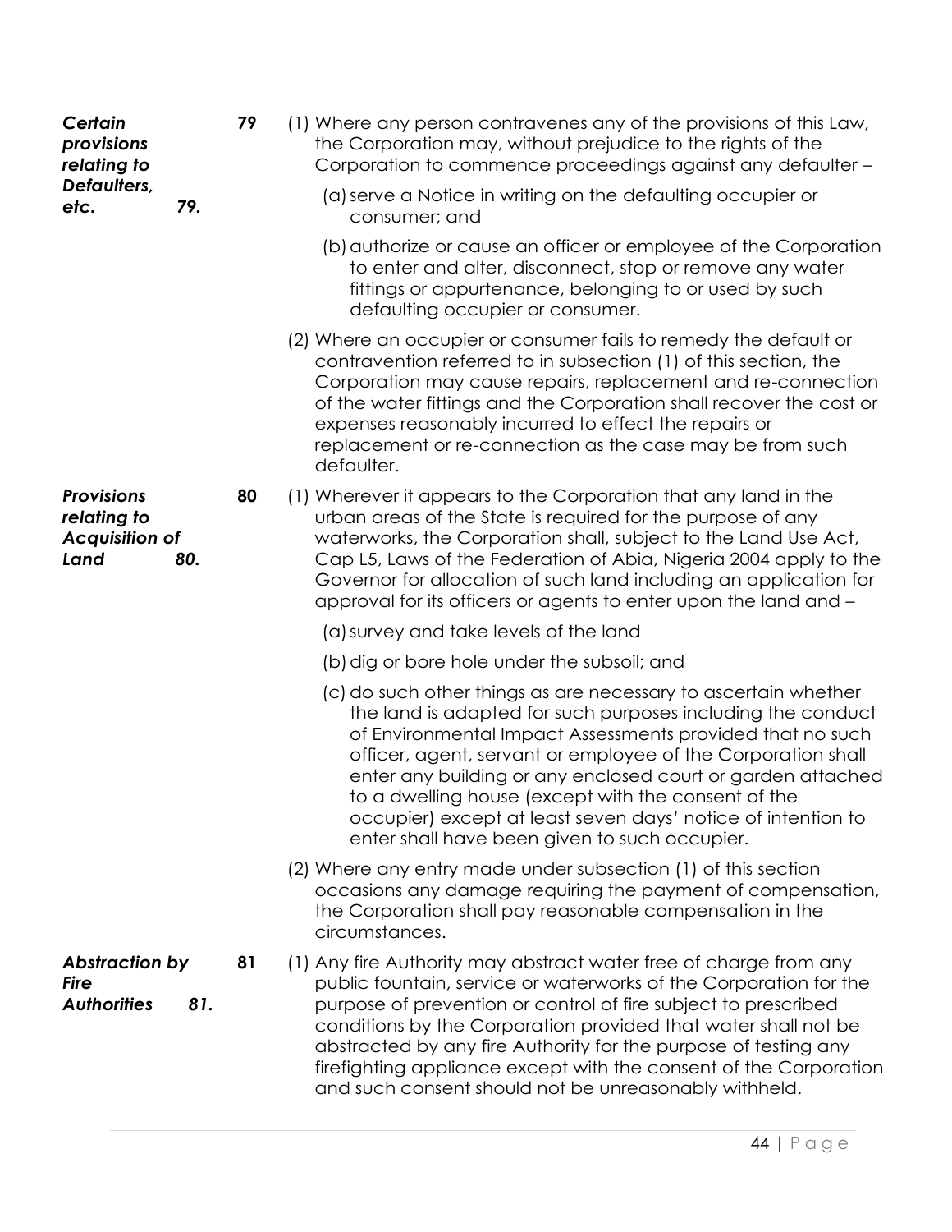***Certain provisions relating to Defaulters, etc.* 79.**

**79** (1) Where any person contravenes any of the provisions of this Law, the Corporation may, without prejudice to the rights of the Corporation to commence proceedings against any defaulter –

(a) serve a Notice in writing on the defaulting occupier or consumer; and

(b) authorize or cause an officer or employee of the Corporation to enter and alter, disconnect, stop or remove any water fittings or appurtenance, belonging to or used by such defaulting occupier or consumer.

(2) Where an occupier or consumer fails to remedy the default or contravention referred to in subsection (1) of this section, the Corporation may cause repairs, replacement and re-connection of the water fittings and the Corporation shall recover the cost or expenses reasonably incurred to effect the repairs or replacement or re-connection as the case may be from such defaulter.

***Provisions relating to Acquisition of Land* 80.**

**80** (1) Wherever it appears to the Corporation that any land in the urban areas of the State is required for the purpose of any waterworks, the Corporation shall, subject to the Land Use Act, Cap L5, Laws of the Federation of Abia, Nigeria 2004 apply to the Governor for allocation of such land including an application for approval for its officers or agents to enter upon the land and –

(a) survey and take levels of the land

(b) dig or bore hole under the subsoil; and

(c) do such other things as are necessary to ascertain whether the land is adapted for such purposes including the conduct of Environmental Impact Assessments provided that no such officer, agent, servant or employee of the Corporation shall enter any building or any enclosed court or garden attached to a dwelling house (except with the consent of the occupier) except at least seven days' notice of intention to enter shall have been given to such occupier.

(2) Where any entry made under subsection (1) of this section occasions any damage requiring the payment of compensation, the Corporation shall pay reasonable compensation in the circumstances.

***Abstraction by Fire Authorities* 81.**

**81** (1) Any fire Authority may abstract water free of charge from any public fountain, service or waterworks of the Corporation for the purpose of prevention or control of fire subject to prescribed conditions by the Corporation provided that water shall not be abstracted by any fire Authority for the purpose of testing any firefighting appliance except with the consent of the Corporation and such consent should not be unreasonably withheld.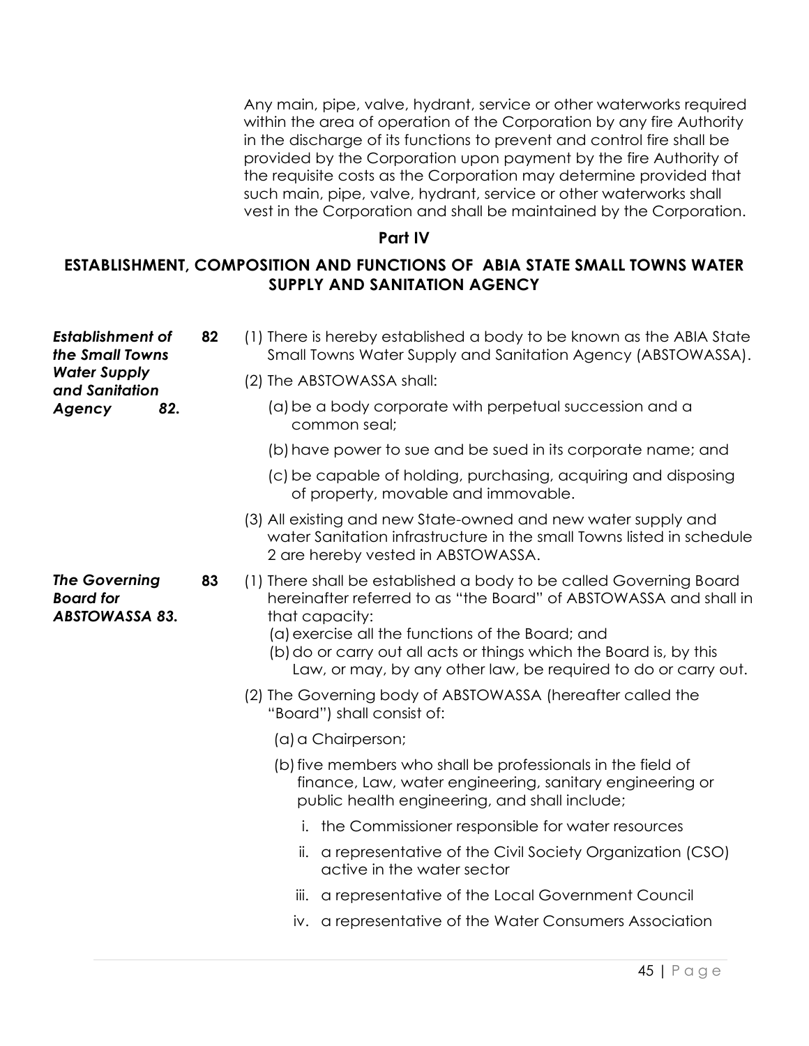Any main, pipe, valve, hydrant, service or other waterworks required within the area of operation of the Corporation by any fire Authority in the discharge of its functions to prevent and control fire shall be provided by the Corporation upon payment by the fire Authority of the requisite costs as the Corporation may determine provided that such main, pipe, valve, hydrant, service or other waterworks shall vest in the Corporation and shall be maintained by the Corporation.

## Part IV

## ESTABLISHMENT, COMPOSITION AND FUNCTIONS OF ABIA STATE SMALL TOWNS WATER SUPPLY AND SANITATION AGENCY

***Establishment of the Small Towns Water Supply and Sanitation Agency 82.***

**82** (1) There is hereby established a body to be known as the ABIA State Small Towns Water Supply and Sanitation Agency (ABSTOWASSA).

(2) The ABSTOWASSA shall:

(a) be a body corporate with perpetual succession and a common seal;

(b) have power to sue and be sued in its corporate name; and

(c) be capable of holding, purchasing, acquiring and disposing of property, movable and immovable.

(3) All existing and new State-owned and new water supply and water Sanitation infrastructure in the small Towns listed in schedule 2 are hereby vested in ABSTOWASSA.

***The Governing Board for ABSTOWASSA 83.***

**83** (1) There shall be established a body to be called Governing Board hereinafter referred to as "the Board" of ABSTOWASSA and shall in that capacity:

(a) exercise all the functions of the Board; and

(b) do or carry out all acts or things which the Board is, by this Law, or may, by any other law, be required to do or carry out.

(2) The Governing body of ABSTOWASSA (hereafter called the "Board") shall consist of:

(a) a Chairperson;

(b) five members who shall be professionals in the field of finance, Law, water engineering, sanitary engineering or public health engineering, and shall include;

i. the Commissioner responsible for water resources

ii. a representative of the Civil Society Organization (CSO) active in the water sector

iii. a representative of the Local Government Council

iv. a representative of the Water Consumers Association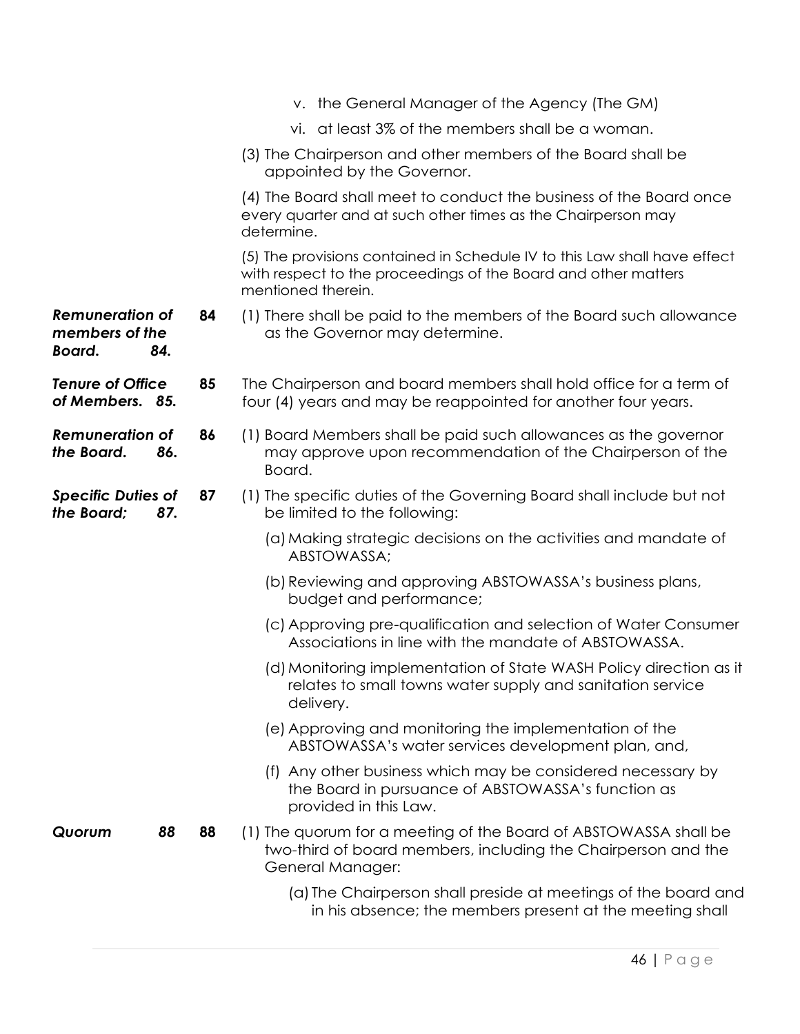v. the General Manager of the Agency (The GM)

vi. at least 3% of the members shall be a woman.

(3) The Chairperson and other members of the Board shall be appointed by the Governor.

(4) The Board shall meet to conduct the business of the Board once every quarter and at such other times as the Chairperson may determine.

(5) The provisions contained in Schedule IV to this Law shall have effect with respect to the proceedings of the Board and other matters mentioned therein.

***Remuneration of members of the Board. 84.***

**84** (1) There shall be paid to the members of the Board such allowance as the Governor may determine.

***Tenure of Office of Members. 85.***

**85** The Chairperson and board members shall hold office for a term of four (4) years and may be reappointed for another four years.

***Remuneration of the Board. 86.***

**86** (1) Board Members shall be paid such allowances as the governor may approve upon recommendation of the Chairperson of the Board.

***Specific Duties of the Board; 87.***

**87** (1) The specific duties of the Governing Board shall include but not be limited to the following:

(a) Making strategic decisions on the activities and mandate of ABSTOWASSA;

(b) Reviewing and approving ABSTOWASSA's business plans, budget and performance;

(c) Approving pre-qualification and selection of Water Consumer Associations in line with the mandate of ABSTOWASSA.

(d) Monitoring implementation of State WASH Policy direction as it relates to small towns water supply and sanitation service delivery.

(e) Approving and monitoring the implementation of the ABSTOWASSA's water services development plan, and,

(f) Any other business which may be considered necessary by the Board in pursuance of ABSTOWASSA's function as provided in this Law.

***Quorum 88***

**88** (1) The quorum for a meeting of the Board of ABSTOWASSA shall be two-third of board members, including the Chairperson and the General Manager:

(a) The Chairperson shall preside at meetings of the board and in his absence; the members present at the meeting shall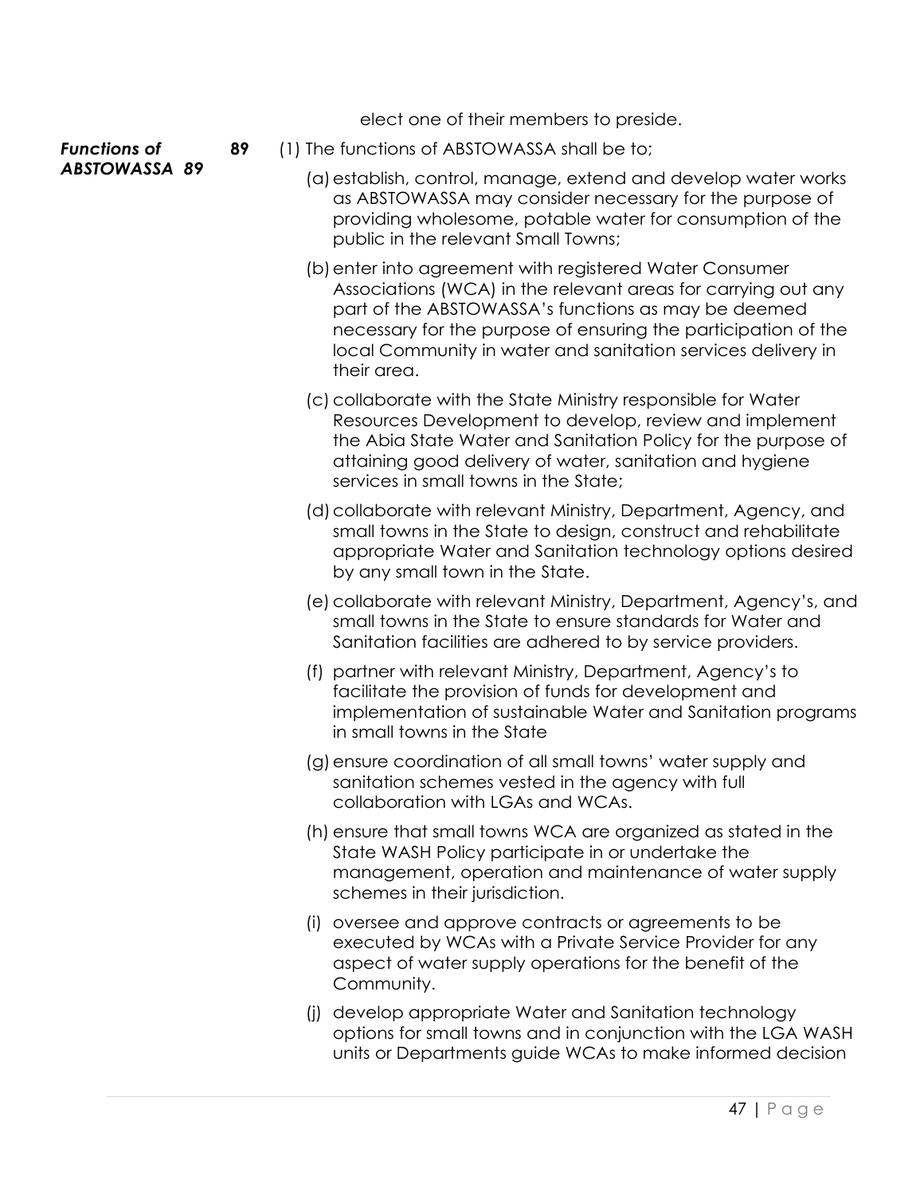elect one of their members to preside.

***Functions of ABSTOWASSA 89***

**89** (1) The functions of ABSTOWASSA shall be to;

(a) establish, control, manage, extend and develop water works as ABSTOWASSA may consider necessary for the purpose of providing wholesome, potable water for consumption of the public in the relevant Small Towns;

(b) enter into agreement with registered Water Consumer Associations (WCA) in the relevant areas for carrying out any part of the ABSTOWASSA's functions as may be deemed necessary for the purpose of ensuring the participation of the local Community in water and sanitation services delivery in their area.

(c) collaborate with the State Ministry responsible for Water Resources Development to develop, review and implement the Abia State Water and Sanitation Policy for the purpose of attaining good delivery of water, sanitation and hygiene services in small towns in the State;

(d) collaborate with relevant Ministry, Department, Agency, and small towns in the State to design, construct and rehabilitate appropriate Water and Sanitation technology options desired by any small town in the State.

(e) collaborate with relevant Ministry, Department, Agency's, and small towns in the State to ensure standards for Water and Sanitation facilities are adhered to by service providers.

(f) partner with relevant Ministry, Department, Agency's to facilitate the provision of funds for development and implementation of sustainable Water and Sanitation programs in small towns in the State

(g) ensure coordination of all small towns' water supply and sanitation schemes vested in the agency with full collaboration with LGAs and WCAs.

(h) ensure that small towns WCA are organized as stated in the State WASH Policy participate in or undertake the management, operation and maintenance of water supply schemes in their jurisdiction.

(i) oversee and approve contracts or agreements to be executed by WCAs with a Private Service Provider for any aspect of water supply operations for the benefit of the Community.

(j) develop appropriate Water and Sanitation technology options for small towns and in conjunction with the LGA WASH units or Departments guide WCAs to make informed decision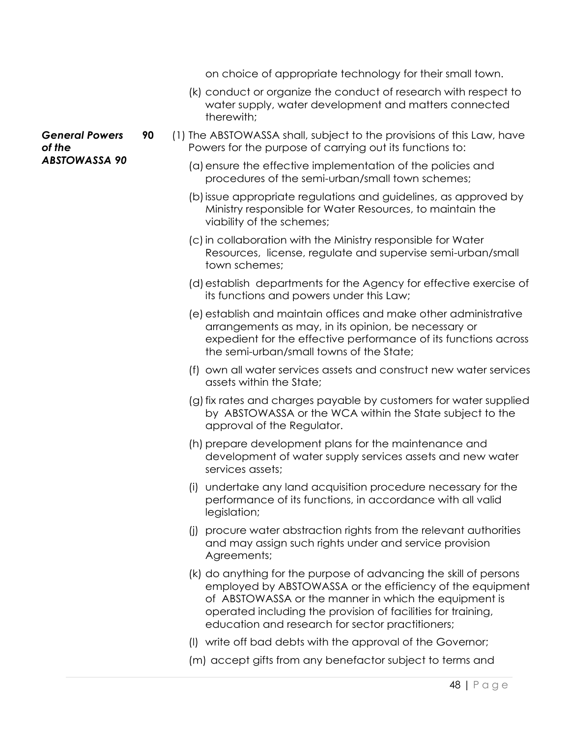on choice of appropriate technology for their small town.

(k) conduct or organize the conduct of research with respect to water supply, water development and matters connected therewith;

***General Powers of the ABSTOWASSA 90***

**90** (1) The ABSTOWASSA shall, subject to the provisions of this Law, have Powers for the purpose of carrying out its functions to:

(a) ensure the effective implementation of the policies and procedures of the semi-urban/small town schemes;

(b) issue appropriate regulations and guidelines, as approved by Ministry responsible for Water Resources, to maintain the viability of the schemes;

(c) in collaboration with the Ministry responsible for Water Resources, license, regulate and supervise semi-urban/small town schemes;

(d) establish departments for the Agency for effective exercise of its functions and powers under this Law;

(e) establish and maintain offices and make other administrative arrangements as may, in its opinion, be necessary or expedient for the effective performance of its functions across the semi-urban/small towns of the State;

(f) own all water services assets and construct new water services assets within the State;

(g) fix rates and charges payable by customers for water supplied by ABSTOWASSA or the WCA within the State subject to the approval of the Regulator.

(h) prepare development plans for the maintenance and development of water supply services assets and new water services assets;

(i) undertake any land acquisition procedure necessary for the performance of its functions, in accordance with all valid legislation;

(j) procure water abstraction rights from the relevant authorities and may assign such rights under and service provision Agreements;

(k) do anything for the purpose of advancing the skill of persons employed by ABSTOWASSA or the efficiency of the equipment of ABSTOWASSA or the manner in which the equipment is operated including the provision of facilities for training, education and research for sector practitioners;

(l) write off bad debts with the approval of the Governor;

(m) accept gifts from any benefactor subject to terms and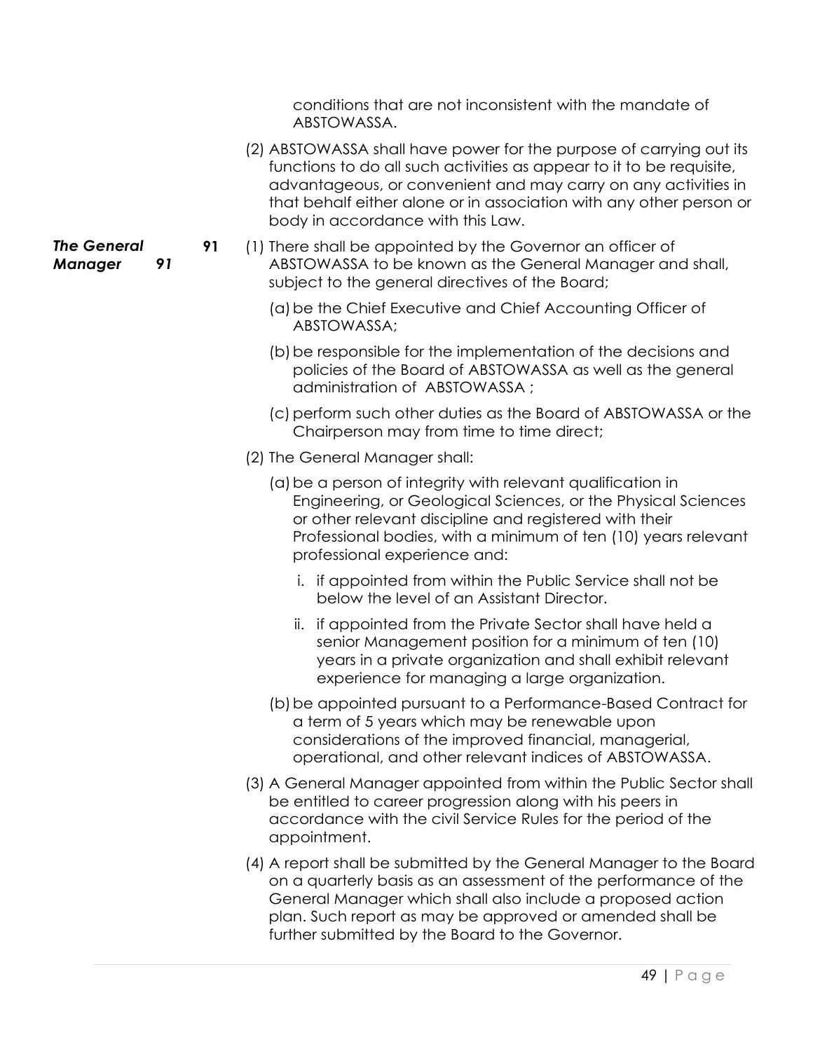conditions that are not inconsistent with the mandate of ABSTOWASSA.

(2) ABSTOWASSA shall have power for the purpose of carrying out its functions to do all such activities as appear to it to be requisite, advantageous, or convenient and may carry on any activities in that behalf either alone or in association with any other person or body in accordance with this Law.

***The General Manager 91***

**91** (1) There shall be appointed by the Governor an officer of ABSTOWASSA to be known as the General Manager and shall, subject to the general directives of the Board;

(a) be the Chief Executive and Chief Accounting Officer of ABSTOWASSA;

(b) be responsible for the implementation of the decisions and policies of the Board of ABSTOWASSA as well as the general administration of ABSTOWASSA ;

(c) perform such other duties as the Board of ABSTOWASSA or the Chairperson may from time to time direct;

(2) The General Manager shall:

(a) be a person of integrity with relevant qualification in Engineering, or Geological Sciences, or the Physical Sciences or other relevant discipline and registered with their Professional bodies, with a minimum of ten (10) years relevant professional experience and:

i. if appointed from within the Public Service shall not be below the level of an Assistant Director.

ii. if appointed from the Private Sector shall have held a senior Management position for a minimum of ten (10) years in a private organization and shall exhibit relevant experience for managing a large organization.

(b) be appointed pursuant to a Performance-Based Contract for a term of 5 years which may be renewable upon considerations of the improved financial, managerial, operational, and other relevant indices of ABSTOWASSA.

(3) A General Manager appointed from within the Public Sector shall be entitled to career progression along with his peers in accordance with the civil Service Rules for the period of the appointment.

(4) A report shall be submitted by the General Manager to the Board on a quarterly basis as an assessment of the performance of the General Manager which shall also include a proposed action plan. Such report as may be approved or amended shall be further submitted by the Board to the Governor.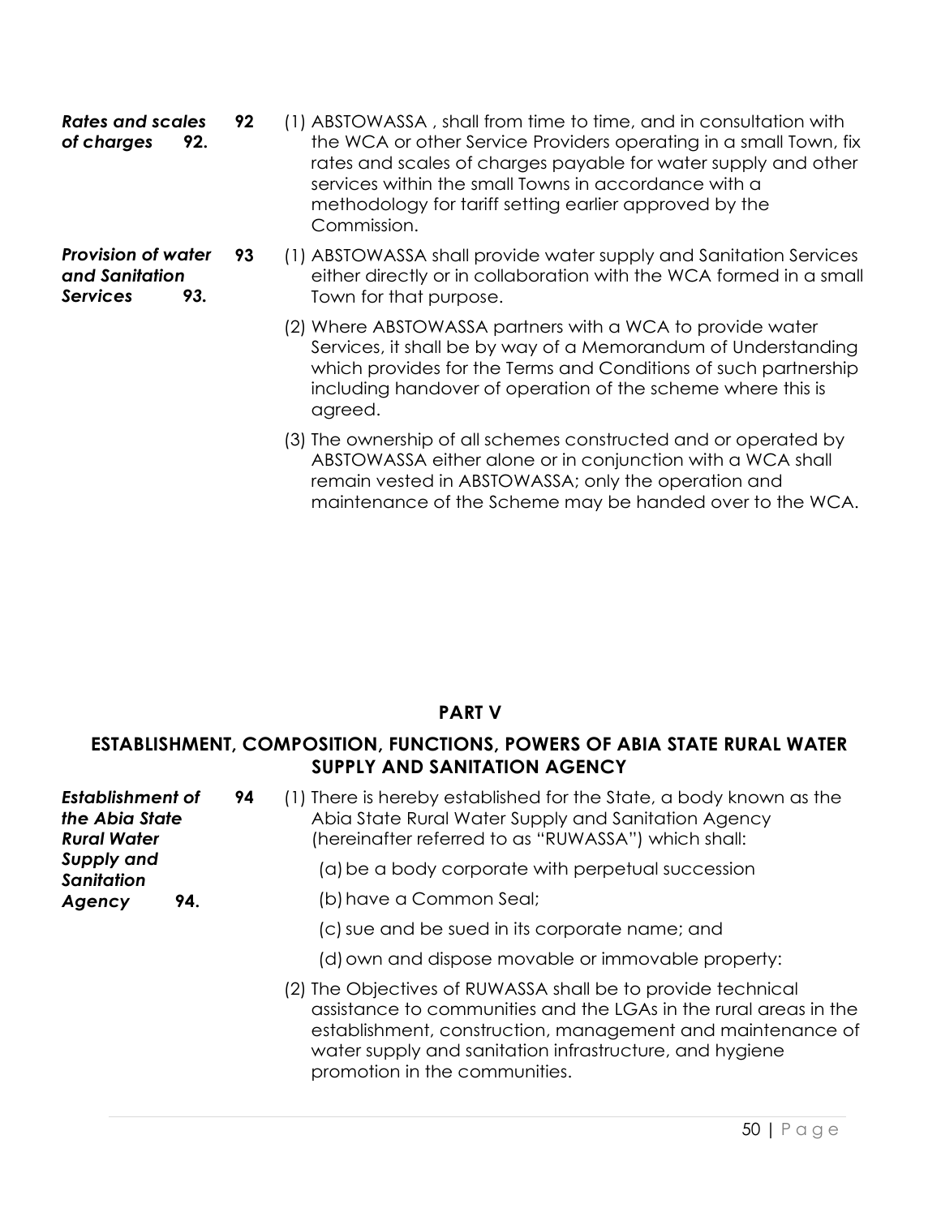***Rates and scales of charges* 92.**

**92** (1) ABSTOWASSA , shall from time to time, and in consultation with the WCA or other Service Providers operating in a small Town, fix rates and scales of charges payable for water supply and other services within the small Towns in accordance with a methodology for tariff setting earlier approved by the Commission.

***Provision of water and Sanitation Services* 93.**

**93** (1) ABSTOWASSA shall provide water supply and Sanitation Services either directly or in collaboration with the WCA formed in a small Town for that purpose.

(2) Where ABSTOWASSA partners with a WCA to provide water Services, it shall be by way of a Memorandum of Understanding which provides for the Terms and Conditions of such partnership including handover of operation of the scheme where this is agreed.

(3) The ownership of all schemes constructed and or operated by ABSTOWASSA either alone or in conjunction with a WCA shall remain vested in ABSTOWASSA; only the operation and maintenance of the Scheme may be handed over to the WCA.

## PART V

## ESTABLISHMENT, COMPOSITION, FUNCTIONS, POWERS OF ABIA STATE RURAL WATER SUPPLY AND SANITATION AGENCY

***Establishment of the Abia State Rural Water Supply and Sanitation Agency* 94.**

**94** (1) There is hereby established for the State, a body known as the Abia State Rural Water Supply and Sanitation Agency (hereinafter referred to as "RUWASSA") which shall:

(a) be a body corporate with perpetual succession

(b) have a Common Seal;

(c) sue and be sued in its corporate name; and

(d) own and dispose movable or immovable property:

(2) The Objectives of RUWASSA shall be to provide technical assistance to communities and the LGAs in the rural areas in the establishment, construction, management and maintenance of water supply and sanitation infrastructure, and hygiene promotion in the communities.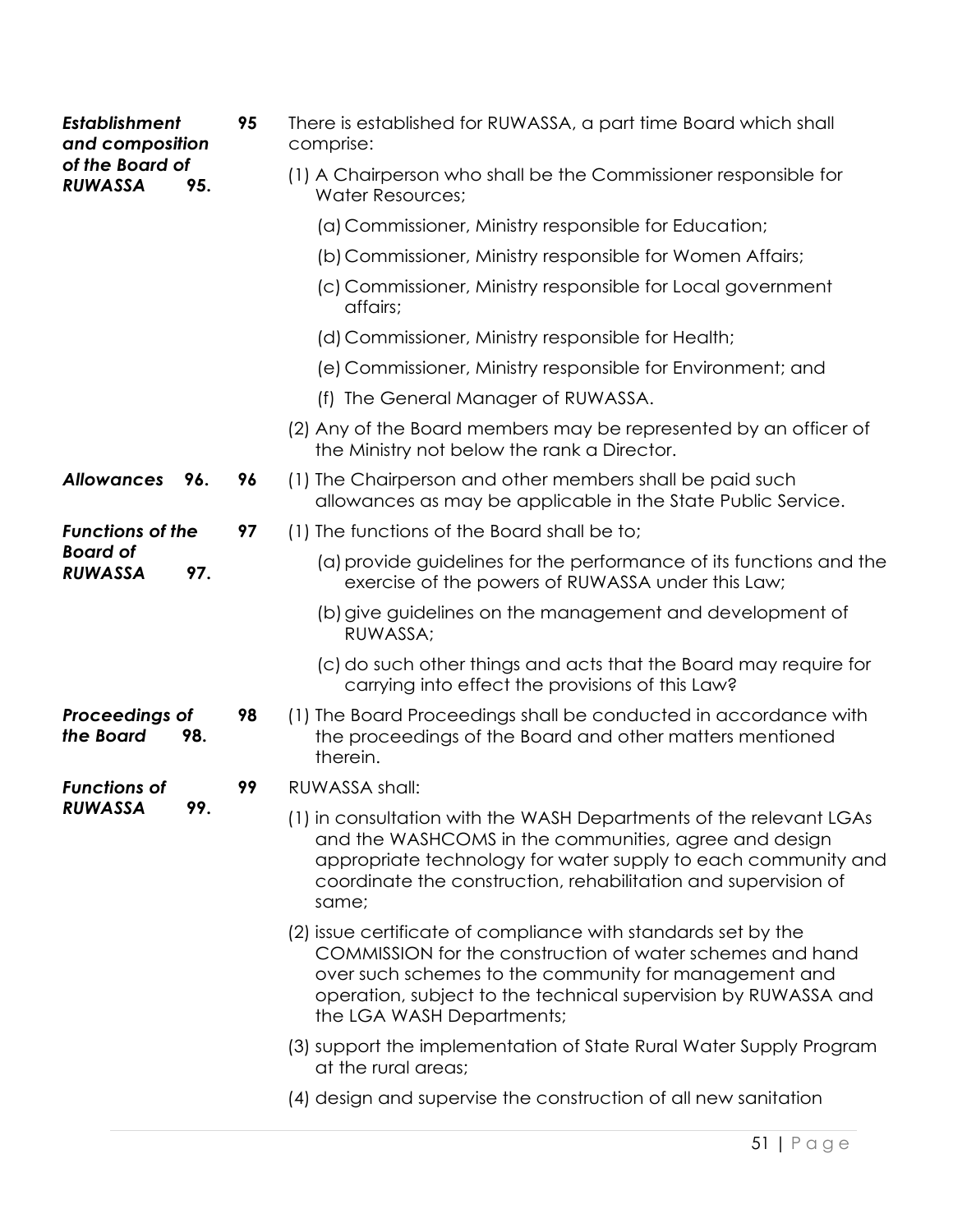***Establishment and composition of the Board of RUWASSA* 95.**

**95** There is established for RUWASSA, a part time Board which shall comprise:

(1) A Chairperson who shall be the Commissioner responsible for Water Resources;

(a) Commissioner, Ministry responsible for Education;

(b) Commissioner, Ministry responsible for Women Affairs;

(c) Commissioner, Ministry responsible for Local government affairs;

(d) Commissioner, Ministry responsible for Health;

(e) Commissioner, Ministry responsible for Environment; and

(f) The General Manager of RUWASSA.

(2) Any of the Board members may be represented by an officer of the Ministry not below the rank a Director.

***Allowances* 96.**

**96** (1) The Chairperson and other members shall be paid such allowances as may be applicable in the State Public Service.

***Functions of the Board of RUWASSA* 97.**

**97** (1) The functions of the Board shall be to;

(a) provide guidelines for the performance of its functions and the exercise of the powers of RUWASSA under this Law;

(b) give guidelines on the management and development of RUWASSA;

(c) do such other things and acts that the Board may require for carrying into effect the provisions of this Law?

***Proceedings of the Board* 98.**

**98** (1) The Board Proceedings shall be conducted in accordance with the proceedings of the Board and other matters mentioned therein.

***Functions of RUWASSA* 99.**

**99** RUWASSA shall:

(1) in consultation with the WASH Departments of the relevant LGAs and the WASHCOMS in the communities, agree and design appropriate technology for water supply to each community and coordinate the construction, rehabilitation and supervision of same;

(2) issue certificate of compliance with standards set by the COMMISSION for the construction of water schemes and hand over such schemes to the community for management and operation, subject to the technical supervision by RUWASSA and the LGA WASH Departments;

(3) support the implementation of State Rural Water Supply Program at the rural areas;

(4) design and supervise the construction of all new sanitation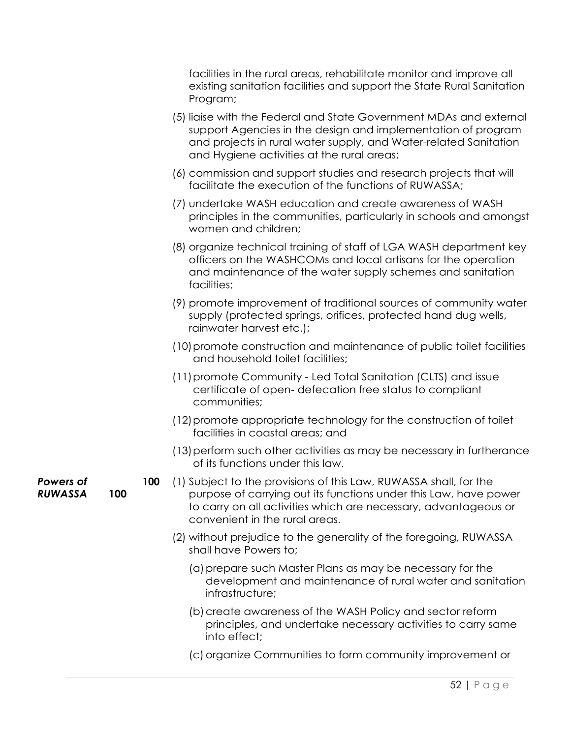facilities in the rural areas, rehabilitate monitor and improve all existing sanitation facilities and support the State Rural Sanitation Program;

(5) liaise with the Federal and State Government MDAs and external support Agencies in the design and implementation of program and projects in rural water supply, and Water-related Sanitation and Hygiene activities at the rural areas;

(6) commission and support studies and research projects that will facilitate the execution of the functions of RUWASSA;

(7) undertake WASH education and create awareness of WASH principles in the communities, particularly in schools and amongst women and children;

(8) organize technical training of staff of LGA WASH department key officers on the WASHCOMs and local artisans for the operation and maintenance of the water supply schemes and sanitation facilities;

(9) promote improvement of traditional sources of community water supply (protected springs, orifices, protected hand dug wells, rainwater harvest etc.);

(10) promote construction and maintenance of public toilet facilities and household toilet facilities;

(11) promote Community - Led Total Sanitation (CLTS) and issue certificate of open- defecation free status to compliant communities;

(12) promote appropriate technology for the construction of toilet facilities in coastal areas; and

(13) perform such other activities as may be necessary in furtherance of its functions under this law.

***Powers of RUWASSA* 100**

**100** (1) Subject to the provisions of this Law, RUWASSA shall, for the purpose of carrying out its functions under this Law, have power to carry on all activities which are necessary, advantageous or convenient in the rural areas.

(2) without prejudice to the generality of the foregoing, RUWASSA shall have Powers to;

(a) prepare such Master Plans as may be necessary for the development and maintenance of rural water and sanitation infrastructure;

(b) create awareness of the WASH Policy and sector reform principles, and undertake necessary activities to carry same into effect;

(c) organize Communities to form community improvement or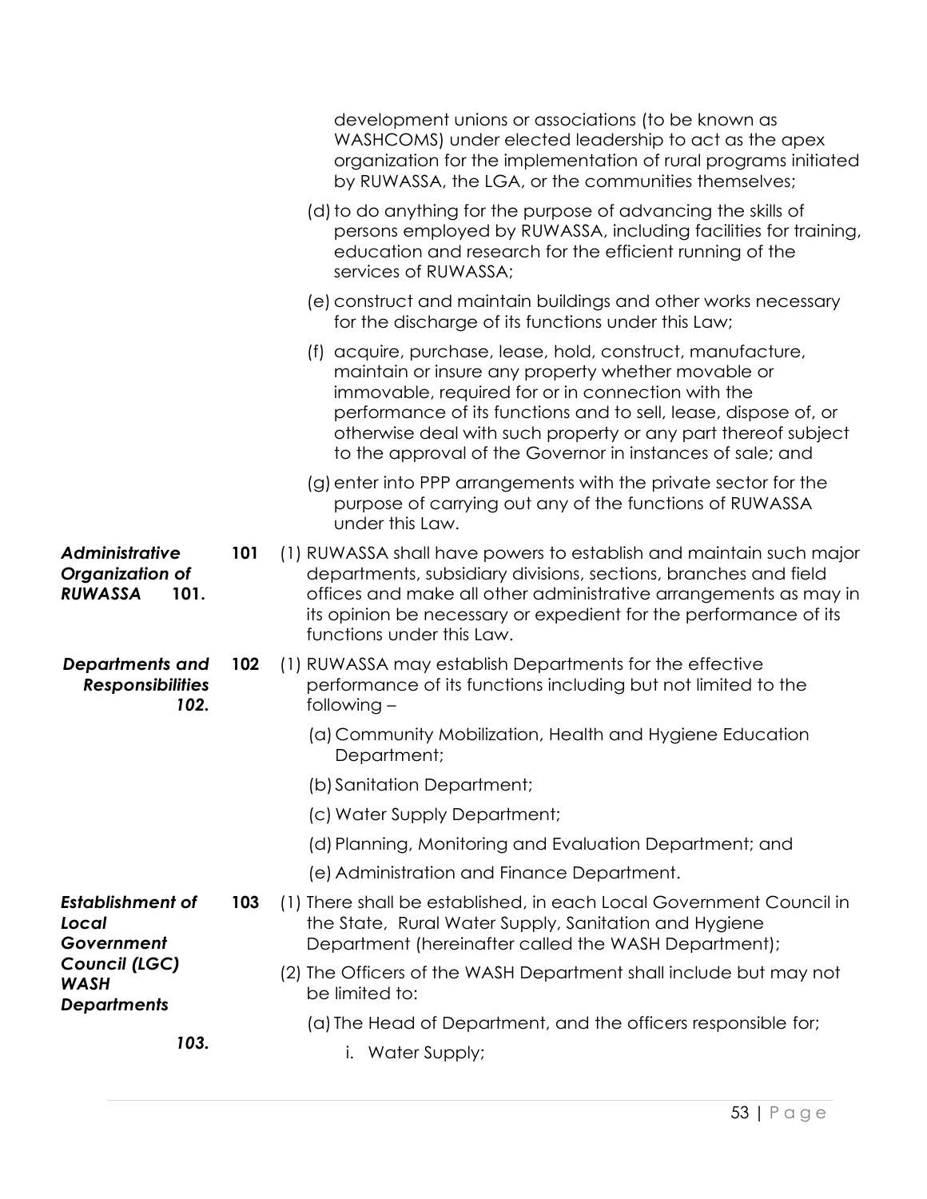development unions or associations (to be known as WASHCOMS) under elected leadership to act as the apex organization for the implementation of rural programs initiated by RUWASSA, the LGA, or the communities themselves;

(d) to do anything for the purpose of advancing the skills of persons employed by RUWASSA, including facilities for training, education and research for the efficient running of the services of RUWASSA;

(e) construct and maintain buildings and other works necessary for the discharge of its functions under this Law;

(f) acquire, purchase, lease, hold, construct, manufacture, maintain or insure any property whether movable or immovable, required for or in connection with the performance of its functions and to sell, lease, dispose of, or otherwise deal with such property or any part thereof subject to the approval of the Governor in instances of sale; and

(g) enter into PPP arrangements with the private sector for the purpose of carrying out any of the functions of RUWASSA under this Law.

***Administrative Organization of RUWASSA 101.***

**101** (1) RUWASSA shall have powers to establish and maintain such major departments, subsidiary divisions, sections, branches and field offices and make all other administrative arrangements as may in its opinion be necessary or expedient for the performance of its functions under this Law.

***Departments and Responsibilities 102.***

**102** (1) RUWASSA may establish Departments for the effective performance of its functions including but not limited to the following –

(a) Community Mobilization, Health and Hygiene Education Department;

(b) Sanitation Department;

(c) Water Supply Department;

(d) Planning, Monitoring and Evaluation Department; and

(e) Administration and Finance Department.

***Establishment of Local Government Council (LGC) WASH Departments 103.***

**103** (1) There shall be established, in each Local Government Council in the State, Rural Water Supply, Sanitation and Hygiene Department (hereinafter called the WASH Department);

(2) The Officers of the WASH Department shall include but may not be limited to:

(a) The Head of Department, and the officers responsible for;

i. Water Supply;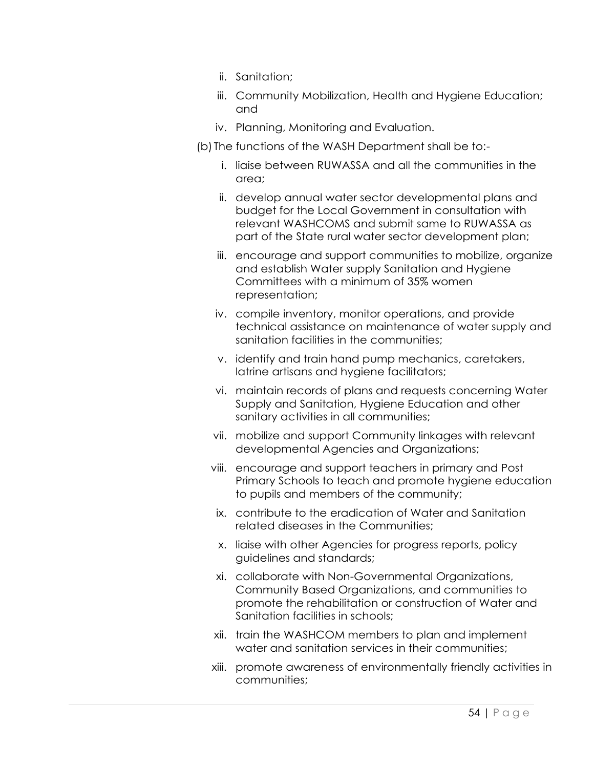ii. Sanitation;

iii. Community Mobilization, Health and Hygiene Education; and

iv. Planning, Monitoring and Evaluation.

(b) The functions of the WASH Department shall be to:-

i. liaise between RUWASSA and all the communities in the area;

ii. develop annual water sector developmental plans and budget for the Local Government in consultation with relevant WASHCOMS and submit same to RUWASSA as part of the State rural water sector development plan;

iii. encourage and support communities to mobilize, organize and establish Water supply Sanitation and Hygiene Committees with a minimum of 35% women representation;

iv. compile inventory, monitor operations, and provide technical assistance on maintenance of water supply and sanitation facilities in the communities;

v. identify and train hand pump mechanics, caretakers, latrine artisans and hygiene facilitators;

vi. maintain records of plans and requests concerning Water Supply and Sanitation, Hygiene Education and other sanitary activities in all communities;

vii. mobilize and support Community linkages with relevant developmental Agencies and Organizations;

viii. encourage and support teachers in primary and Post Primary Schools to teach and promote hygiene education to pupils and members of the community;

ix. contribute to the eradication of Water and Sanitation related diseases in the Communities;

x. liaise with other Agencies for progress reports, policy guidelines and standards;

xi. collaborate with Non-Governmental Organizations, Community Based Organizations, and communities to promote the rehabilitation or construction of Water and Sanitation facilities in schools;

xii. train the WASHCOM members to plan and implement water and sanitation services in their communities;

xiii. promote awareness of environmentally friendly activities in communities;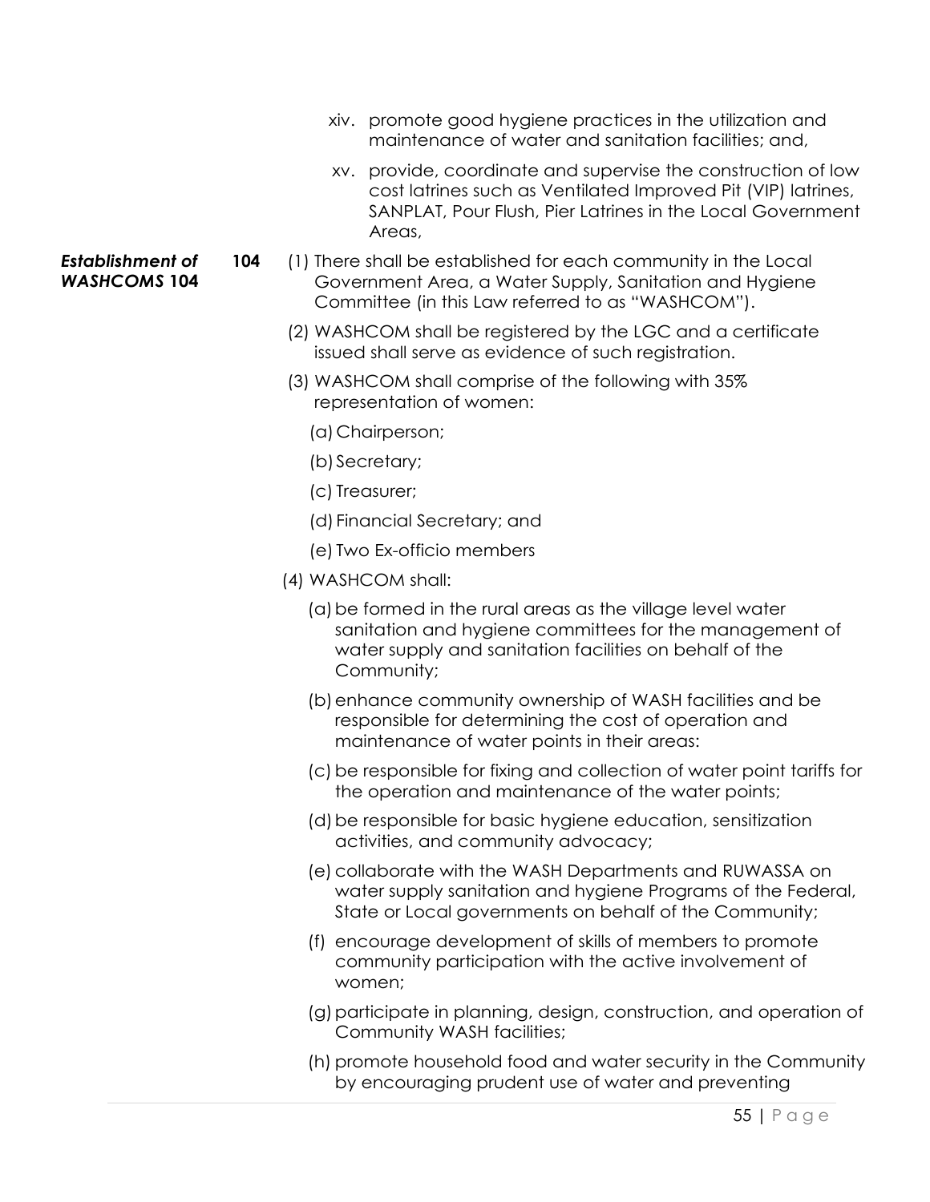xiv. promote good hygiene practices in the utilization and maintenance of water and sanitation facilities; and,

xv. provide, coordinate and supervise the construction of low cost latrines such as Ventilated Improved Pit (VIP) latrines, SANPLAT, Pour Flush, Pier Latrines in the Local Government Areas,

***Establishment of WASHCOMS* 104**

**104** (1) There shall be established for each community in the Local Government Area, a Water Supply, Sanitation and Hygiene Committee (in this Law referred to as "WASHCOM").

(2) WASHCOM shall be registered by the LGC and a certificate issued shall serve as evidence of such registration.

(3) WASHCOM shall comprise of the following with 35% representation of women:

(a) Chairperson;

(b) Secretary;

(c) Treasurer;

(d) Financial Secretary; and

(e) Two Ex-officio members

(4) WASHCOM shall:

(a) be formed in the rural areas as the village level water sanitation and hygiene committees for the management of water supply and sanitation facilities on behalf of the Community;

(b) enhance community ownership of WASH facilities and be responsible for determining the cost of operation and maintenance of water points in their areas:

(c) be responsible for fixing and collection of water point tariffs for the operation and maintenance of the water points;

(d) be responsible for basic hygiene education, sensitization activities, and community advocacy;

(e) collaborate with the WASH Departments and RUWASSA on water supply sanitation and hygiene Programs of the Federal, State or Local governments on behalf of the Community;

(f) encourage development of skills of members to promote community participation with the active involvement of women;

(g) participate in planning, design, construction, and operation of Community WASH facilities;

(h) promote household food and water security in the Community by encouraging prudent use of water and preventing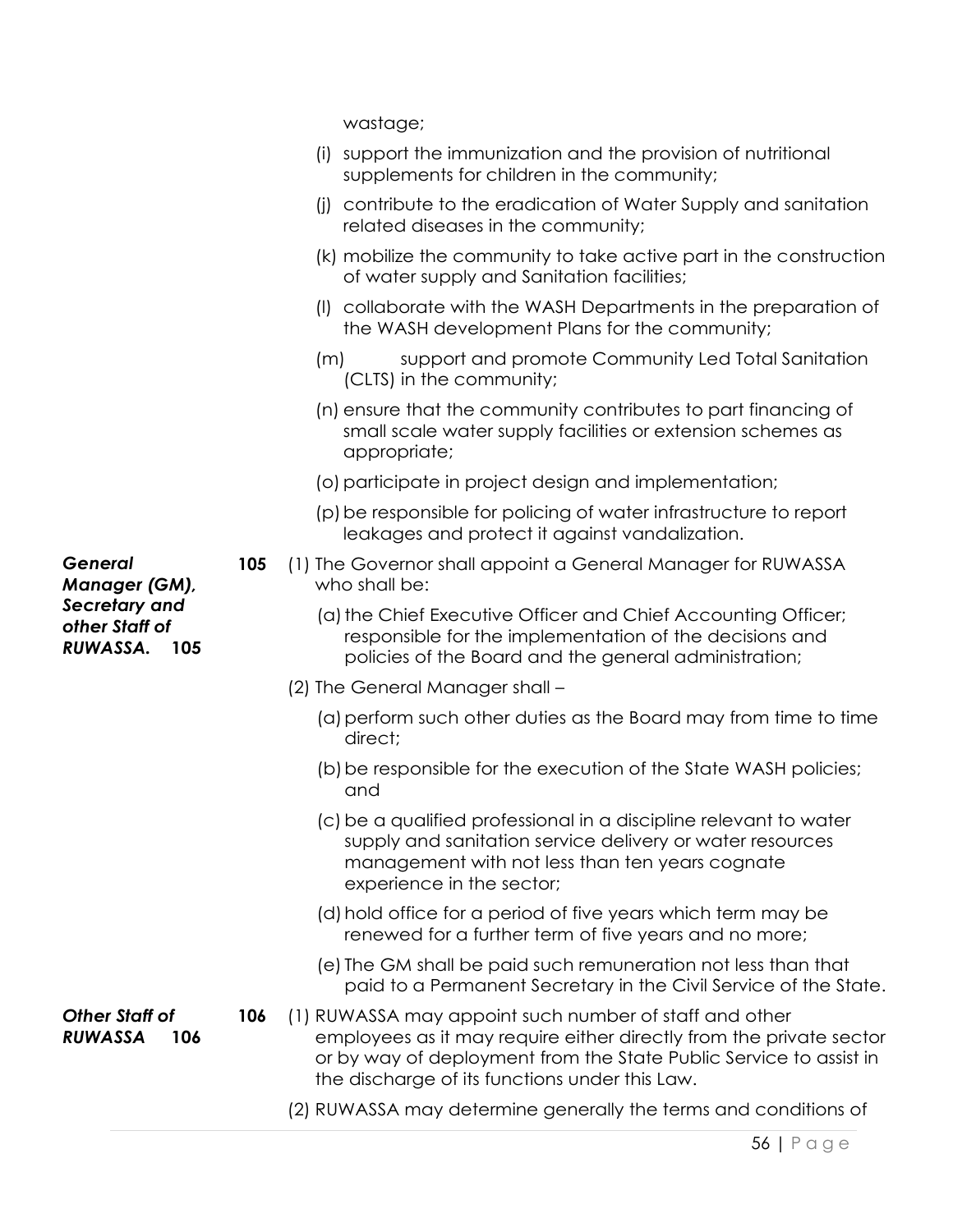wastage;

(i) support the immunization and the provision of nutritional supplements for children in the community;

(j) contribute to the eradication of Water Supply and sanitation related diseases in the community;

(k) mobilize the community to take active part in the construction of water supply and Sanitation facilities;

(l) collaborate with the WASH Departments in the preparation of the WASH development Plans for the community;

(m) support and promote Community Led Total Sanitation (CLTS) in the community;

(n) ensure that the community contributes to part financing of small scale water supply facilities or extension schemes as appropriate;

(o) participate in project design and implementation;

(p) be responsible for policing of water infrastructure to report leakages and protect it against vandalization.

***General Manager (GM), Secretary and other Staff of RUWASSA. 105***

**105** (1) The Governor shall appoint a General Manager for RUWASSA who shall be:

(a) the Chief Executive Officer and Chief Accounting Officer; responsible for the implementation of the decisions and policies of the Board and the general administration;

(2) The General Manager shall –

(a) perform such other duties as the Board may from time to time direct;

(b) be responsible for the execution of the State WASH policies; and

(c) be a qualified professional in a discipline relevant to water supply and sanitation service delivery or water resources management with not less than ten years cognate experience in the sector;

(d) hold office for a period of five years which term may be renewed for a further term of five years and no more;

(e) The GM shall be paid such remuneration not less than that paid to a Permanent Secretary in the Civil Service of the State.

***Other Staff of RUWASSA 106***

**106** (1) RUWASSA may appoint such number of staff and other employees as it may require either directly from the private sector or by way of deployment from the State Public Service to assist in the discharge of its functions under this Law.

(2) RUWASSA may determine generally the terms and conditions of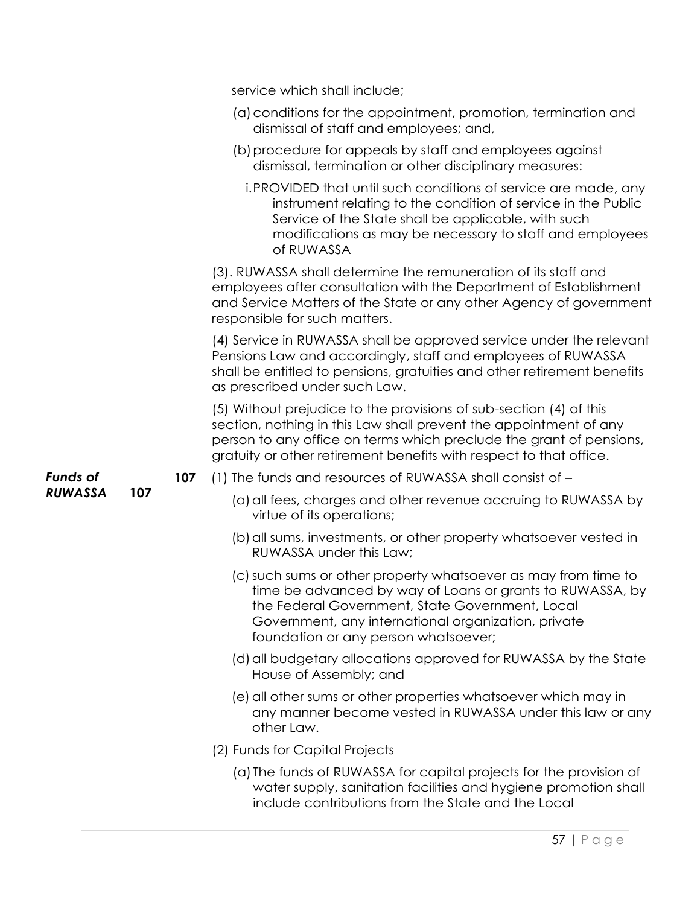service which shall include;

(a) conditions for the appointment, promotion, termination and dismissal of staff and employees; and,

(b) procedure for appeals by staff and employees against dismissal, termination or other disciplinary measures:

i. PROVIDED that until such conditions of service are made, any instrument relating to the condition of service in the Public Service of the State shall be applicable, with such modifications as may be necessary to staff and employees of RUWASSA

(3). RUWASSA shall determine the remuneration of its staff and employees after consultation with the Department of Establishment and Service Matters of the State or any other Agency of government responsible for such matters.

(4) Service in RUWASSA shall be approved service under the relevant Pensions Law and accordingly, staff and employees of RUWASSA shall be entitled to pensions, gratuities and other retirement benefits as prescribed under such Law.

(5) Without prejudice to the provisions of sub-section (4) of this section, nothing in this Law shall prevent the appointment of any person to any office on terms which preclude the grant of pensions, gratuity or other retirement benefits with respect to that office.

***Funds of RUWASSA* 107**

**107** (1) The funds and resources of RUWASSA shall consist of –

(a) all fees, charges and other revenue accruing to RUWASSA by virtue of its operations;

(b) all sums, investments, or other property whatsoever vested in RUWASSA under this Law;

(c) such sums or other property whatsoever as may from time to time be advanced by way of Loans or grants to RUWASSA, by the Federal Government, State Government, Local Government, any international organization, private foundation or any person whatsoever;

(d) all budgetary allocations approved for RUWASSA by the State House of Assembly; and

(e) all other sums or other properties whatsoever which may in any manner become vested in RUWASSA under this law or any other Law.

(2) Funds for Capital Projects

(a) The funds of RUWASSA for capital projects for the provision of water supply, sanitation facilities and hygiene promotion shall include contributions from the State and the Local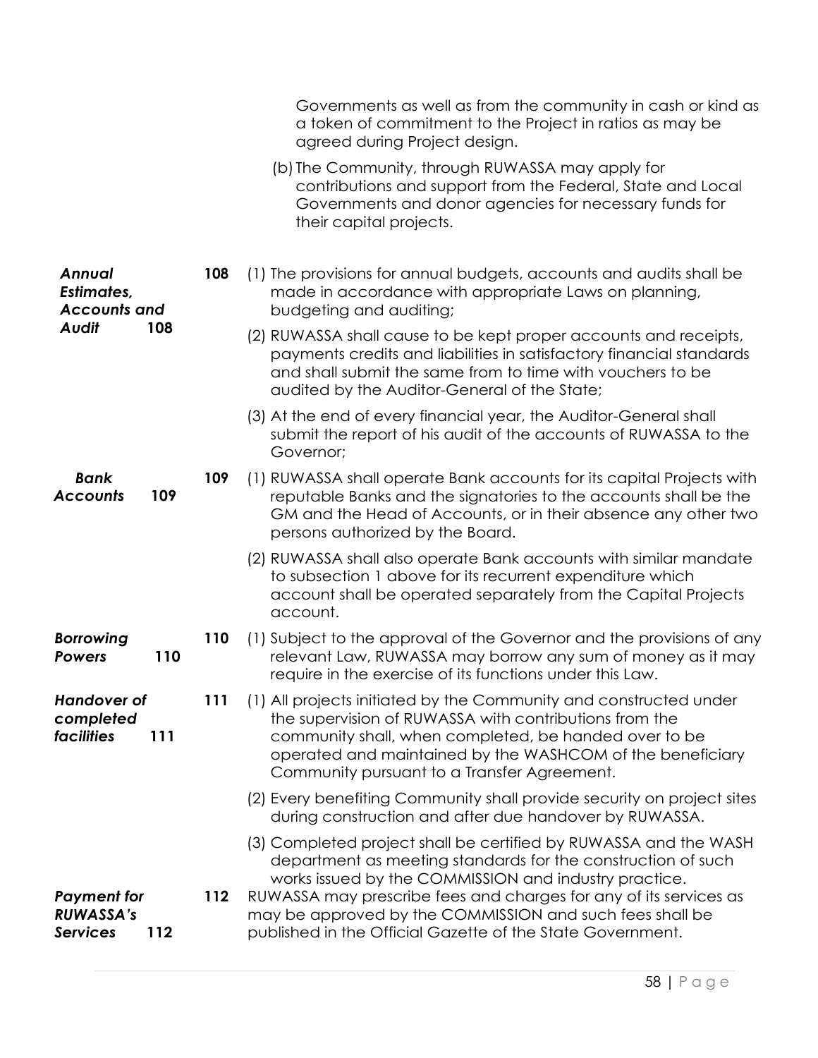Governments as well as from the community in cash or kind as a token of commitment to the Project in ratios as may be agreed during Project design.

(b) The Community, through RUWASSA may apply for contributions and support from the Federal, State and Local Governments and donor agencies for necessary funds for their capital projects.

***Annual Estimates, Accounts and Audit* 108**

**108** (1) The provisions for annual budgets, accounts and audits shall be made in accordance with appropriate Laws on planning, budgeting and auditing;

(2) RUWASSA shall cause to be kept proper accounts and receipts, payments credits and liabilities in satisfactory financial standards and shall submit the same from to time with vouchers to be audited by the Auditor-General of the State;

(3) At the end of every financial year, the Auditor-General shall submit the report of his audit of the accounts of RUWASSA to the Governor;

***Bank Accounts* 109**

**109** (1) RUWASSA shall operate Bank accounts for its capital Projects with reputable Banks and the signatories to the accounts shall be the GM and the Head of Accounts, or in their absence any other two persons authorized by the Board.

(2) RUWASSA shall also operate Bank accounts with similar mandate to subsection 1 above for its recurrent expenditure which account shall be operated separately from the Capital Projects account.

***Borrowing Powers* 110**

**110** (1) Subject to the approval of the Governor and the provisions of any relevant Law, RUWASSA may borrow any sum of money as it may require in the exercise of its functions under this Law.

***Handover of completed facilities* 111**

**111** (1) All projects initiated by the Community and constructed under the supervision of RUWASSA with contributions from the community shall, when completed, be handed over to be operated and maintained by the WASHCOM of the beneficiary Community pursuant to a Transfer Agreement.

(2) Every benefiting Community shall provide security on project sites during construction and after due handover by RUWASSA.

(3) Completed project shall be certified by RUWASSA and the WASH department as meeting standards for the construction of such works issued by the COMMISSION and industry practice.

***Payment for RUWASSA's Services* 112**

**112** RUWASSA may prescribe fees and charges for any of its services as may be approved by the COMMISSION and such fees shall be published in the Official Gazette of the State Government.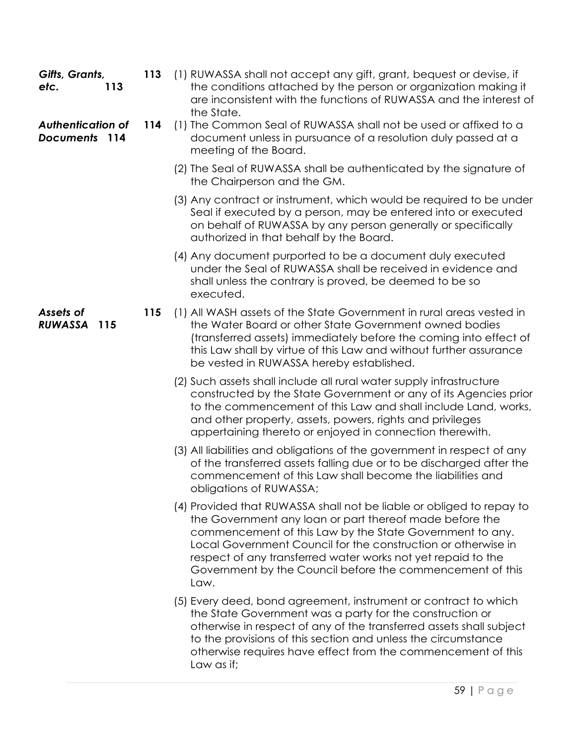***Gifts, Grants, etc.* 113**

**113** (1) RUWASSA shall not accept any gift, grant, bequest or devise, if the conditions attached by the person or organization making it are inconsistent with the functions of RUWASSA and the interest of the State.

***Authentication of Documents* 114**

**114** (1) The Common Seal of RUWASSA shall not be used or affixed to a document unless in pursuance of a resolution duly passed at a meeting of the Board.

(2) The Seal of RUWASSA shall be authenticated by the signature of the Chairperson and the GM.

(3) Any contract or instrument, which would be required to be under Seal if executed by a person, may be entered into or executed on behalf of RUWASSA by any person generally or specifically authorized in that behalf by the Board.

(4) Any document purported to be a document duly executed under the Seal of RUWASSA shall be received in evidence and shall unless the contrary is proved, be deemed to be so executed.

***Assets of RUWASSA* 115**

**115** (1) All WASH assets of the State Government in rural areas vested in the Water Board or other State Government owned bodies (transferred assets) immediately before the coming into effect of this Law shall by virtue of this Law and without further assurance be vested in RUWASSA hereby established.

(2) Such assets shall include all rural water supply infrastructure constructed by the State Government or any of its Agencies prior to the commencement of this Law and shall include Land, works, and other property, assets, powers, rights and privileges appertaining thereto or enjoyed in connection therewith.

(3) All liabilities and obligations of the government in respect of any of the transferred assets falling due or to be discharged after the commencement of this Law shall become the liabilities and obligations of RUWASSA;

(4) Provided that RUWASSA shall not be liable or obliged to repay to the Government any loan or part thereof made before the commencement of this Law by the State Government to any. Local Government Council for the construction or otherwise in respect of any transferred water works not yet repaid to the Government by the Council before the commencement of this Law.

(5) Every deed, bond agreement, instrument or contract to which the State Government was a party for the construction or otherwise in respect of any of the transferred assets shall subject to the provisions of this section and unless the circumstance otherwise requires have effect from the commencement of this Law as if;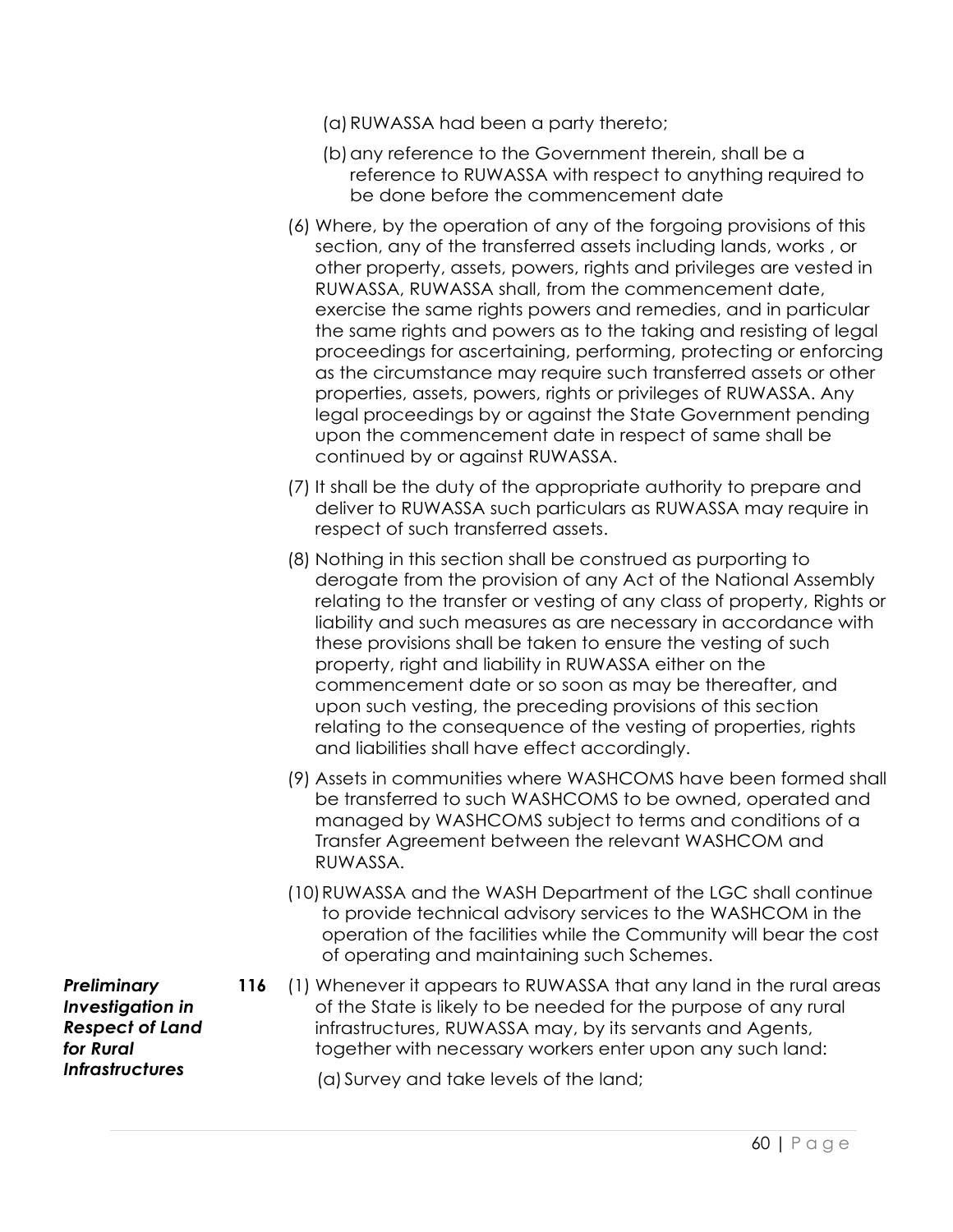(a) RUWASSA had been a party thereto;

(b) any reference to the Government therein, shall be a reference to RUWASSA with respect to anything required to be done before the commencement date

(6) Where, by the operation of any of the forgoing provisions of this section, any of the transferred assets including lands, works , or other property, assets, powers, rights and privileges are vested in RUWASSA, RUWASSA shall, from the commencement date, exercise the same rights powers and remedies, and in particular the same rights and powers as to the taking and resisting of legal proceedings for ascertaining, performing, protecting or enforcing as the circumstance may require such transferred assets or other properties, assets, powers, rights or privileges of RUWASSA. Any legal proceedings by or against the State Government pending upon the commencement date in respect of same shall be continued by or against RUWASSA.

(7) It shall be the duty of the appropriate authority to prepare and deliver to RUWASSA such particulars as RUWASSA may require in respect of such transferred assets.

(8) Nothing in this section shall be construed as purporting to derogate from the provision of any Act of the National Assembly relating to the transfer or vesting of any class of property, Rights or liability and such measures as are necessary in accordance with these provisions shall be taken to ensure the vesting of such property, right and liability in RUWASSA either on the commencement date or so soon as may be thereafter, and upon such vesting, the preceding provisions of this section relating to the consequence of the vesting of properties, rights and liabilities shall have effect accordingly.

(9) Assets in communities where WASHCOMS have been formed shall be transferred to such WASHCOMS to be owned, operated and managed by WASHCOMS subject to terms and conditions of a Transfer Agreement between the relevant WASHCOM and RUWASSA.

(10) RUWASSA and the WASH Department of the LGC shall continue to provide technical advisory services to the WASHCOM in the operation of the facilities while the Community will bear the cost of operating and maintaining such Schemes.

***Preliminary Investigation in Respect of Land for Rural Infrastructures***

**116** (1) Whenever it appears to RUWASSA that any land in the rural areas of the State is likely to be needed for the purpose of any rural infrastructures, RUWASSA may, by its servants and Agents, together with necessary workers enter upon any such land:

(a) Survey and take levels of the land;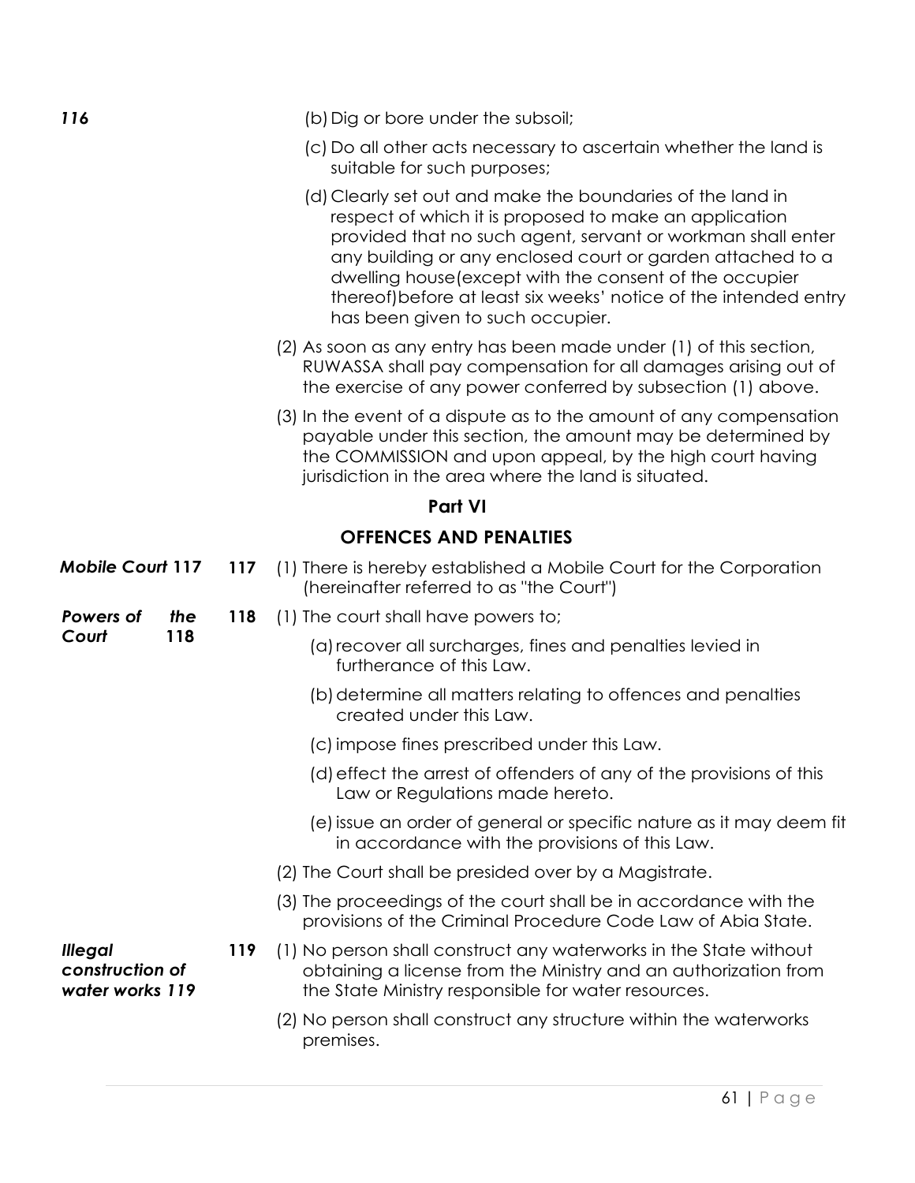*116*

(b) Dig or bore under the subsoil;

(c) Do all other acts necessary to ascertain whether the land is suitable for such purposes;

(d) Clearly set out and make the boundaries of the land in respect of which it is proposed to make an application provided that no such agent, servant or workman shall enter any building or any enclosed court or garden attached to a dwelling house(except with the consent of the occupier thereof)before at least six weeks' notice of the intended entry has been given to such occupier.

(2) As soon as any entry has been made under (1) of this section, RUWASSA shall pay compensation for all damages arising out of the exercise of any power conferred by subsection (1) above.

(3) In the event of a dispute as to the amount of any compensation payable under this section, the amount may be determined by the COMMISSION and upon appeal, by the high court having jurisdiction in the area where the land is situated.

## Part VI

## OFFENCES AND PENALTIES

***Mobile Court 117***

**117** (1) There is hereby established a Mobile Court for the Corporation (hereinafter referred to as "the Court")

***Powers of the Court 118***

**118** (1) The court shall have powers to;

(a) recover all surcharges, fines and penalties levied in furtherance of this Law.

(b) determine all matters relating to offences and penalties created under this Law.

(c) impose fines prescribed under this Law.

(d) effect the arrest of offenders of any of the provisions of this Law or Regulations made hereto.

(e) issue an order of general or specific nature as it may deem fit in accordance with the provisions of this Law.

(2) The Court shall be presided over by a Magistrate.

(3) The proceedings of the court shall be in accordance with the provisions of the Criminal Procedure Code Law of Abia State.

***Illegal construction of water works 119***

**119** (1) No person shall construct any waterworks in the State without obtaining a license from the Ministry and an authorization from the State Ministry responsible for water resources.

(2) No person shall construct any structure within the waterworks premises.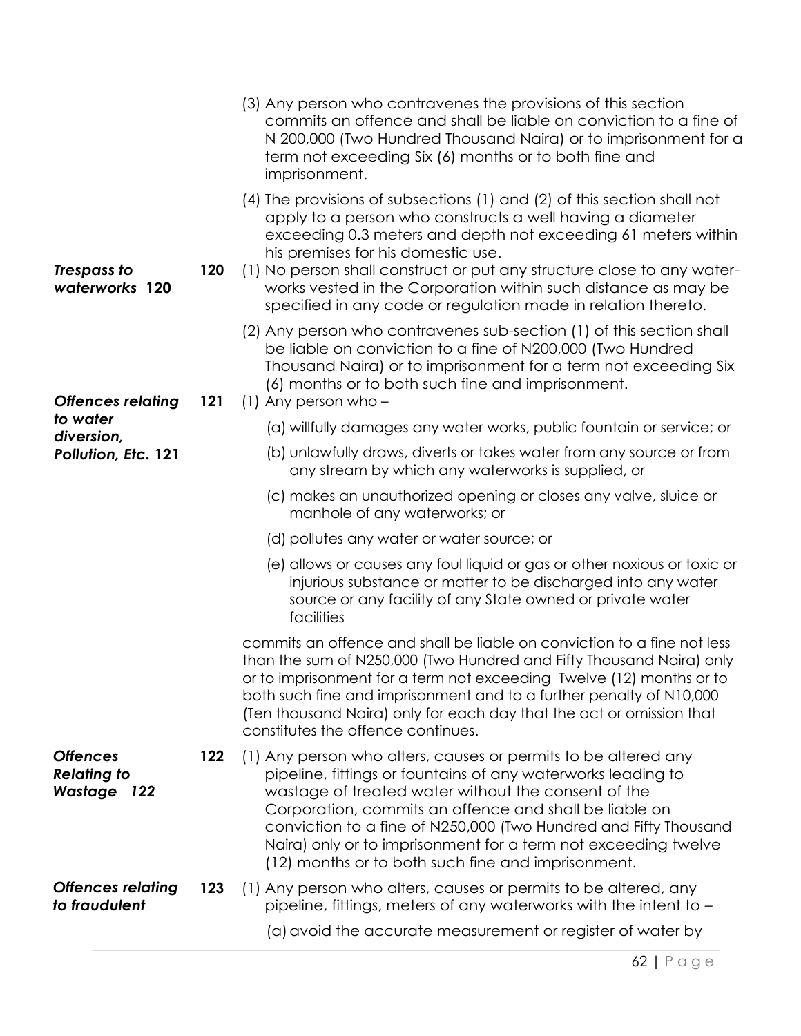(3) Any person who contravenes the provisions of this section commits an offence and shall be liable on conviction to a fine of N 200,000 (Two Hundred Thousand Naira) or to imprisonment for a term not exceeding Six (6) months or to both fine and imprisonment.

(4) The provisions of subsections (1) and (2) of this section shall not apply to a person who constructs a well having a diameter exceeding 0.3 meters and depth not exceeding 61 meters within his premises for his domestic use.

***Trespass to waterworks 120***

**120** (1) No person shall construct or put any structure close to any water-works vested in the Corporation within such distance as may be specified in any code or regulation made in relation thereto.

(2) Any person who contravenes sub-section (1) of this section shall be liable on conviction to a fine of N200,000 (Two Hundred Thousand Naira) or to imprisonment for a term not exceeding Six (6) months or to both such fine and imprisonment.

***Offences relating to water diversion, Pollution, Etc. 121***

**121** (1) Any person who –

(a) willfully damages any water works, public fountain or service; or

(b) unlawfully draws, diverts or takes water from any source or from any stream by which any waterworks is supplied, or

(c) makes an unauthorized opening or closes any valve, sluice or manhole of any waterworks; or

(d) pollutes any water or water source; or

(e) allows or causes any foul liquid or gas or other noxious or toxic or injurious substance or matter to be discharged into any water source or any facility of any State owned or private water facilities

commits an offence and shall be liable on conviction to a fine not less than the sum of N250,000 (Two Hundred and Fifty Thousand Naira) only or to imprisonment for a term not exceeding Twelve (12) months or to both such fine and imprisonment and to a further penalty of N10,000 (Ten thousand Naira) only for each day that the act or omission that constitutes the offence continues.

***Offences Relating to Wastage 122***

**122** (1) Any person who alters, causes or permits to be altered any pipeline, fittings or fountains of any waterworks leading to wastage of treated water without the consent of the Corporation, commits an offence and shall be liable on conviction to a fine of N250,000 (Two Hundred and Fifty Thousand Naira) only or to imprisonment for a term not exceeding twelve (12) months or to both such fine and imprisonment.

***Offences relating to fraudulent***

**123** (1) Any person who alters, causes or permits to be altered, any pipeline, fittings, meters of any waterworks with the intent to –

(a) avoid the accurate measurement or register of water by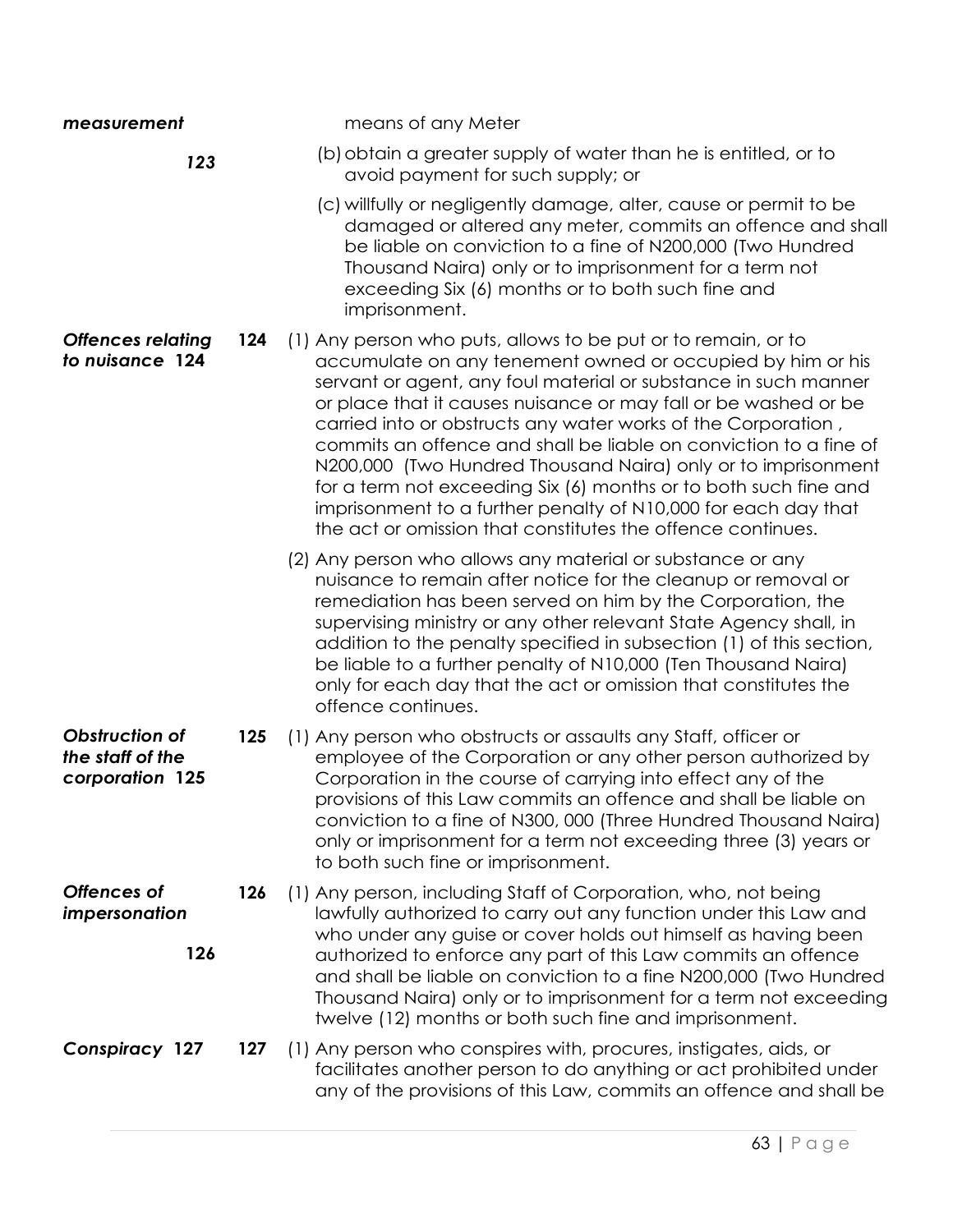***measurement***

means of any Meter

***123***

(b) obtain a greater supply of water than he is entitled, or to avoid payment for such supply; or

(c) willfully or negligently damage, alter, cause or permit to be damaged or altered any meter, commits an offence and shall be liable on conviction to a fine of N200,000 (Two Hundred Thousand Naira) only or to imprisonment for a term not exceeding Six (6) months or to both such fine and imprisonment.

***Offences relating to nuisance 124***

**124** (1) Any person who puts, allows to be put or to remain, or to accumulate on any tenement owned or occupied by him or his servant or agent, any foul material or substance in such manner or place that it causes nuisance or may fall or be washed or be carried into or obstructs any water works of the Corporation , commits an offence and shall be liable on conviction to a fine of N200,000 (Two Hundred Thousand Naira) only or to imprisonment for a term not exceeding Six (6) months or to both such fine and imprisonment to a further penalty of N10,000 for each day that the act or omission that constitutes the offence continues.

(2) Any person who allows any material or substance or any nuisance to remain after notice for the cleanup or removal or remediation has been served on him by the Corporation, the supervising ministry or any other relevant State Agency shall, in addition to the penalty specified in subsection (1) of this section, be liable to a further penalty of N10,000 (Ten Thousand Naira) only for each day that the act or omission that constitutes the offence continues.

***Obstruction of the staff of the corporation 125***

**125** (1) Any person who obstructs or assaults any Staff, officer or employee of the Corporation or any other person authorized by Corporation in the course of carrying into effect any of the provisions of this Law commits an offence and shall be liable on conviction to a fine of N300, 000 (Three Hundred Thousand Naira) only or imprisonment for a term not exceeding three (3) years or to both such fine or imprisonment.

***Offences of impersonation 126***

**126** (1) Any person, including Staff of Corporation, who, not being lawfully authorized to carry out any function under this Law and who under any guise or cover holds out himself as having been authorized to enforce any part of this Law commits an offence and shall be liable on conviction to a fine N200,000 (Two Hundred Thousand Naira) only or to imprisonment for a term not exceeding twelve (12) months or both such fine and imprisonment.

***Conspiracy 127***

**127** (1) Any person who conspires with, procures, instigates, aids, or facilitates another person to do anything or act prohibited under any of the provisions of this Law, commits an offence and shall be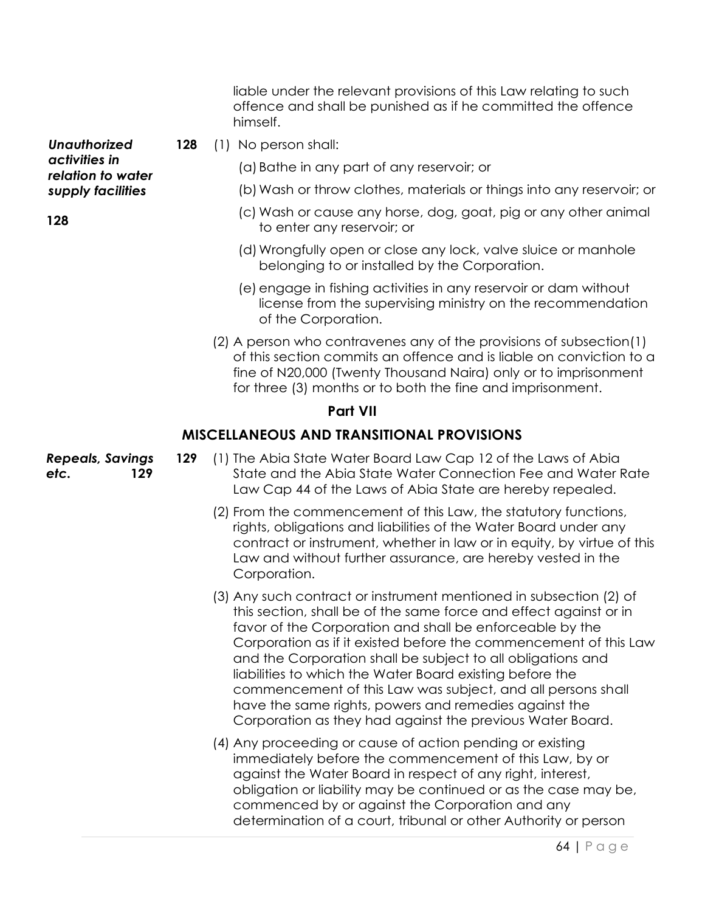liable under the relevant provisions of this Law relating to such offence and shall be punished as if he committed the offence himself.

***Unauthorized activities in relation to water supply facilities* 128**

**128** (1) No person shall:

(a) Bathe in any part of any reservoir; or

(b) Wash or throw clothes, materials or things into any reservoir; or

(c) Wash or cause any horse, dog, goat, pig or any other animal to enter any reservoir; or

(d) Wrongfully open or close any lock, valve sluice or manhole belonging to or installed by the Corporation.

(e) engage in fishing activities in any reservoir or dam without license from the supervising ministry on the recommendation of the Corporation.

(2) A person who contravenes any of the provisions of subsection(1) of this section commits an offence and is liable on conviction to a fine of N20,000 (Twenty Thousand Naira) only or to imprisonment for three (3) months or to both the fine and imprisonment.

## Part VII

## MISCELLANEOUS AND TRANSITIONAL PROVISIONS

***Repeals, Savings etc.* 129**

**129** (1) The Abia State Water Board Law Cap 12 of the Laws of Abia State and the Abia State Water Connection Fee and Water Rate Law Cap 44 of the Laws of Abia State are hereby repealed.

(2) From the commencement of this Law, the statutory functions, rights, obligations and liabilities of the Water Board under any contract or instrument, whether in law or in equity, by virtue of this Law and without further assurance, are hereby vested in the Corporation.

(3) Any such contract or instrument mentioned in subsection (2) of this section, shall be of the same force and effect against or in favor of the Corporation and shall be enforceable by the Corporation as if it existed before the commencement of this Law and the Corporation shall be subject to all obligations and liabilities to which the Water Board existing before the commencement of this Law was subject, and all persons shall have the same rights, powers and remedies against the Corporation as they had against the previous Water Board.

(4) Any proceeding or cause of action pending or existing immediately before the commencement of this Law, by or against the Water Board in respect of any right, interest, obligation or liability may be continued or as the case may be, commenced by or against the Corporation and any determination of a court, tribunal or other Authority or person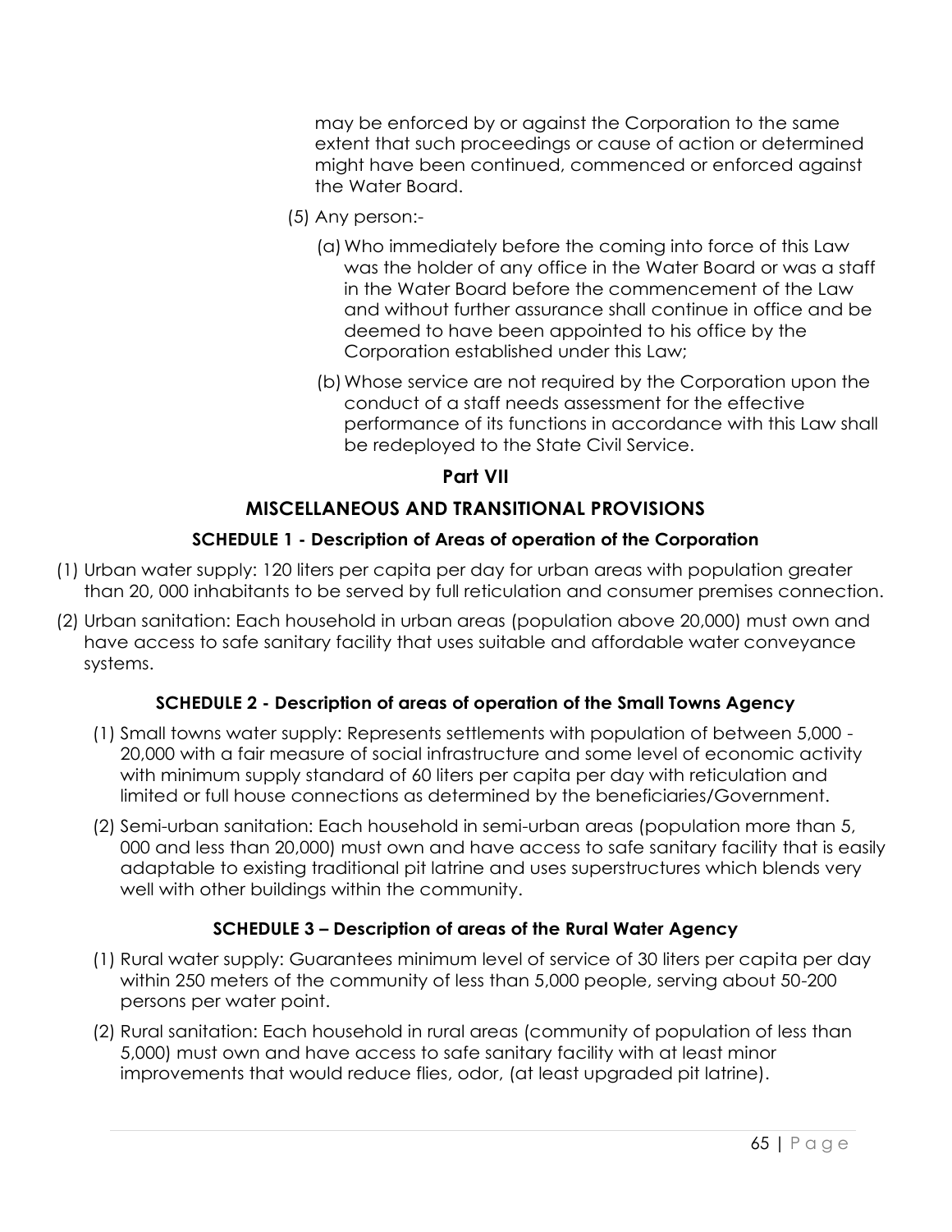may be enforced by or against the Corporation to the same extent that such proceedings or cause of action or determined might have been continued, commenced or enforced against the Water Board.

(5) Any person:-

(a) Who immediately before the coming into force of this Law was the holder of any office in the Water Board or was a staff in the Water Board before the commencement of the Law and without further assurance shall continue in office and be deemed to have been appointed to his office by the Corporation established under this Law;

(b) Whose service are not required by the Corporation upon the conduct of a staff needs assessment for the effective performance of its functions in accordance with this Law shall be redeployed to the State Civil Service.

## Part VII

## MISCELLANEOUS AND TRANSITIONAL PROVISIONS

### SCHEDULE 1 - Description of Areas of operation of the Corporation

(1) Urban water supply: 120 liters per capita per day for urban areas with population greater than 20, 000 inhabitants to be served by full reticulation and consumer premises connection.

(2) Urban sanitation: Each household in urban areas (population above 20,000) must own and have access to safe sanitary facility that uses suitable and affordable water conveyance systems.

### SCHEDULE 2 - Description of areas of operation of the Small Towns Agency

(1) Small towns water supply: Represents settlements with population of between 5,000 - 20,000 with a fair measure of social infrastructure and some level of economic activity with minimum supply standard of 60 liters per capita per day with reticulation and limited or full house connections as determined by the beneficiaries/Government.

(2) Semi-urban sanitation: Each household in semi-urban areas (population more than 5, 000 and less than 20,000) must own and have access to safe sanitary facility that is easily adaptable to existing traditional pit latrine and uses superstructures which blends very well with other buildings within the community.

### SCHEDULE 3 – Description of areas of the Rural Water Agency

(1) Rural water supply: Guarantees minimum level of service of 30 liters per capita per day within 250 meters of the community of less than 5,000 people, serving about 50-200 persons per water point.

(2) Rural sanitation: Each household in rural areas (community of population of less than 5,000) must own and have access to safe sanitary facility with at least minor improvements that would reduce flies, odor, (at least upgraded pit latrine).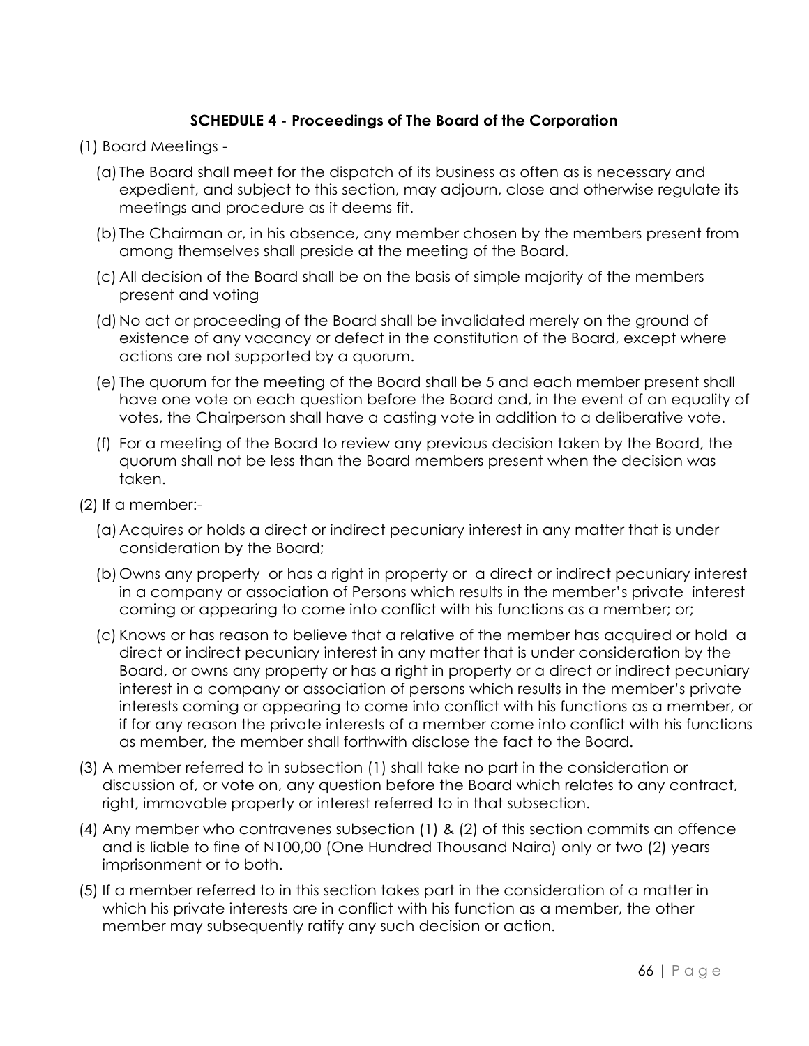**SCHEDULE 4 - Proceedings of The Board of the Corporation**

(1) Board Meetings -

(a) The Board shall meet for the dispatch of its business as often as is necessary and expedient, and subject to this section, may adjourn, close and otherwise regulate its meetings and procedure as it deems fit.

(b) The Chairman or, in his absence, any member chosen by the members present from among themselves shall preside at the meeting of the Board.

(c) All decision of the Board shall be on the basis of simple majority of the members present and voting

(d) No act or proceeding of the Board shall be invalidated merely on the ground of existence of any vacancy or defect in the constitution of the Board, except where actions are not supported by a quorum.

(e) The quorum for the meeting of the Board shall be 5 and each member present shall have one vote on each question before the Board and, in the event of an equality of votes, the Chairperson shall have a casting vote in addition to a deliberative vote.

(f) For a meeting of the Board to review any previous decision taken by the Board, the quorum shall not be less than the Board members present when the decision was taken.

(2) If a member:-

(a) Acquires or holds a direct or indirect pecuniary interest in any matter that is under consideration by the Board;

(b) Owns any property or has a right in property or a direct or indirect pecuniary interest in a company or association of Persons which results in the member's private interest coming or appearing to come into conflict with his functions as a member; or;

(c) Knows or has reason to believe that a relative of the member has acquired or hold a direct or indirect pecuniary interest in any matter that is under consideration by the Board, or owns any property or has a right in property or a direct or indirect pecuniary interest in a company or association of persons which results in the member's private interests coming or appearing to come into conflict with his functions as a member, or if for any reason the private interests of a member come into conflict with his functions as member, the member shall forthwith disclose the fact to the Board.

(3) A member referred to in subsection (1) shall take no part in the consideration or discussion of, or vote on, any question before the Board which relates to any contract, right, immovable property or interest referred to in that subsection.

(4) Any member who contravenes subsection (1) & (2) of this section commits an offence and is liable to fine of N100,00 (One Hundred Thousand Naira) only or two (2) years imprisonment or to both.

(5) If a member referred to in this section takes part in the consideration of a matter in which his private interests are in conflict with his function as a member, the other member may subsequently ratify any such decision or action.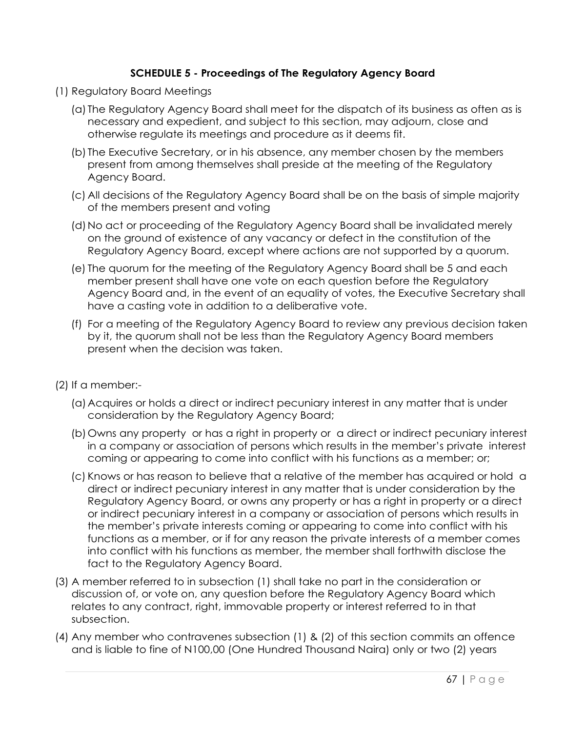**SCHEDULE 5 - Proceedings of The Regulatory Agency Board**

(1) Regulatory Board Meetings

(a) The Regulatory Agency Board shall meet for the dispatch of its business as often as is necessary and expedient, and subject to this section, may adjourn, close and otherwise regulate its meetings and procedure as it deems fit.

(b) The Executive Secretary, or in his absence, any member chosen by the members present from among themselves shall preside at the meeting of the Regulatory Agency Board.

(c) All decisions of the Regulatory Agency Board shall be on the basis of simple majority of the members present and voting

(d) No act or proceeding of the Regulatory Agency Board shall be invalidated merely on the ground of existence of any vacancy or defect in the constitution of the Regulatory Agency Board, except where actions are not supported by a quorum.

(e) The quorum for the meeting of the Regulatory Agency Board shall be 5 and each member present shall have one vote on each question before the Regulatory Agency Board and, in the event of an equality of votes, the Executive Secretary shall have a casting vote in addition to a deliberative vote.

(f) For a meeting of the Regulatory Agency Board to review any previous decision taken by it, the quorum shall not be less than the Regulatory Agency Board members present when the decision was taken.

(2) If a member:-

(a) Acquires or holds a direct or indirect pecuniary interest in any matter that is under consideration by the Regulatory Agency Board;

(b) Owns any property or has a right in property or a direct or indirect pecuniary interest in a company or association of persons which results in the member's private interest coming or appearing to come into conflict with his functions as a member; or;

(c) Knows or has reason to believe that a relative of the member has acquired or hold a direct or indirect pecuniary interest in any matter that is under consideration by the Regulatory Agency Board, or owns any property or has a right in property or a direct or indirect pecuniary interest in a company or association of persons which results in the member's private interests coming or appearing to come into conflict with his functions as a member, or if for any reason the private interests of a member comes into conflict with his functions as member, the member shall forthwith disclose the fact to the Regulatory Agency Board.

(3) A member referred to in subsection (1) shall take no part in the consideration or discussion of, or vote on, any question before the Regulatory Agency Board which relates to any contract, right, immovable property or interest referred to in that subsection.

(4) Any member who contravenes subsection (1) & (2) of this section commits an offence and is liable to fine of N100,00 (One Hundred Thousand Naira) only or two (2) years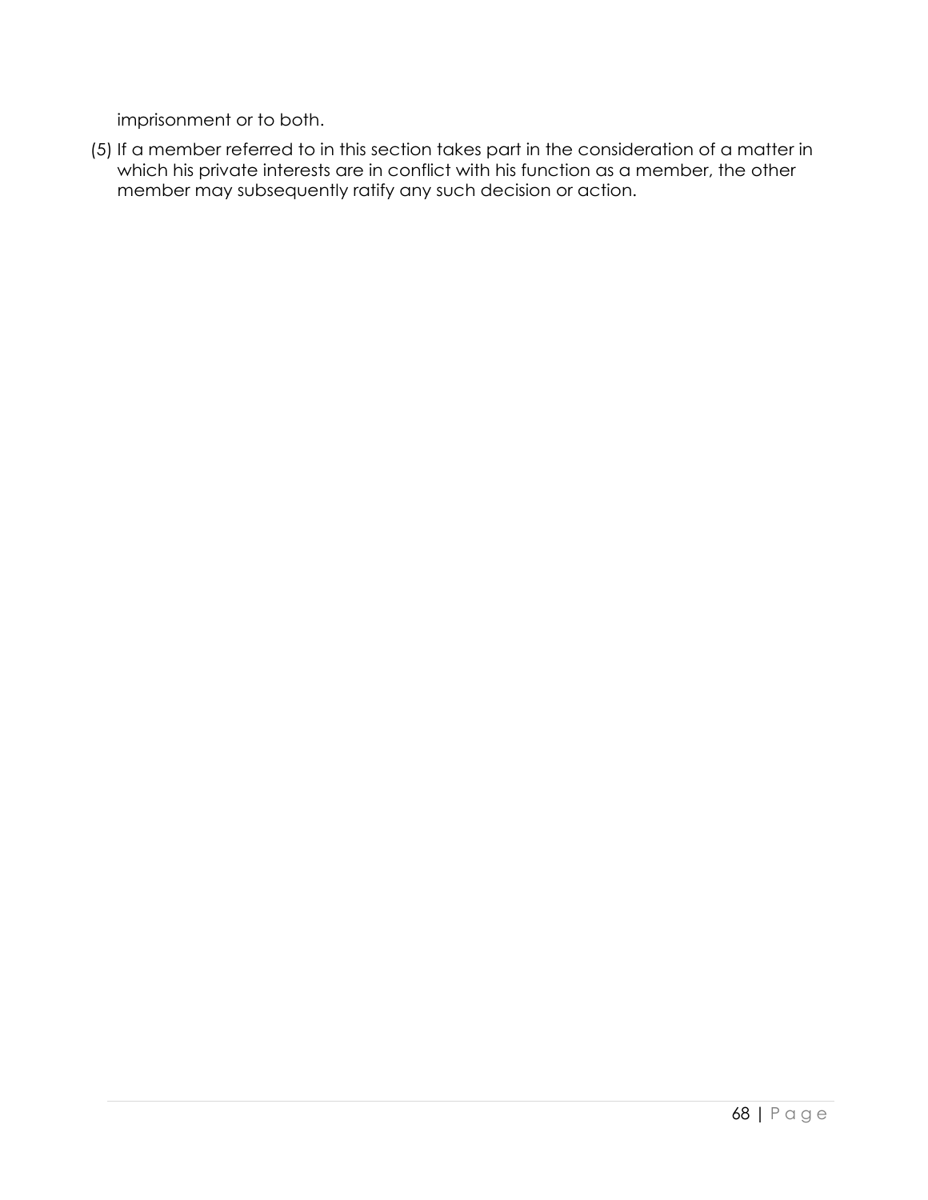imprisonment or to both.

(5) If a member referred to in this section takes part in the consideration of a matter in which his private interests are in conflict with his function as a member, the other member may subsequently ratify any such decision or action.